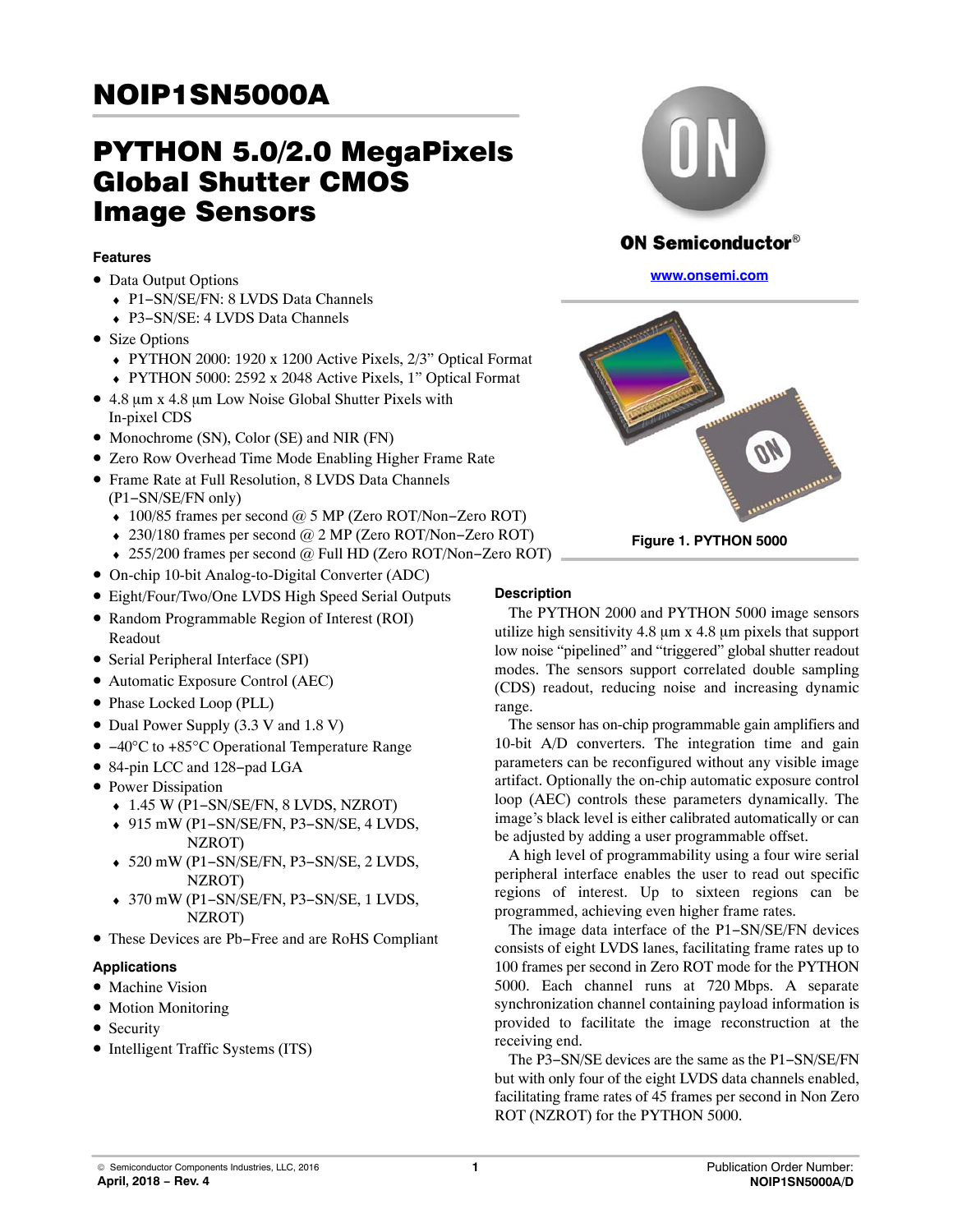# NOIP1SN5000A

## PYTHON 5.0/2.0 MegaPixels Global Shutter CMOS Image Sensors

ON Semiconductor®

www.onsemi.com

### Features

- Data Output Options
  - P1−SN/SE/FN: 8 LVDS Data Channels
  - P3−SN/SE: 4 LVDS Data Channels
- Size Options
  - PYTHON 2000: 1920 x 1200 Active Pixels, 2/3” Optical Format
  - PYTHON 5000: 2592 x 2048 Active Pixels, 1” Optical Format
- 4.8 μm x 4.8 μm Low Noise Global Shutter Pixels with In-pixel CDS
- Monochrome (SN), Color (SE) and NIR (FN)
- Zero Row Overhead Time Mode Enabling Higher Frame Rate
- Frame Rate at Full Resolution, 8 LVDS Data Channels (P1−SN/SE/FN only)
  - 100/85 frames per second @ 5 MP (Zero ROT/Non−Zero ROT)
  - 230/180 frames per second @ 2 MP (Zero ROT/Non−Zero ROT)
  - 255/200 frames per second @ Full HD (Zero ROT/Non−Zero ROT)
- On-chip 10-bit Analog-to-Digital Converter (ADC)
- Eight/Four/Two/One LVDS High Speed Serial Outputs
- Random Programmable Region of Interest (ROI) Readout
- Serial Peripheral Interface (SPI)
- Automatic Exposure Control (AEC)
- Phase Locked Loop (PLL)
- Dual Power Supply (3.3 V and 1.8 V)
- −40°C to +85°C Operational Temperature Range
- 84-pin LCC and 128−pad LGA
- Power Dissipation
  - 1.45 W (P1−SN/SE/FN, 8 LVDS, NZROT)
  - 915 mW (P1−SN/SE/FN, P3−SN/SE, 4 LVDS, NZROT)
  - 520 mW (P1−SN/SE/FN, P3−SN/SE, 2 LVDS, NZROT)
  - 370 mW (P1−SN/SE/FN, P3−SN/SE, 1 LVDS, NZROT)
- These Devices are Pb−Free and are RoHS Compliant

### Applications

- Machine Vision
- Motion Monitoring
- Security
- Intelligent Traffic Systems (ITS)

**Figure 1. PYTHON 5000**

### Description

The PYTHON 2000 and PYTHON 5000 image sensors utilize high sensitivity 4.8 μm x 4.8 μm pixels that support low noise “pipelined” and “triggered” global shutter readout modes. The sensors support correlated double sampling (CDS) readout, reducing noise and increasing dynamic range.

The sensor has on-chip programmable gain amplifiers and 10-bit A/D converters. The integration time and gain parameters can be reconfigured without any visible image artifact. Optionally the on-chip automatic exposure control loop (AEC) controls these parameters dynamically. The image’s black level is either calibrated automatically or can be adjusted by adding a user programmable offset.

A high level of programmability using a four wire serial peripheral interface enables the user to read out specific regions of interest. Up to sixteen regions can be programmed, achieving even higher frame rates.

The image data interface of the P1−SN/SE/FN devices consists of eight LVDS lanes, facilitating frame rates up to 100 frames per second in Zero ROT mode for the PYTHON 5000. Each channel runs at 720 Mbps. A separate synchronization channel containing payload information is provided to facilitate the image reconstruction at the receiving end.

The P3−SN/SE devices are the same as the P1−SN/SE/FN but with only four of the eight LVDS data channels enabled, facilitating frame rates of 45 frames per second in Non Zero ROT (NZROT) for the PYTHON 5000.

© Semiconductor Components Industries, LLC, 2016
April, 2018 − Rev. 4

Publication Order Number:
NOIP1SN5000A/D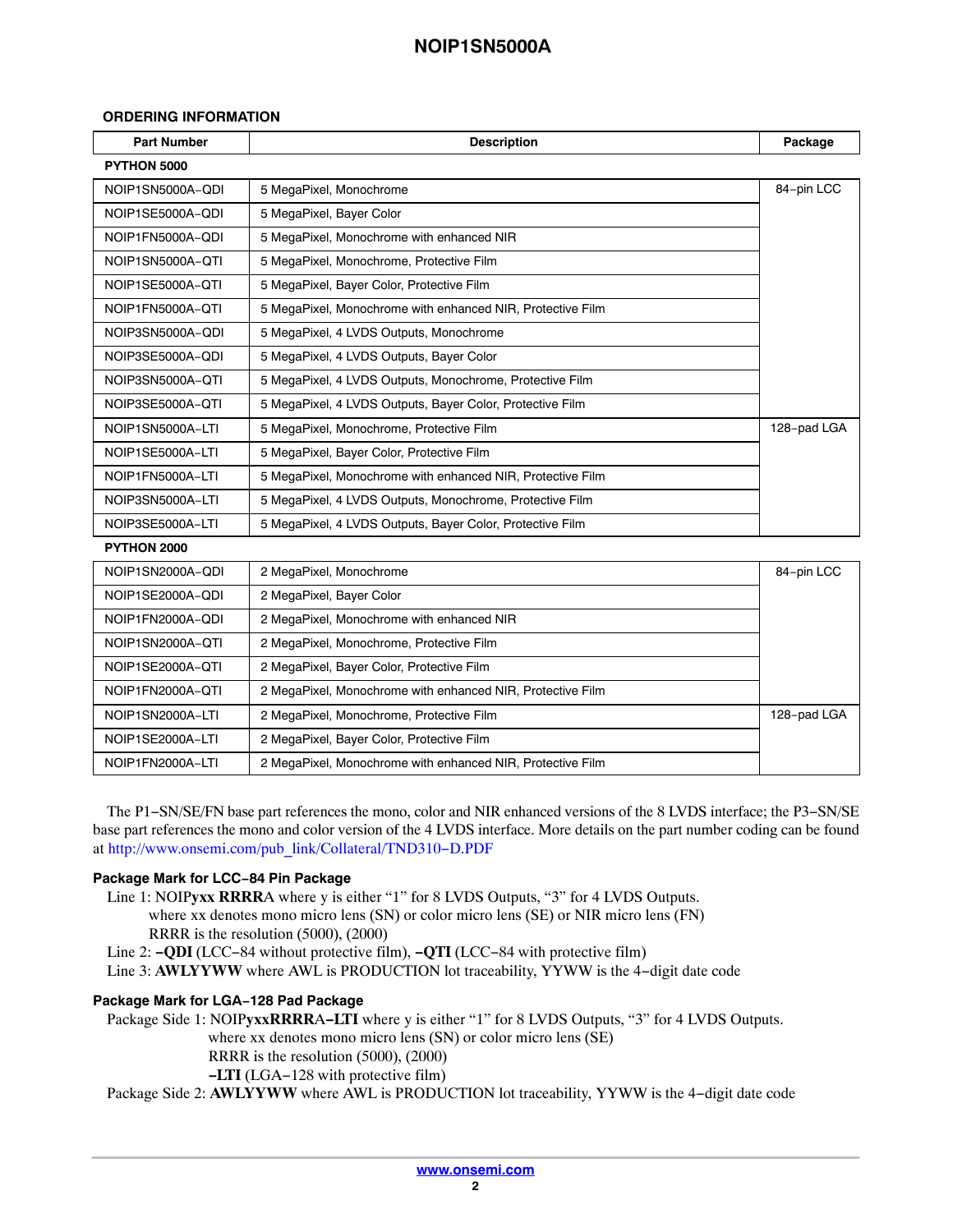### ORDERING INFORMATION

| Part Number | Description | Package |
|---|---|---|
| **PYTHON 5000** | | |
| NOIP1SN5000A−QDI | 5 MegaPixel, Monochrome | 84−pin LCC |
| NOIP1SE5000A−QDI | 5 MegaPixel, Bayer Color | |
| NOIP1FN5000A−QDI | 5 MegaPixel, Monochrome with enhanced NIR | |
| NOIP1SN5000A−QTI | 5 MegaPixel, Monochrome, Protective Film | |
| NOIP1SE5000A−QTI | 5 MegaPixel, Bayer Color, Protective Film | |
| NOIP1FN5000A−QTI | 5 MegaPixel, Monochrome with enhanced NIR, Protective Film | |
| NOIP3SN5000A−QDI | 5 MegaPixel, 4 LVDS Outputs, Monochrome | |
| NOIP3SE5000A−QDI | 5 MegaPixel, 4 LVDS Outputs, Bayer Color | |
| NOIP3SN5000A−QTI | 5 MegaPixel, 4 LVDS Outputs, Monochrome, Protective Film | |
| NOIP3SE5000A−QTI | 5 MegaPixel, 4 LVDS Outputs, Bayer Color, Protective Film | |
| NOIP1SN5000A−LTI | 5 MegaPixel, Monochrome, Protective Film | 128−pad LGA |
| NOIP1SE5000A−LTI | 5 MegaPixel, Bayer Color, Protective Film | |
| NOIP1FN5000A−LTI | 5 MegaPixel, Monochrome with enhanced NIR, Protective Film | |
| NOIP3SN5000A−LTI | 5 MegaPixel, 4 LVDS Outputs, Monochrome, Protective Film | |
| NOIP3SE5000A−LTI | 5 MegaPixel, 4 LVDS Outputs, Bayer Color, Protective Film | |
| **PYTHON 2000** | | |
| NOIP1SN2000A−QDI | 2 MegaPixel, Monochrome | 84−pin LCC |
| NOIP1SE2000A−QDI | 2 MegaPixel, Bayer Color | |
| NOIP1FN2000A−QDI | 2 MegaPixel, Monochrome with enhanced NIR | |
| NOIP1SN2000A−QTI | 2 MegaPixel, Monochrome, Protective Film | |
| NOIP1SE2000A−QTI | 2 MegaPixel, Bayer Color, Protective Film | |
| NOIP1FN2000A−QTI | 2 MegaPixel, Monochrome with enhanced NIR, Protective Film | |
| NOIP1SN2000A−LTI | 2 MegaPixel, Monochrome, Protective Film | 128−pad LGA |
| NOIP1SE2000A−LTI | 2 MegaPixel, Bayer Color, Protective Film | |
| NOIP1FN2000A−LTI | 2 MegaPixel, Monochrome with enhanced NIR, Protective Film | |

The P1−SN/SE/FN base part references the mono, color and NIR enhanced versions of the 8 LVDS interface; the P3−SN/SE base part references the mono and color version of the 4 LVDS interface. More details on the part number coding can be found at http://www.onsemi.com/pub_link/Collateral/TND310−D.PDF

#### Package Mark for LCC−84 Pin Package

Line 1: NOIP**yxx RRRR**A where y is either "1" for 8 LVDS Outputs, "3" for 4 LVDS Outputs.
where xx denotes mono micro lens (SN) or color micro lens (SE) or NIR micro lens (FN)
RRRR is the resolution (5000), (2000)

Line 2: **−QDI** (LCC−84 without protective film), **−QTI** (LCC−84 with protective film)

Line 3: **AWLYYWW** where AWL is PRODUCTION lot traceability, YYWW is the 4−digit date code

#### Package Mark for LGA−128 Pad Package

Package Side 1: NOIP**yxxRRRR**A**−LTI** where y is either "1" for 8 LVDS Outputs, "3" for 4 LVDS Outputs.
where xx denotes mono micro lens (SN) or color micro lens (SE)
RRRR is the resolution (5000), (2000)
**−LTI** (LGA−128 with protective film)

Package Side 2: **AWLYYWW** where AWL is PRODUCTION lot traceability, YYWW is the 4−digit date code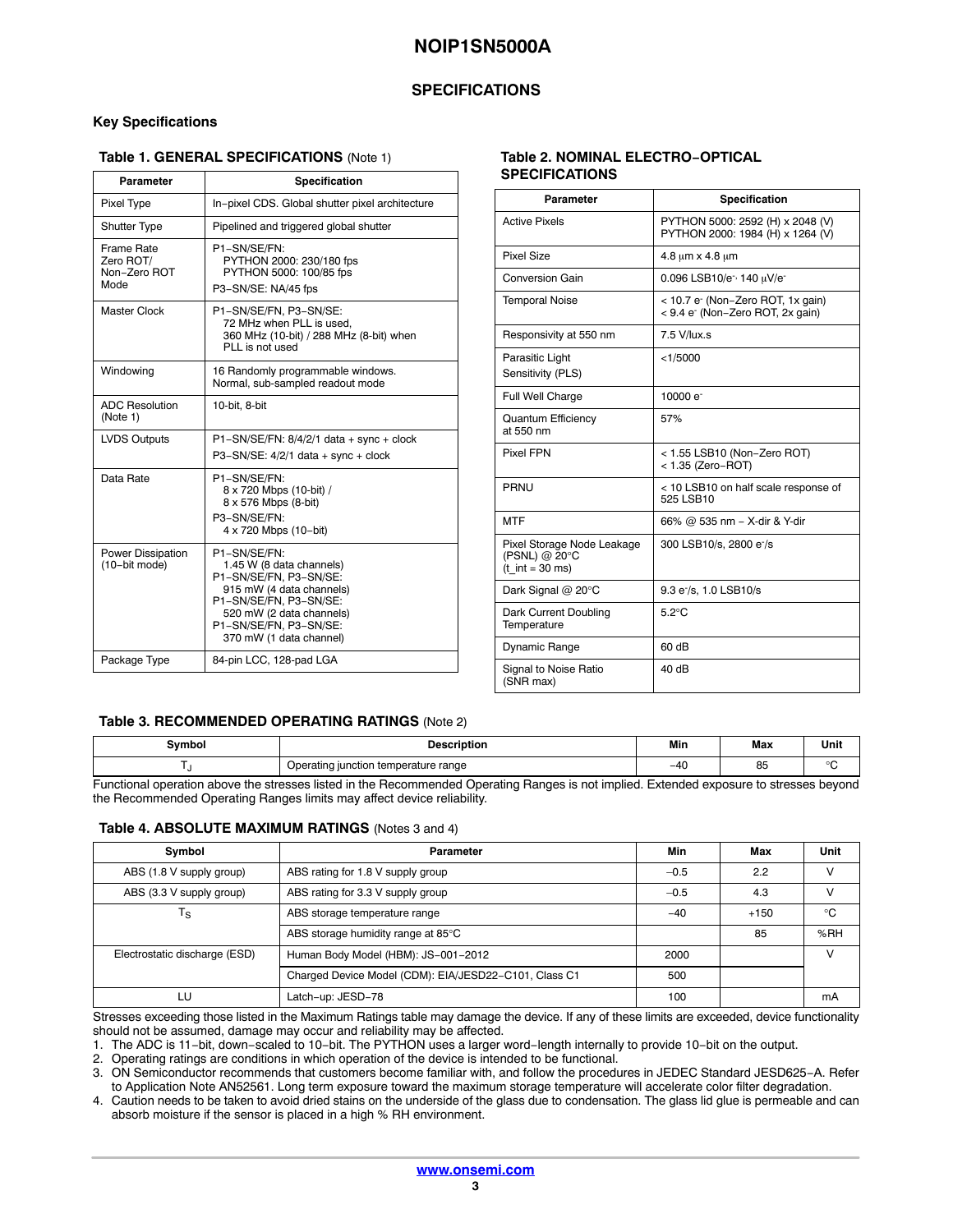# SPECIFICATIONS

## Key Specifications

### Table 1. GENERAL SPECIFICATIONS (Note 1)

| Parameter | Specification |
|---|---|
| Pixel Type | In−pixel CDS. Global shutter pixel architecture |
| Shutter Type | Pipelined and triggered global shutter |
| Frame Rate Zero ROT/ Non−Zero ROT Mode | P1−SN/SE/FN: PYTHON 2000: 230/180 fps PYTHON 5000: 100/85 fps<br>P3−SN/SE: NA/45 fps |
| Master Clock | P1−SN/SE/FN, P3−SN/SE: 72 MHz when PLL is used, 360 MHz (10-bit) / 288 MHz (8-bit) when PLL is not used |
| Windowing | 16 Randomly programmable windows. Normal, sub-sampled readout mode |
| ADC Resolution (Note 1) | 10-bit, 8-bit |
| LVDS Outputs | P1−SN/SE/FN: 8/4/2/1 data + sync + clock<br>P3−SN/SE: 4/2/1 data + sync + clock |
| Data Rate | P1−SN/SE/FN: 8 x 720 Mbps (10-bit) / 8 x 576 Mbps (8-bit)<br>P3−SN/SE/FN: 4 x 720 Mbps (10−bit) |
| Power Dissipation (10−bit mode) | P1−SN/SE/FN: 1.45 W (8 data channels)<br>P1−SN/SE/FN, P3−SN/SE: 915 mW (4 data channels)<br>P1−SN/SE/FN, P3−SN/SE: 520 mW (2 data channels)<br>P1−SN/SE/FN, P3−SN/SE: 370 mW (1 data channel) |
| Package Type | 84-pin LCC, 128-pad LGA |

### Table 2. NOMINAL ELECTRO−OPTICAL SPECIFICATIONS

| Parameter | Specification |
|---|---|
| Active Pixels | PYTHON 5000: 2592 (H) x 2048 (V)<br>PYTHON 2000: 1984 (H) x 1264 (V) |
| Pixel Size | 4.8 μm x 4.8 μm |
| Conversion Gain | 0.096 LSB10/e−, 140 μV/e− |
| Temporal Noise | < 10.7 e− (Non−Zero ROT, 1x gain)<br>< 9.4 e− (Non−Zero ROT, 2x gain) |
| Responsivity at 550 nm | 7.5 V/lux.s |
| Parasitic Light Sensitivity (PLS) | <1/5000 |
| Full Well Charge | 10000 e− |
| Quantum Efficiency at 550 nm | 57% |
| Pixel FPN | < 1.55 LSB10 (Non−Zero ROT)<br>< 1.35 (Zero−ROT) |
| PRNU | < 10 LSB10 on half scale response of 525 LSB10 |
| MTF | 66% @ 535 nm − X-dir & Y-dir |
| Pixel Storage Node Leakage (PSNL) @ 20°C (t_int = 30 ms) | 300 LSB10/s, 2800 e−/s |
| Dark Signal @ 20°C | 9.3 e−/s, 1.0 LSB10/s |
| Dark Current Doubling Temperature | 5.2°C |
| Dynamic Range | 60 dB |
| Signal to Noise Ratio (SNR max) | 40 dB |

### Table 3. RECOMMENDED OPERATING RATINGS (Note 2)

| Symbol | Description | Min | Max | Unit |
|---|---|---|---|---|
| $T_J$ | Operating junction temperature range | −40 | 85 | °C |

Functional operation above the stresses listed in the Recommended Operating Ranges is not implied. Extended exposure to stresses beyond the Recommended Operating Ranges limits may affect device reliability.

### Table 4. ABSOLUTE MAXIMUM RATINGS (Notes 3 and 4)

| Symbol | Parameter | Min | Max | Unit |
|---|---|---|---|---|
| ABS (1.8 V supply group) | ABS rating for 1.8 V supply group | −0.5 | 2.2 | V |
| ABS (3.3 V supply group) | ABS rating for 3.3 V supply group | −0.5 | 4.3 | V |
| $T_S$ | ABS storage temperature range | −40 | +150 | °C |
| | ABS storage humidity range at 85°C | | 85 | %RH |
| Electrostatic discharge (ESD) | Human Body Model (HBM): JS−001−2012 | 2000 | | V |
| | Charged Device Model (CDM): EIA/JESD22−C101, Class C1 | 500 | | |
| LU | Latch−up: JESD−78 | 100 | | mA |

Stresses exceeding those listed in the Maximum Ratings table may damage the device. If any of these limits are exceeded, device functionality should not be assumed, damage may occur and reliability may be affected.

1. The ADC is 11−bit, down−scaled to 10−bit. The PYTHON uses a larger word−length internally to provide 10−bit on the output.
2. Operating ratings are conditions in which operation of the device is intended to be functional.
3. ON Semiconductor recommends that customers become familiar with, and follow the procedures in JEDEC Standard JESD625−A. Refer to Application Note AN52561. Long term exposure toward the maximum storage temperature will accelerate color filter degradation.
4. Caution needs to be taken to avoid dried stains on the underside of the glass due to condensation. The glass lid glue is permeable and can absorb moisture if the sensor is placed in a high % RH environment.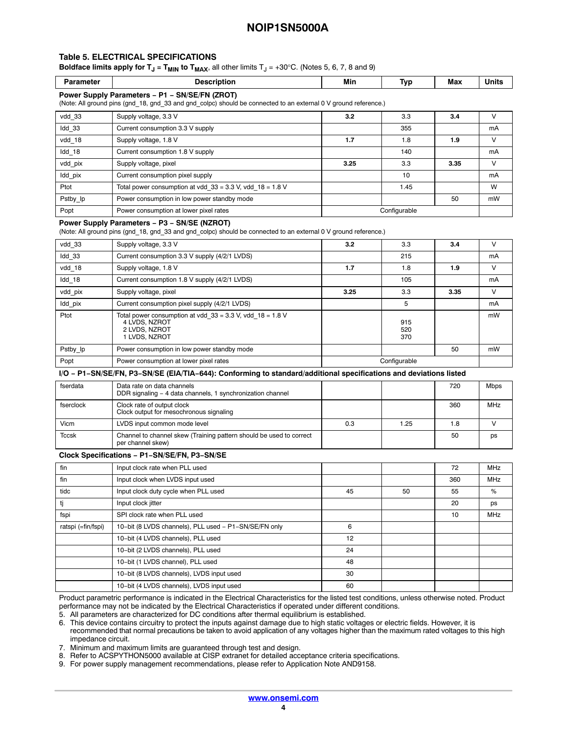## Table 5. ELECTRICAL SPECIFICATIONS

**Boldface limits apply for $T_J = T_{MIN}$ to $T_{MAX}$**, all other limits $T_J = +30°C$. (Notes 5, 6, 7, 8 and 9)

| Parameter | Description | Min | Typ | Max | Units |
|---|---|---|---|---|---|
| **Power Supply Parameters – P1 – SN/SE/FN (ZROT)** (Note: All ground pins (gnd_18, gnd_33 and gnd_colpc) should be connected to an external 0 V ground reference.) | | | | | |
| vdd_33 | Supply voltage, 3.3 V | **3.2** | 3.3 | **3.4** | V |
| Idd_33 | Current consumption 3.3 V supply | | 355 | | mA |
| vdd_18 | Supply voltage, 1.8 V | **1.7** | 1.8 | **1.9** | V |
| Idd_18 | Current consumption 1.8 V supply | | 140 | | mA |
| vdd_pix | Supply voltage, pixel | **3.25** | 3.3 | **3.35** | V |
| Idd_pix | Current consumption pixel supply | | 10 | | mA |
| Ptot | Total power consumption at vdd_33 = 3.3 V, vdd_18 = 1.8 V | | 1.45 | | W |
| Pstby_lp | Power consumption in low power standby mode | | | 50 | mW |
| Popt | Power consumption at lower pixel rates | Configurable | | | |
| **Power Supply Parameters – P3 – SN/SE (NZROT)** (Note: All ground pins (gnd_18, gnd_33 and gnd_colpc) should be connected to an external 0 V ground reference.) | | | | | |
| vdd_33 | Supply voltage, 3.3 V | **3.2** | 3.3 | **3.4** | V |
| Idd_33 | Current consumption 3.3 V supply (4/2/1 LVDS) | | 215 | | mA |
| vdd_18 | Supply voltage, 1.8 V | **1.7** | 1.8 | **1.9** | V |
| Idd_18 | Current consumption 1.8 V supply (4/2/1 LVDS) | | 105 | | mA |
| vdd_pix | Supply voltage, pixel | **3.25** | 3.3 | **3.35** | V |
| Idd_pix | Current consumption pixel supply (4/2/1 LVDS) | | 5 | | mA |
| Ptot | Total power consumption at vdd_33 = 3.3 V, vdd_18 = 1.8 V<br>4 LVDS, NZROT<br>2 LVDS, NZROT<br>1 LVDS, NZROT | | <br>915<br>520<br>370 | | mW |
| Pstby_lp | Power consumption in low power standby mode | | | 50 | mW |
| Popt | Power consumption at lower pixel rates | Configurable | | | |
| **I/O – P1–SN/SE/FN, P3–SN/SE (EIA/TIA–644): Conforming to standard/additional specifications and deviations listed** | | | | | |
| fserdata | Data rate on data channels<br>DDR signaling – 4 data channels, 1 synchronization channel | | | 720 | Mbps |
| fserclock | Clock rate of output clock<br>Clock output for mesochronous signaling | | | 360 | MHz |
| Vicm | LVDS input common mode level | 0.3 | 1.25 | 1.8 | V |
| Tccsk | Channel to channel skew (Training pattern should be used to correct per channel skew) | | | 50 | ps |
| **Clock Specifications – P1–SN/SE/FN, P3–SN/SE** | | | | | |
| fin | Input clock rate when PLL used | | | 72 | MHz |
| fin | Input clock when LVDS input used | | | 360 | MHz |
| tidc | Input clock duty cycle when PLL used | 45 | 50 | 55 | % |
| tj | Input clock jitter | | | 20 | ps |
| fspi | SPI clock rate when PLL used | | | 10 | MHz |
| ratspi (=fin/fspi) | 10–bit (8 LVDS channels), PLL used – P1–SN/SE/FN only | 6 | | | |
| | 10–bit (4 LVDS channels), PLL used | 12 | | | |
| | 10–bit (2 LVDS channels), PLL used | 24 | | | |
| | 10–bit (1 LVDS channel), PLL used | 48 | | | |
| | 10–bit (8 LVDS channels), LVDS input used | 30 | | | |
| | 10–bit (4 LVDS channels), LVDS input used | 60 | | | |

Product parametric performance is indicated in the Electrical Characteristics for the listed test conditions, unless otherwise noted. Product performance may not be indicated by the Electrical Characteristics if operated under different conditions.

5. All parameters are characterized for DC conditions after thermal equilibrium is established.
6. This device contains circuitry to protect the inputs against damage due to high static voltages or electric fields. However, it is recommended that normal precautions be taken to avoid application of any voltages higher than the maximum rated voltages to this high impedance circuit.
7. Minimum and maximum limits are guaranteed through test and design.
8. Refer to ACSPYTHON5000 available at CISP extranet for detailed acceptance criteria specifications.
9. For power supply management recommendations, please refer to Application Note AND9158.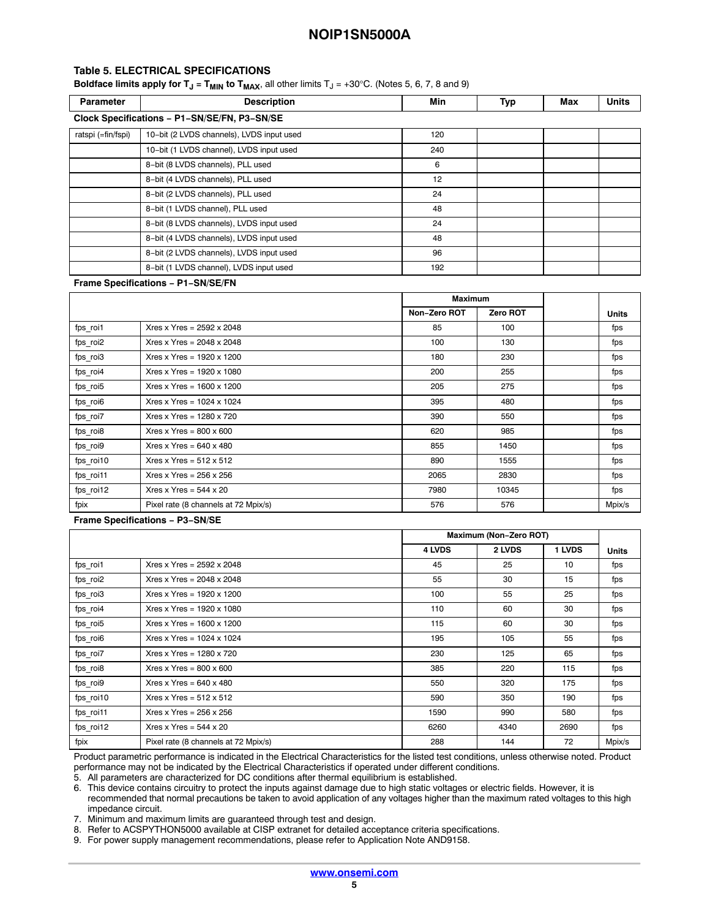### Table 5. ELECTRICAL SPECIFICATIONS

**Boldface limits apply for $T_J = T_{MIN}$ to $T_{MAX}$,** all other limits $T_J$ = +30°C. (Notes 5, 6, 7, 8 and 9)

| Parameter | Description | Min | Typ | Max | Units |
|---|---|---|---|---|---|
| **Clock Specifications − P1−SN/SE/FN, P3−SN/SE** | | | | | |
| ratspi (=fin/fspi) | 10−bit (2 LVDS channels), LVDS input used | 120 | | | |
| | 10−bit (1 LVDS channel), LVDS input used | 240 | | | |
| | 8−bit (8 LVDS channels), PLL used | 6 | | | |
| | 8−bit (4 LVDS channels), PLL used | 12 | | | |
| | 8−bit (2 LVDS channels), PLL used | 24 | | | |
| | 8−bit (1 LVDS channel), PLL used | 48 | | | |
| | 8−bit (8 LVDS channels), LVDS input used | 24 | | | |
| | 8−bit (4 LVDS channels), LVDS input used | 48 | | | |
| | 8−bit (2 LVDS channels), LVDS input used | 96 | | | |
| | 8−bit (1 LVDS channel), LVDS input used | 192 | | | |

**Frame Specifications − P1−SN/SE/FN**

| | | Maximum | | | Units |
|---|---|---|---|---|---|
| | | Non−Zero ROT | Zero ROT | | |
| fps_roi1 | Xres x Yres = 2592 x 2048 | 85 | 100 | | fps |
| fps_roi2 | Xres x Yres = 2048 x 2048 | 100 | 130 | | fps |
| fps_roi3 | Xres x Yres = 1920 x 1200 | 180 | 230 | | fps |
| fps_roi4 | Xres x Yres = 1920 x 1080 | 200 | 255 | | fps |
| fps_roi5 | Xres x Yres = 1600 x 1200 | 205 | 275 | | fps |
| fps_roi6 | Xres x Yres = 1024 x 1024 | 395 | 480 | | fps |
| fps_roi7 | Xres x Yres = 1280 x 720 | 390 | 550 | | fps |
| fps_roi8 | Xres x Yres = 800 x 600 | 620 | 985 | | fps |
| fps_roi9 | Xres x Yres = 640 x 480 | 855 | 1450 | | fps |
| fps_roi10 | Xres x Yres = 512 x 512 | 890 | 1555 | | fps |
| fps_roi11 | Xres x Yres = 256 x 256 | 2065 | 2830 | | fps |
| fps_roi12 | Xres x Yres = 544 x 20 | 7980 | 10345 | | fps |
| fpix | Pixel rate (8 channels at 72 Mpix/s) | 576 | 576 | | Mpix/s |

**Frame Specifications − P3−SN/SE**

| | | Maximum (Non−Zero ROT) | | | Units |
|---|---|---|---|---|---|
| | | 4 LVDS | 2 LVDS | 1 LVDS | |
| fps_roi1 | Xres x Yres = 2592 x 2048 | 45 | 25 | 10 | fps |
| fps_roi2 | Xres x Yres = 2048 x 2048 | 55 | 30 | 15 | fps |
| fps_roi3 | Xres x Yres = 1920 x 1200 | 100 | 55 | 25 | fps |
| fps_roi4 | Xres x Yres = 1920 x 1080 | 110 | 60 | 30 | fps |
| fps_roi5 | Xres x Yres = 1600 x 1200 | 115 | 60 | 30 | fps |
| fps_roi6 | Xres x Yres = 1024 x 1024 | 195 | 105 | 55 | fps |
| fps_roi7 | Xres x Yres = 1280 x 720 | 230 | 125 | 65 | fps |
| fps_roi8 | Xres x Yres = 800 x 600 | 385 | 220 | 115 | fps |
| fps_roi9 | Xres x Yres = 640 x 480 | 550 | 320 | 175 | fps |
| fps_roi10 | Xres x Yres = 512 x 512 | 590 | 350 | 190 | fps |
| fps_roi11 | Xres x Yres = 256 x 256 | 1590 | 990 | 580 | fps |
| fps_roi12 | Xres x Yres = 544 x 20 | 6260 | 4340 | 2690 | fps |
| fpix | Pixel rate (8 channels at 72 Mpix/s) | 288 | 144 | 72 | Mpix/s |

Product parametric performance is indicated in the Electrical Characteristics for the listed test conditions, unless otherwise noted. Product performance may not be indicated by the Electrical Characteristics if operated under different conditions.

5. All parameters are characterized for DC conditions after thermal equilibrium is established.
6. This device contains circuitry to protect the inputs against damage due to high static voltages or electric fields. However, it is recommended that normal precautions be taken to avoid application of any voltages higher than the maximum rated voltages to this high impedance circuit.
7. Minimum and maximum limits are guaranteed through test and design.
8. Refer to ACSPYTHON5000 available at CISP extranet for detailed acceptance criteria specifications.
9. For power supply management recommendations, please refer to Application Note AND9158.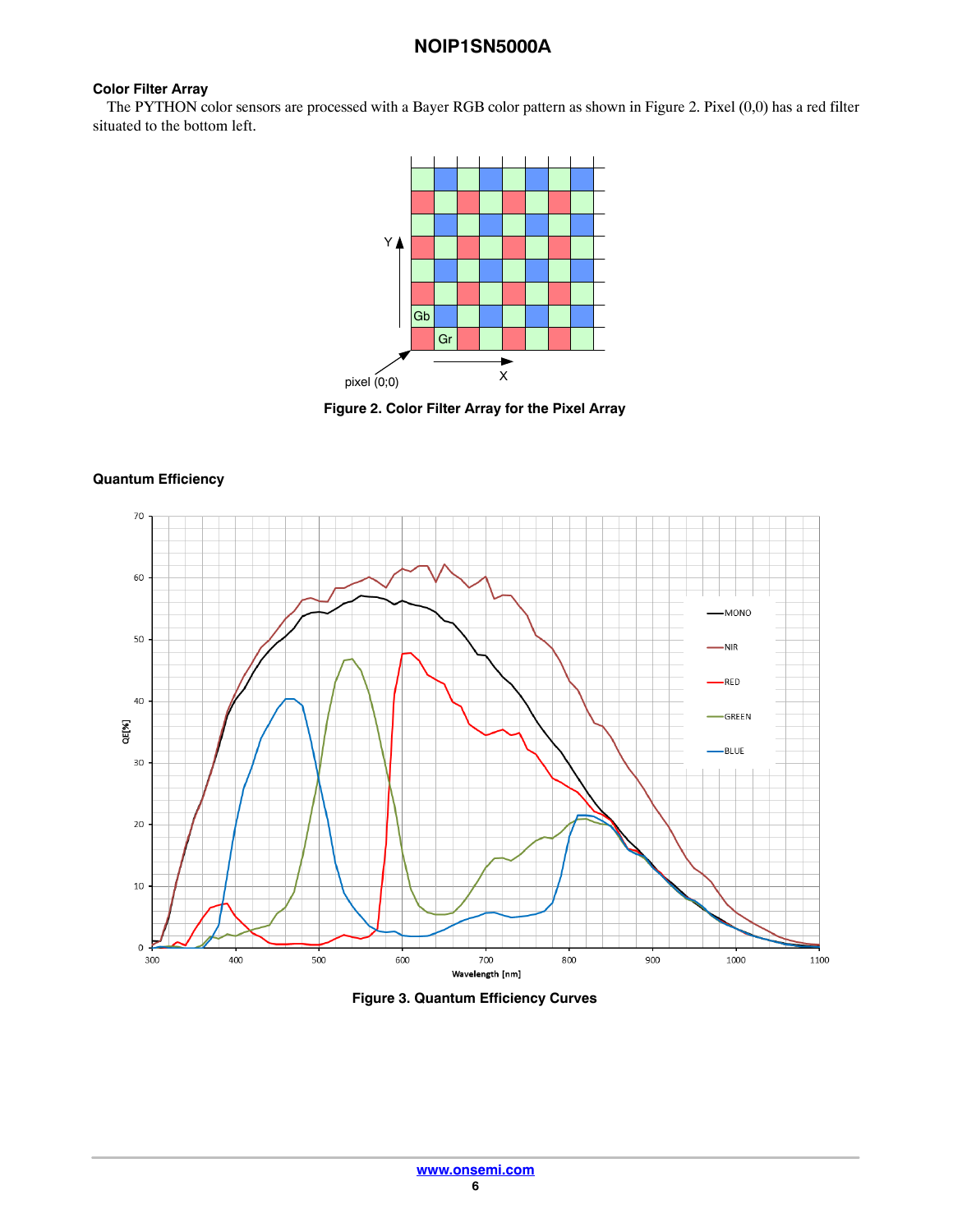## Color Filter Array

The PYTHON color sensors are processed with a Bayer RGB color pattern as shown in Figure 2. Pixel (0,0) has a red filter situated to the bottom left.

Y

Gb

Gr

X

pixel (0;0)

**Figure 2. Color Filter Array for the Pixel Array**

## Quantum Efficiency

70
60
50
40
30
20
10
0

QE[%]

300 400 500 600 700 800 900 1000 1100

Wavelength [nm]

MONO
NIR
RED
GREEN
BLUE

**Figure 3. Quantum Efficiency Curves**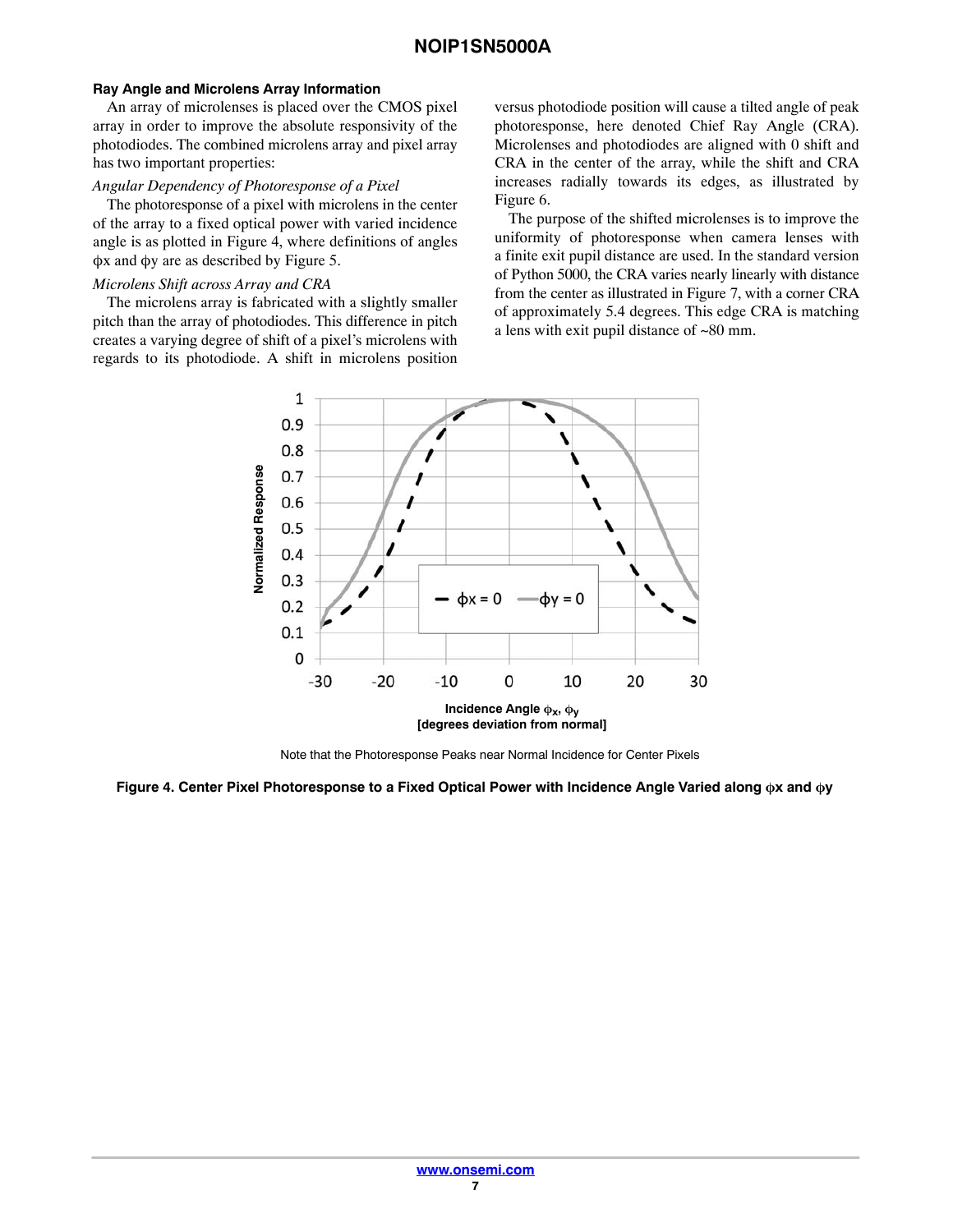### Ray Angle and Microlens Array Information

An array of microlenses is placed over the CMOS pixel array in order to improve the absolute responsivity of the photodiodes. The combined microlens array and pixel array has two important properties:

*Angular Dependency of Photoresponse of a Pixel*

The photoresponse of a pixel with microlens in the center of the array to a fixed optical power with varied incidence angle is as plotted in Figure 4, where definitions of angles ϕx and ϕy are as described by Figure 5.

*Microlens Shift across Array and CRA*

The microlens array is fabricated with a slightly smaller pitch than the array of photodiodes. This difference in pitch creates a varying degree of shift of a pixel's microlens with regards to its photodiode. A shift in microlens position versus photodiode position will cause a tilted angle of peak photoresponse, here denoted Chief Ray Angle (CRA). Microlenses and photodiodes are aligned with 0 shift and CRA in the center of the array, while the shift and CRA increases radially towards its edges, as illustrated by Figure 6.

The purpose of the shifted microlenses is to improve the uniformity of photoresponse when camera lenses with a finite exit pupil distance are used. In the standard version of Python 5000, the CRA varies nearly linearly with distance from the center as illustrated in Figure 7, with a corner CRA of approximately 5.4 degrees. This edge CRA is matching a lens with exit pupil distance of ~80 mm.

Normalized Response

1
0.9
0.8
0.7
0.6
0.5
0.4
0.3
0.2
0.1
0

-30 -20 -10 0 10 20 30

ϕx = 0
ϕy = 0

Incidence Angle $\phi_x$, $\phi_y$
[degrees deviation from normal]

Note that the Photoresponse Peaks near Normal Incidence for Center Pixels

**Figure 4. Center Pixel Photoresponse to a Fixed Optical Power with Incidence Angle Varied along ϕx and ϕy**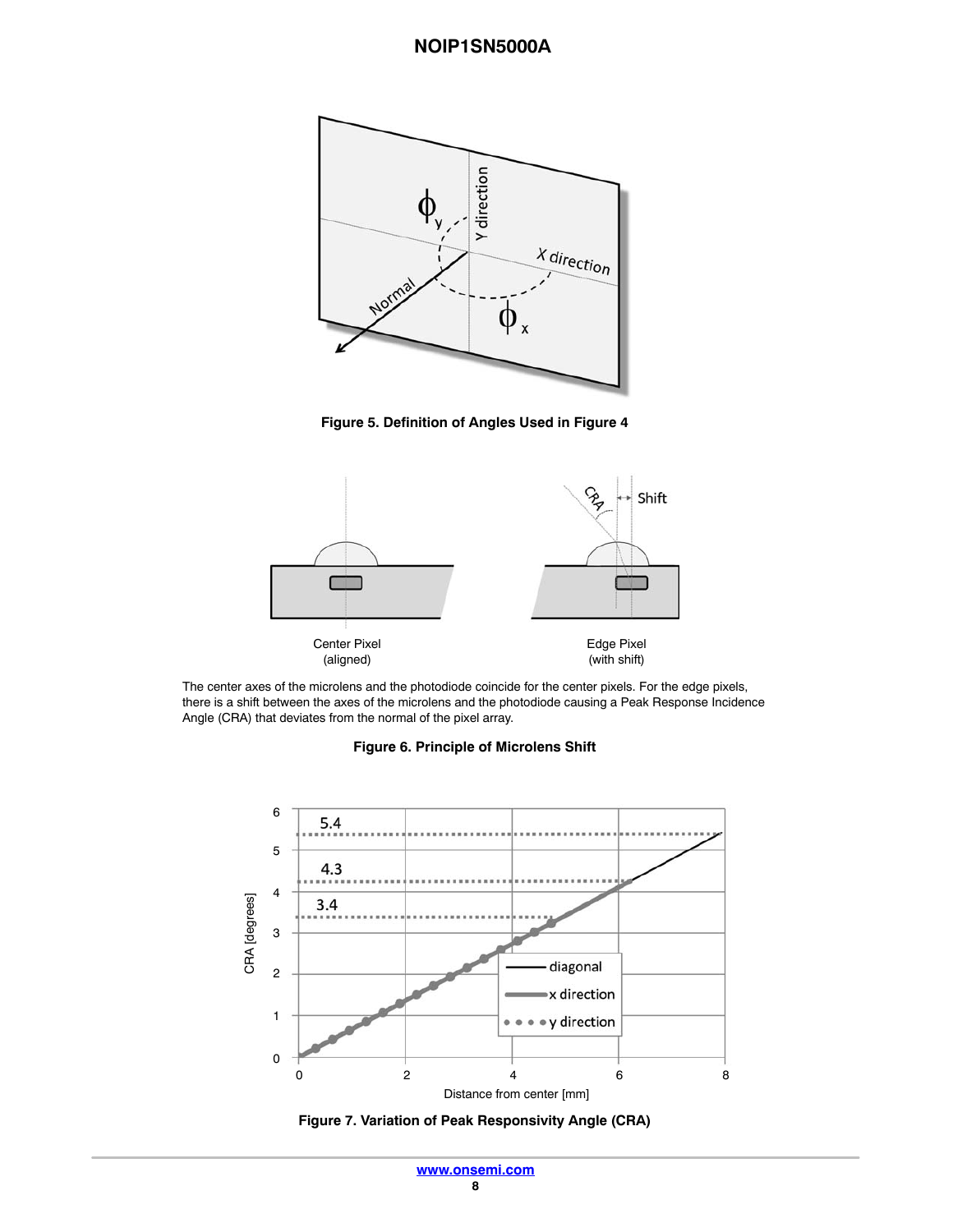$\phi_y$

Y direction

X direction

Normal

$\phi_x$

**Figure 5. Definition of Angles Used in Figure 4**

CRA

Shift

Center Pixel
(aligned)

Edge Pixel
(with shift)

The center axes of the microlens and the photodiode coincide for the center pixels. For the edge pixels, there is a shift between the axes of the microlens and the photodiode causing a Peak Response Incidence Angle (CRA) that deviates from the normal of the pixel array.

**Figure 6. Principle of Microlens Shift**

CRA [degrees]

6
5
4
3
2
1
0

5.4
4.3
3.4

diagonal
x direction
y direction

0 2 4 6 8

Distance from center [mm]

**Figure 7. Variation of Peak Responsivity Angle (CRA)**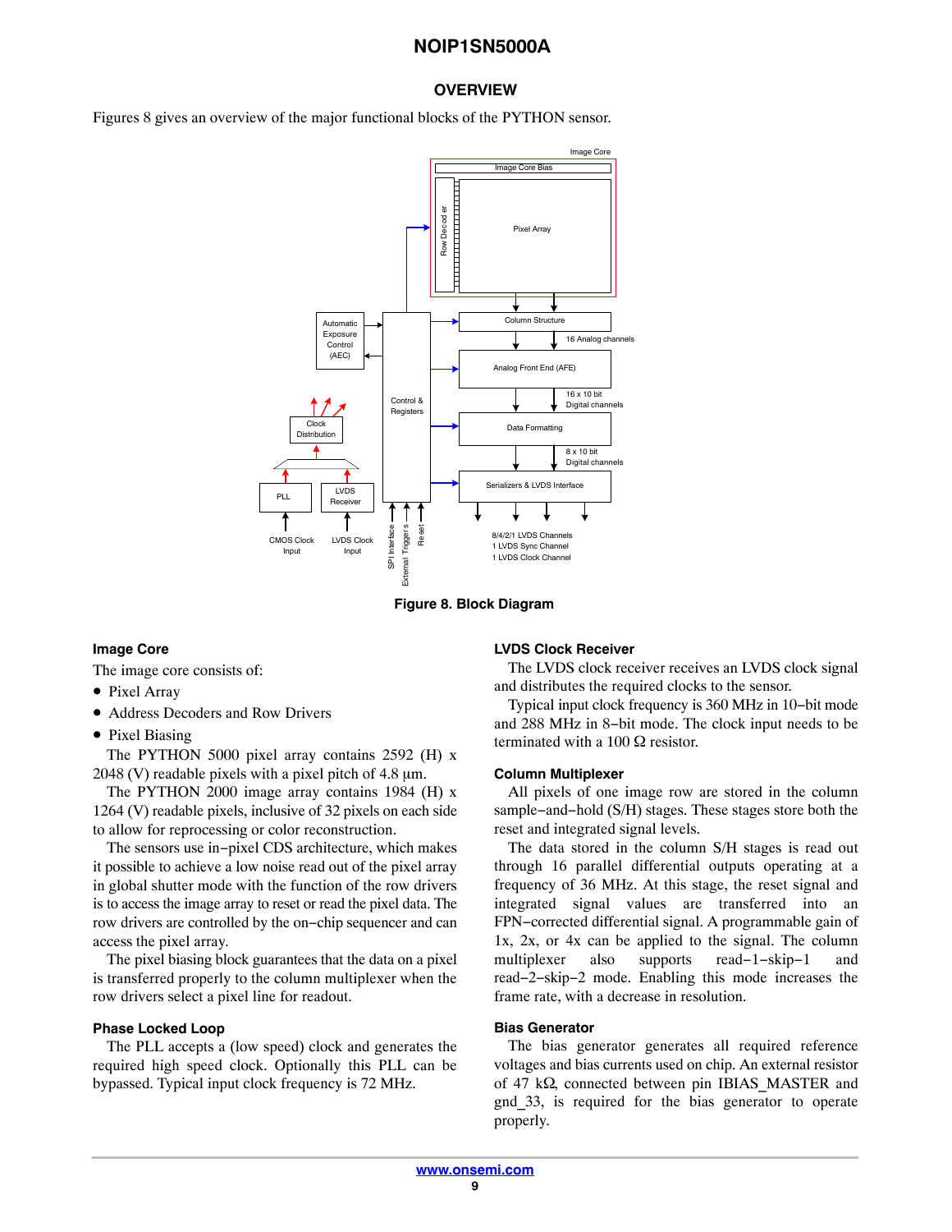## OVERVIEW

Figures 8 gives an overview of the major functional blocks of the PYTHON sensor.

Image Core
Image Core Bias
Row Decoder
Pixel Array
Automatic Exposure Control (AEC)
Column Structure
16 Analog channels
Analog Front End (AFE)
16 x 10 bit Digital channels
Control & Registers
Data Formatting
8 x 10 bit Digital channels
Clock Distribution
PLL
LVDS Receiver
Serializers & LVDS Interface
CMOS Clock Input
LVDS Clock Input
SPI Interface
External Triggers
Reset
8/4/2/1 LVDS Channels
1 LVDS Sync Channel
1 LVDS Clock Channel

**Figure 8. Block Diagram**

### Image Core

The image core consists of:

- Pixel Array
- Address Decoders and Row Drivers
- Pixel Biasing

The PYTHON 5000 pixel array contains 2592 (H) x 2048 (V) readable pixels with a pixel pitch of 4.8 μm.

The PYTHON 2000 image array contains 1984 (H) x 1264 (V) readable pixels, inclusive of 32 pixels on each side to allow for reprocessing or color reconstruction.

The sensors use in−pixel CDS architecture, which makes it possible to achieve a low noise read out of the pixel array in global shutter mode with the function of the row drivers is to access the image array to reset or read the pixel data. The row drivers are controlled by the on−chip sequencer and can access the pixel array.

The pixel biasing block guarantees that the data on a pixel is transferred properly to the column multiplexer when the row drivers select a pixel line for readout.

### Phase Locked Loop

The PLL accepts a (low speed) clock and generates the required high speed clock. Optionally this PLL can be bypassed. Typical input clock frequency is 72 MHz.

### LVDS Clock Receiver

The LVDS clock receiver receives an LVDS clock signal and distributes the required clocks to the sensor.

Typical input clock frequency is 360 MHz in 10−bit mode and 288 MHz in 8−bit mode. The clock input needs to be terminated with a 100 Ω resistor.

### Column Multiplexer

All pixels of one image row are stored in the column sample−and−hold (S/H) stages. These stages store both the reset and integrated signal levels.

The data stored in the column S/H stages is read out through 16 parallel differential outputs operating at a frequency of 36 MHz. At this stage, the reset signal and integrated signal values are transferred into an FPN−corrected differential signal. A programmable gain of 1x, 2x, or 4x can be applied to the signal. The column multiplexer also supports read−1−skip−1 and read−2−skip−2 mode. Enabling this mode increases the frame rate, with a decrease in resolution.

### Bias Generator

The bias generator generates all required reference voltages and bias currents used on chip. An external resistor of 47 kΩ, connected between pin IBIAS_MASTER and gnd_33, is required for the bias generator to operate properly.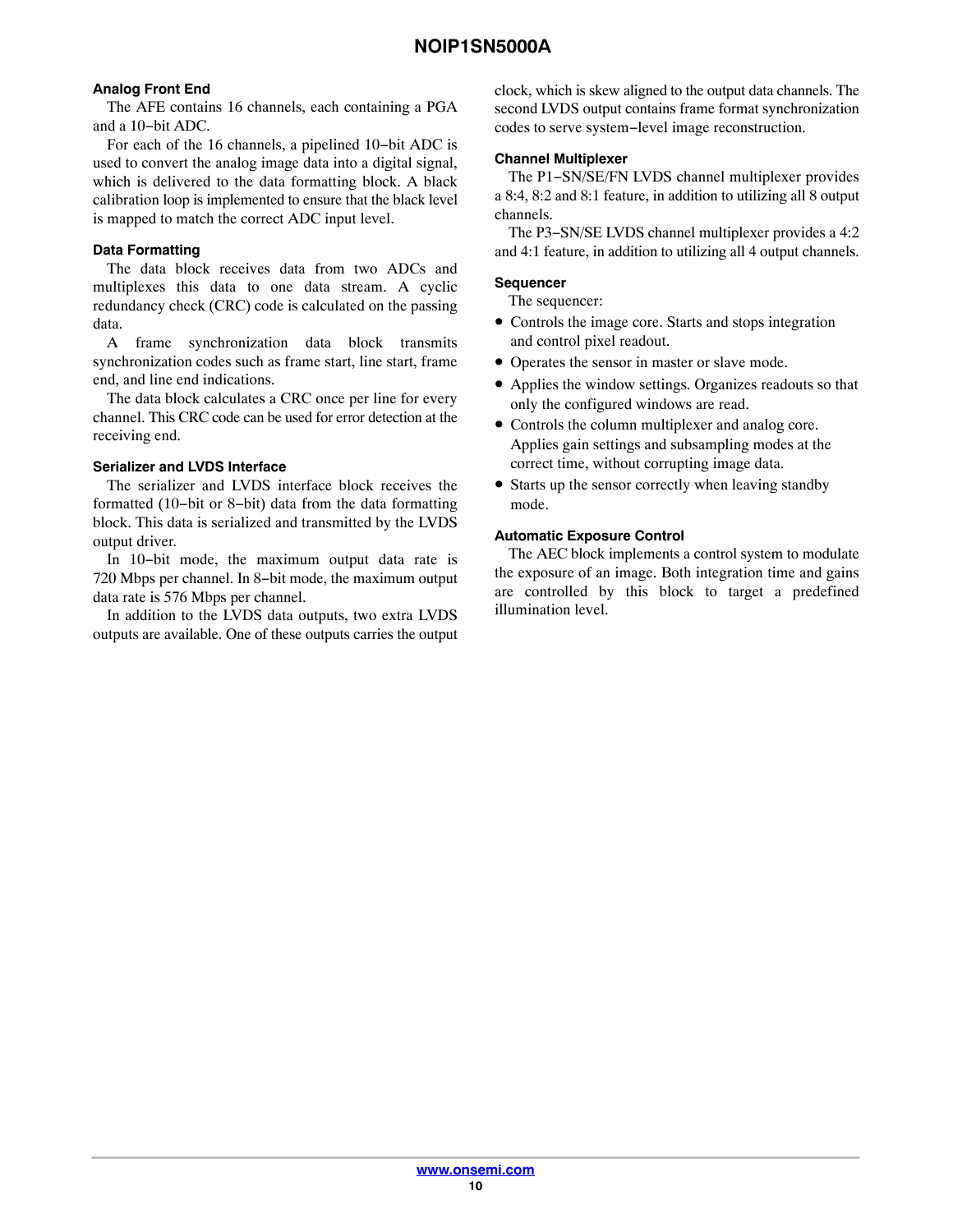### Analog Front End

The AFE contains 16 channels, each containing a PGA and a 10−bit ADC.

For each of the 16 channels, a pipelined 10−bit ADC is used to convert the analog image data into a digital signal, which is delivered to the data formatting block. A black calibration loop is implemented to ensure that the black level is mapped to match the correct ADC input level.

### Data Formatting

The data block receives data from two ADCs and multiplexes this data to one data stream. A cyclic redundancy check (CRC) code is calculated on the passing data.

A frame synchronization data block transmits synchronization codes such as frame start, line start, frame end, and line end indications.

The data block calculates a CRC once per line for every channel. This CRC code can be used for error detection at the receiving end.

### Serializer and LVDS Interface

The serializer and LVDS interface block receives the formatted (10−bit or 8−bit) data from the data formatting block. This data is serialized and transmitted by the LVDS output driver.

In 10−bit mode, the maximum output data rate is 720 Mbps per channel. In 8−bit mode, the maximum output data rate is 576 Mbps per channel.

In addition to the LVDS data outputs, two extra LVDS outputs are available. One of these outputs carries the output clock, which is skew aligned to the output data channels. The second LVDS output contains frame format synchronization codes to serve system−level image reconstruction.

### Channel Multiplexer

The P1−SN/SE/FN LVDS channel multiplexer provides a 8:4, 8:2 and 8:1 feature, in addition to utilizing all 8 output channels.

The P3−SN/SE LVDS channel multiplexer provides a 4:2 and 4:1 feature, in addition to utilizing all 4 output channels.

### Sequencer

The sequencer:

- Controls the image core. Starts and stops integration and control pixel readout.
- Operates the sensor in master or slave mode.
- Applies the window settings. Organizes readouts so that only the configured windows are read.
- Controls the column multiplexer and analog core. Applies gain settings and subsampling modes at the correct time, without corrupting image data.
- Starts up the sensor correctly when leaving standby mode.

### Automatic Exposure Control

The AEC block implements a control system to modulate the exposure of an image. Both integration time and gains are controlled by this block to target a predefined illumination level.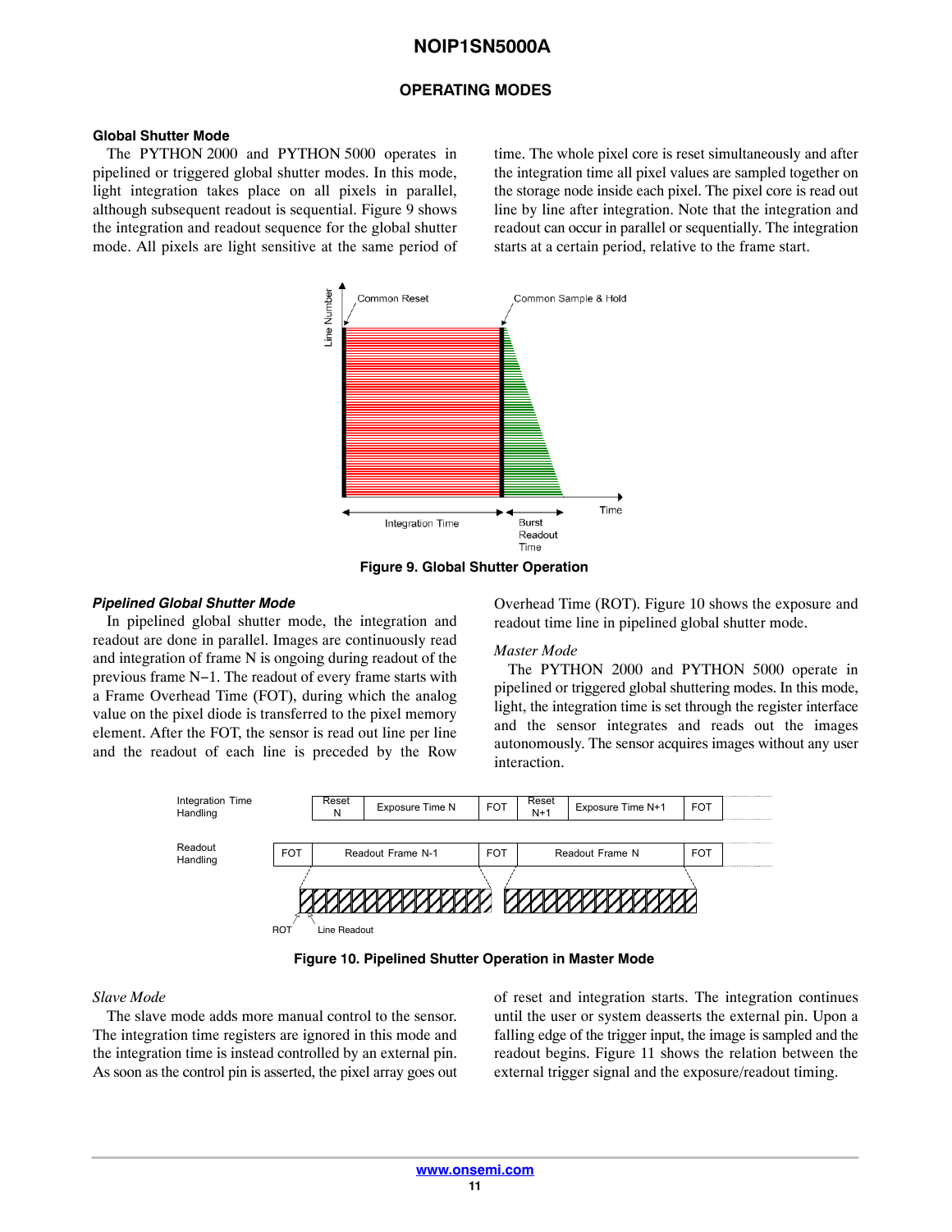## OPERATING MODES

### Global Shutter Mode

The PYTHON 2000 and PYTHON 5000 operates in pipelined or triggered global shutter modes. In this mode, light integration takes place on all pixels in parallel, although subsequent readout is sequential. Figure 9 shows the integration and readout sequence for the global shutter mode. All pixels are light sensitive at the same period of time. The whole pixel core is reset simultaneously and after the integration time all pixel values are sampled together on the storage node inside each pixel. The pixel core is read out line by line after integration. Note that the integration and readout can occur in parallel or sequentially. The integration starts at a certain period, relative to the frame start.

Line Number
Common Reset
Common Sample & Hold
Time
Integration Time
Burst Readout Time

**Figure 9. Global Shutter Operation**

#### *Pipelined Global Shutter Mode*

In pipelined global shutter mode, the integration and readout are done in parallel. Images are continuously read and integration of frame N is ongoing during readout of the previous frame N−1. The readout of every frame starts with a Frame Overhead Time (FOT), during which the analog value on the pixel diode is transferred to the pixel memory element. After the FOT, the sensor is read out line per line and the readout of each line is preceded by the Row Overhead Time (ROT). Figure 10 shows the exposure and readout time line in pipelined global shutter mode.

*Master Mode*

The PYTHON 2000 and PYTHON 5000 operate in pipelined or triggered global shuttering modes. In this mode, light, the integration time is set through the register interface and the sensor integrates and reads out the images autonomously. The sensor acquires images without any user interaction.

Integration Time Handling
Reset N
Exposure Time N
FOT
Reset N+1
Exposure Time N+1
FOT
Readout Handling
FOT
Readout Frame N-1
FOT
Readout Frame N
FOT
ROT
Line Readout

**Figure 10. Pipelined Shutter Operation in Master Mode**

*Slave Mode*

The slave mode adds more manual control to the sensor. The integration time registers are ignored in this mode and the integration time is instead controlled by an external pin. As soon as the control pin is asserted, the pixel array goes out of reset and integration starts. The integration continues until the user or system deasserts the external pin. Upon a falling edge of the trigger input, the image is sampled and the readout begins. Figure 11 shows the relation between the external trigger signal and the exposure/readout timing.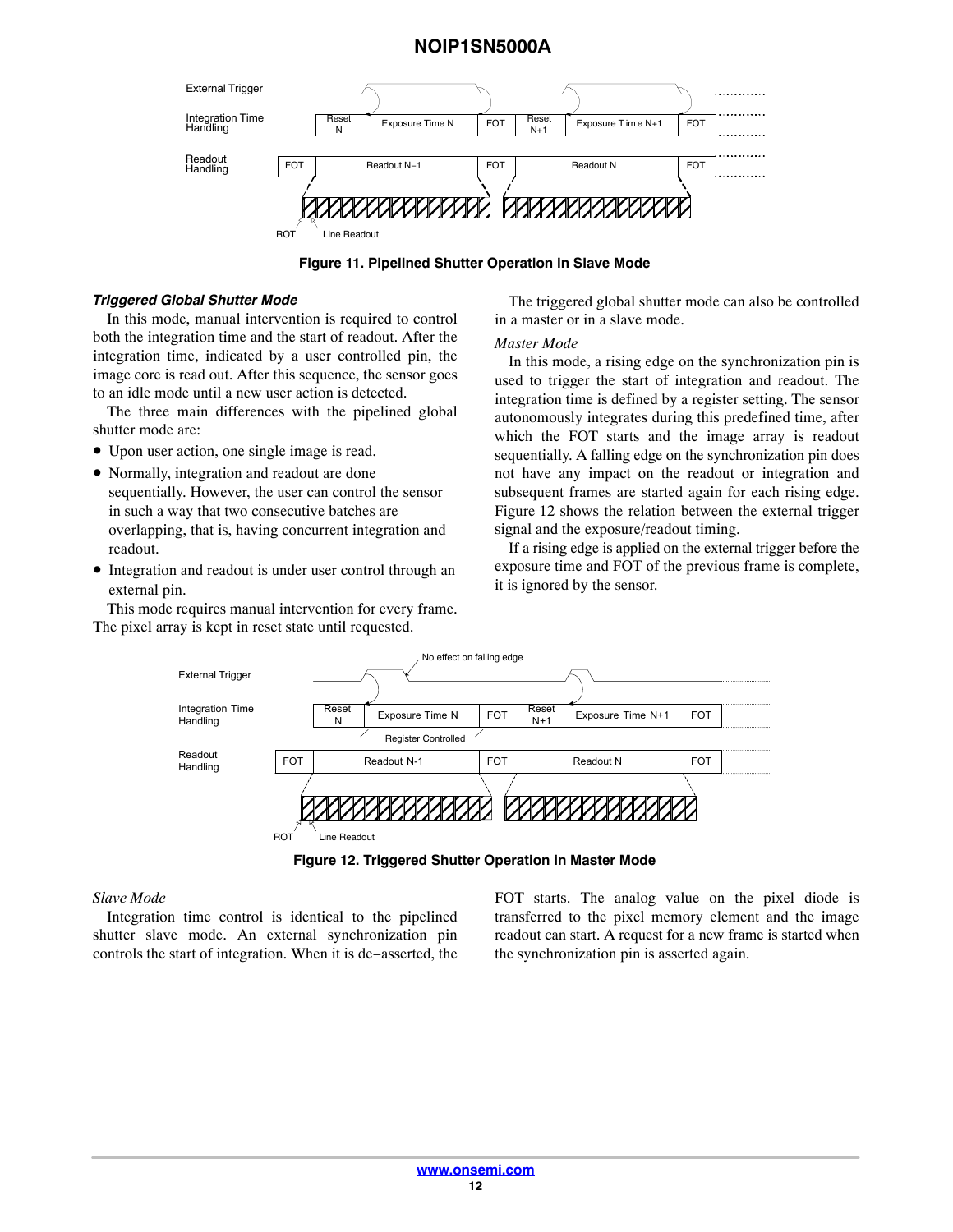External Trigger

Integration Time Handling

Reset N

Exposure Time N

FOT

Reset N+1

Exposure Time N+1

FOT

Readout Handling

FOT

Readout N−1

FOT

Readout N

FOT

ROT

Line Readout

**Figure 11. Pipelined Shutter Operation in Slave Mode**

***Triggered Global Shutter Mode***

In this mode, manual intervention is required to control both the integration time and the start of readout. After the integration time, indicated by a user controlled pin, the image core is read out. After this sequence, the sensor goes to an idle mode until a new user action is detected.

The three main differences with the pipelined global shutter mode are:

- Upon user action, one single image is read.
- Normally, integration and readout are done sequentially. However, the user can control the sensor in such a way that two consecutive batches are overlapping, that is, having concurrent integration and readout.
- Integration and readout is under user control through an external pin.

This mode requires manual intervention for every frame. The pixel array is kept in reset state until requested.

The triggered global shutter mode can also be controlled in a master or in a slave mode.

*Master Mode*

In this mode, a rising edge on the synchronization pin is used to trigger the start of integration and readout. The integration time is defined by a register setting. The sensor autonomously integrates during this predefined time, after which the FOT starts and the image array is readout sequentially. A falling edge on the synchronization pin does not have any impact on the readout or integration and subsequent frames are started again for each rising edge. Figure 12 shows the relation between the external trigger signal and the exposure/readout timing.

If a rising edge is applied on the external trigger before the exposure time and FOT of the previous frame is complete, it is ignored by the sensor.

No effect on falling edge

External Trigger

Integration Time Handling

Reset N

Exposure Time N

FOT

Reset N+1

Exposure Time N+1

FOT

Register Controlled

Readout Handling

FOT

Readout N-1

FOT

Readout N

FOT

ROT

Line Readout

**Figure 12. Triggered Shutter Operation in Master Mode**

*Slave Mode*

Integration time control is identical to the pipelined shutter slave mode. An external synchronization pin controls the start of integration. When it is de−asserted, the FOT starts. The analog value on the pixel diode is transferred to the pixel memory element and the image readout can start. A request for a new frame is started when the synchronization pin is asserted again.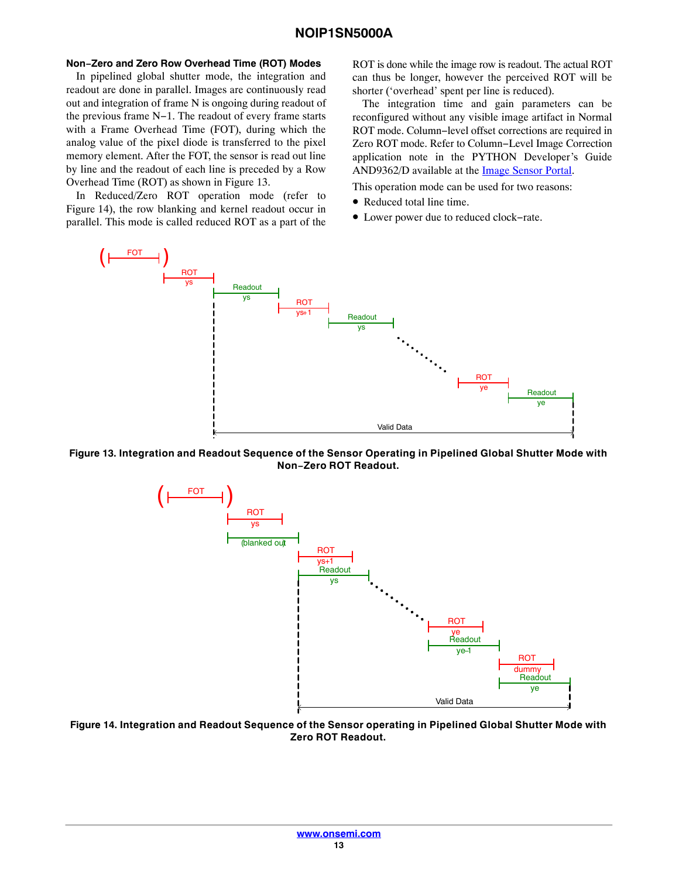### Non–Zero and Zero Row Overhead Time (ROT) Modes

In pipelined global shutter mode, the integration and readout are done in parallel. Images are continuously read out and integration of frame N is ongoing during readout of the previous frame N−1. The readout of every frame starts with a Frame Overhead Time (FOT), during which the analog value of the pixel diode is transferred to the pixel memory element. After the FOT, the sensor is read out line by line and the readout of each line is preceded by a Row Overhead Time (ROT) as shown in Figure 13.

In Reduced/Zero ROT operation mode (refer to Figure 14), the row blanking and kernel readout occur in parallel. This mode is called reduced ROT as a part of the ROT is done while the image row is readout. The actual ROT can thus be longer, however the perceived ROT will be shorter ('overhead' spent per line is reduced).

The integration time and gain parameters can be reconfigured without any visible image artifact in Normal ROT mode. Column−level offset corrections are required in Zero ROT mode. Refer to Column−Level Image Correction application note in the PYTHON Developer's Guide AND9362/D available at the Image Sensor Portal.

This operation mode can be used for two reasons:

- Reduced total line time.
- Lower power due to reduced clock−rate.

FOT
ROT
ys
Readout
ys
ROT
ys+1
Readout
ys
ROT
ye
Readout
ye
Valid Data

**Figure 13. Integration and Readout Sequence of the Sensor Operating in Pipelined Global Shutter Mode with Non−Zero ROT Readout.**

FOT
ROT
ys
(blanked out)
ROT
ys+1
Readout
ys
ROT
ye
Readout
ye-1
ROT
dummy
Readout
ye
Valid Data

**Figure 14. Integration and Readout Sequence of the Sensor operating in Pipelined Global Shutter Mode with Zero ROT Readout.**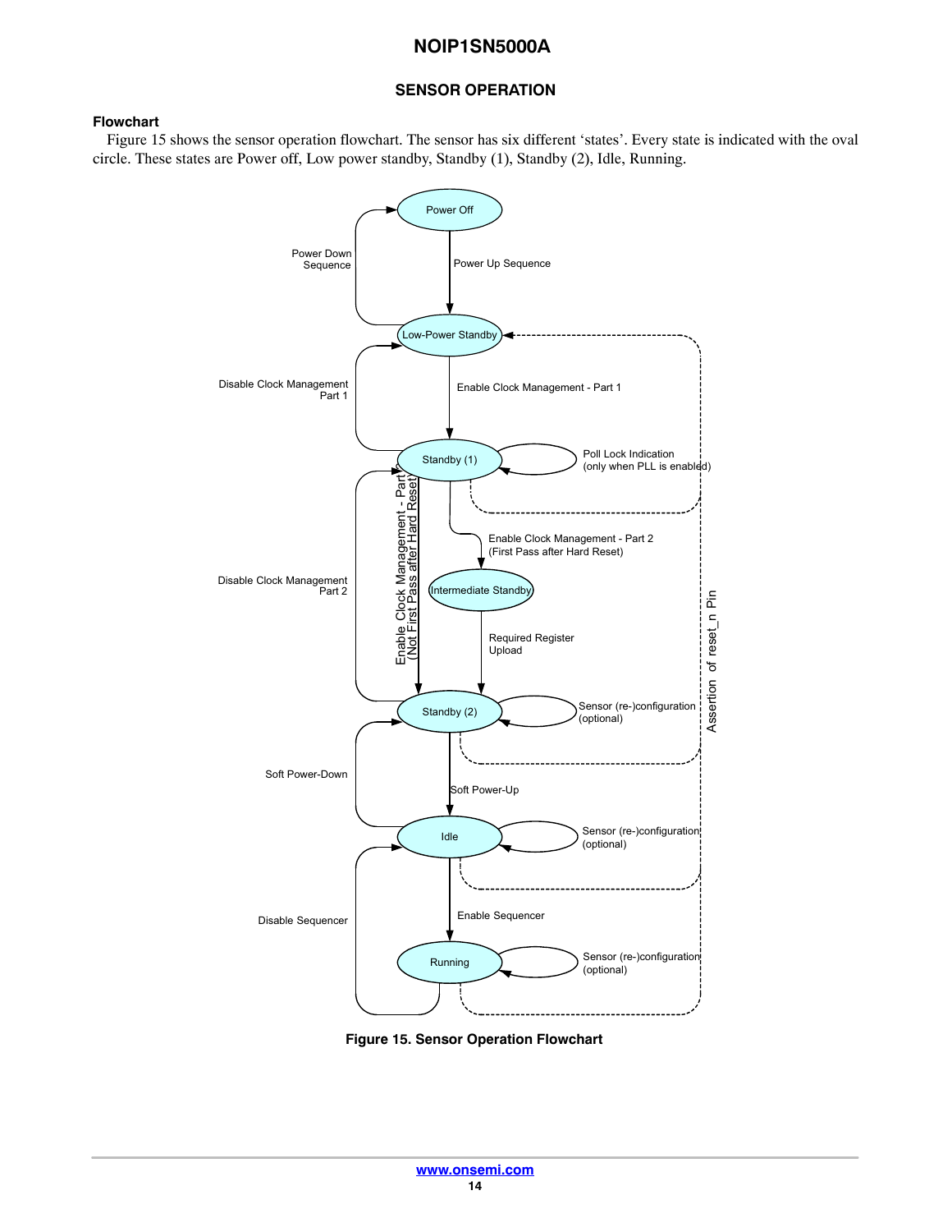## SENSOR OPERATION

### Flowchart

Figure 15 shows the sensor operation flowchart. The sensor has six different ‘states’. Every state is indicated with the oval circle. These states are Power off, Low power standby, Standby (1), Standby (2), Idle, Running.

Power Off

Power Down Sequence

Power Up Sequence

Low-Power Standby

Disable Clock Management Part 1

Enable Clock Management - Part 1

Standby (1)

Poll Lock Indication (only when PLL is enabled)

Enable Clock Management - Part 2 (First Pass after Hard Reset)

Disable Clock Management Part 2

Enable Clock Management - Part 2 (Not First Pass after Hard Reset)

Intermediate Standby

Required Register Upload

Assertion of reset_n Pin

Standby (2)

Sensor (re-)configuration (optional)

Soft Power-Down

Soft Power-Up

Idle

Sensor (re-)configuration (optional)

Disable Sequencer

Enable Sequencer

Running

Sensor (re-)configuration (optional)

**Figure 15. Sensor Operation Flowchart**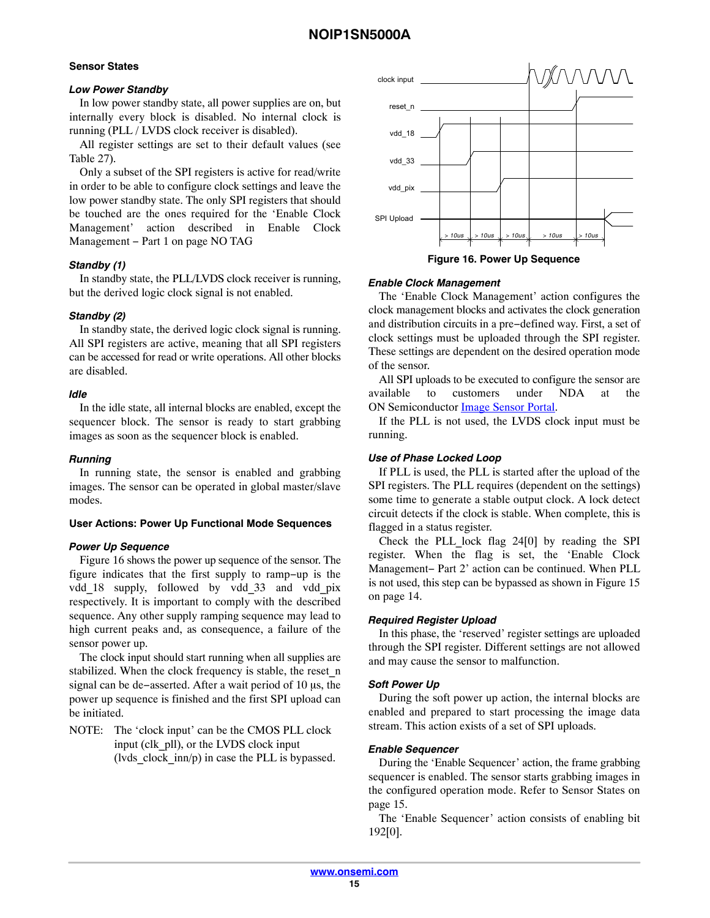## Sensor States

### *Low Power Standby*

In low power standby state, all power supplies are on, but internally every block is disabled. No internal clock is running (PLL / LVDS clock receiver is disabled).

All register settings are set to their default values (see Table 27).

Only a subset of the SPI registers is active for read/write in order to be able to configure clock settings and leave the low power standby state. The only SPI registers that should be touched are the ones required for the ‘Enable Clock Management’ action described in Enable Clock Management − Part 1 on page NO TAG

### *Standby (1)*

In standby state, the PLL/LVDS clock receiver is running, but the derived logic clock signal is not enabled.

### *Standby (2)*

In standby state, the derived logic clock signal is running. All SPI registers are active, meaning that all SPI registers can be accessed for read or write operations. All other blocks are disabled.

### *Idle*

In the idle state, all internal blocks are enabled, except the sequencer block. The sensor is ready to start grabbing images as soon as the sequencer block is enabled.

### *Running*

In running state, the sensor is enabled and grabbing images. The sensor can be operated in global master/slave modes.

## User Actions: Power Up Functional Mode Sequences

### *Power Up Sequence*

Figure 16 shows the power up sequence of the sensor. The figure indicates that the first supply to ramp−up is the vdd_18 supply, followed by vdd_33 and vdd_pix respectively. It is important to comply with the described sequence. Any other supply ramping sequence may lead to high current peaks and, as consequence, a failure of the sensor power up.

The clock input should start running when all supplies are stabilized. When the clock frequency is stable, the reset_n signal can be de−asserted. After a wait period of 10 μs, the power up sequence is finished and the first SPI upload can be initiated.

NOTE: The ‘clock input’ can be the CMOS PLL clock input (clk_pll), or the LVDS clock input (lvds_clock_inn/p) in case the PLL is bypassed.

clock input
reset_n
vdd_18
vdd_33
vdd_pix
SPI Upload
> 10us
> 10us
> 10us
> 10us
> 10us

**Figure 16. Power Up Sequence**

### *Enable Clock Management*

The ‘Enable Clock Management’ action configures the clock management blocks and activates the clock generation and distribution circuits in a pre−defined way. First, a set of clock settings must be uploaded through the SPI register. These settings are dependent on the desired operation mode of the sensor.

All SPI uploads to be executed to configure the sensor are available to customers under NDA at the ON Semiconductor Image Sensor Portal.

If the PLL is not used, the LVDS clock input must be running.

### *Use of Phase Locked Loop*

If PLL is used, the PLL is started after the upload of the SPI registers. The PLL requires (dependent on the settings) some time to generate a stable output clock. A lock detect circuit detects if the clock is stable. When complete, this is flagged in a status register.

Check the PLL_lock flag 24[0] by reading the SPI register. When the flag is set, the ‘Enable Clock Management− Part 2’ action can be continued. When PLL is not used, this step can be bypassed as shown in Figure 15 on page 14.

### *Required Register Upload*

In this phase, the ‘reserved’ register settings are uploaded through the SPI register. Different settings are not allowed and may cause the sensor to malfunction.

### *Soft Power Up*

During the soft power up action, the internal blocks are enabled and prepared to start processing the image data stream. This action exists of a set of SPI uploads.

### *Enable Sequencer*

During the ‘Enable Sequencer’ action, the frame grabbing sequencer is enabled. The sensor starts grabbing images in the configured operation mode. Refer to Sensor States on page 15.

The ‘Enable Sequencer’ action consists of enabling bit 192[0].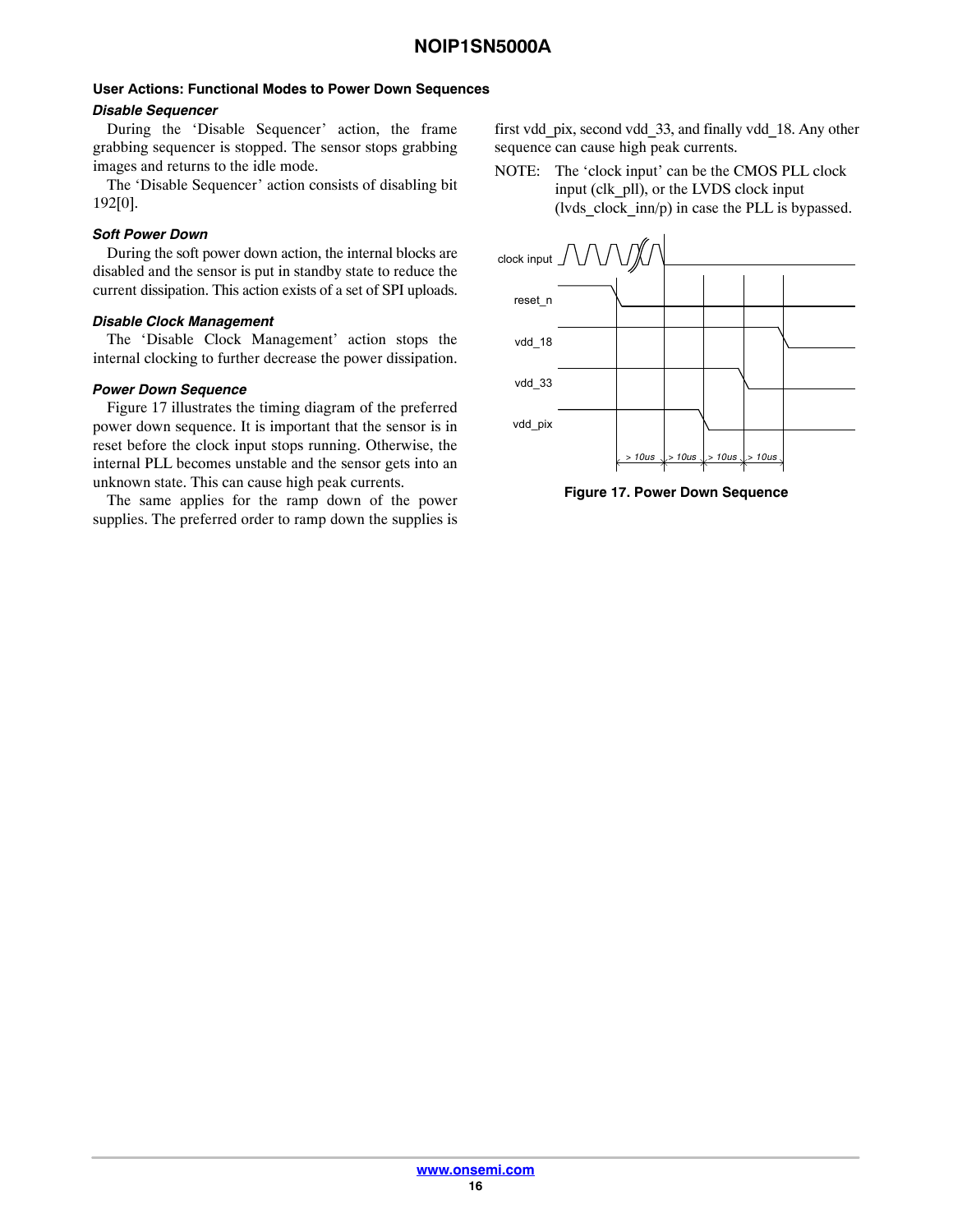## User Actions: Functional Modes to Power Down Sequences

### *Disable Sequencer*

During the 'Disable Sequencer' action, the frame grabbing sequencer is stopped. The sensor stops grabbing images and returns to the idle mode.

The 'Disable Sequencer' action consists of disabling bit 192[0].

### *Soft Power Down*

During the soft power down action, the internal blocks are disabled and the sensor is put in standby state to reduce the current dissipation. This action exists of a set of SPI uploads.

### *Disable Clock Management*

The 'Disable Clock Management' action stops the internal clocking to further decrease the power dissipation.

### *Power Down Sequence*

Figure 17 illustrates the timing diagram of the preferred power down sequence. It is important that the sensor is in reset before the clock input stops running. Otherwise, the internal PLL becomes unstable and the sensor gets into an unknown state. This can cause high peak currents.

The same applies for the ramp down of the power supplies. The preferred order to ramp down the supplies is first vdd_pix, second vdd_33, and finally vdd_18. Any other sequence can cause high peak currents.

NOTE: The 'clock input' can be the CMOS PLL clock input (clk_pll), or the LVDS clock input (lvds_clock_inn/p) in case the PLL is bypassed.

clock input
reset_n
vdd_18
vdd_33
vdd_pix
> 10us
> 10us
> 10us
> 10us

Figure 17. Power Down Sequence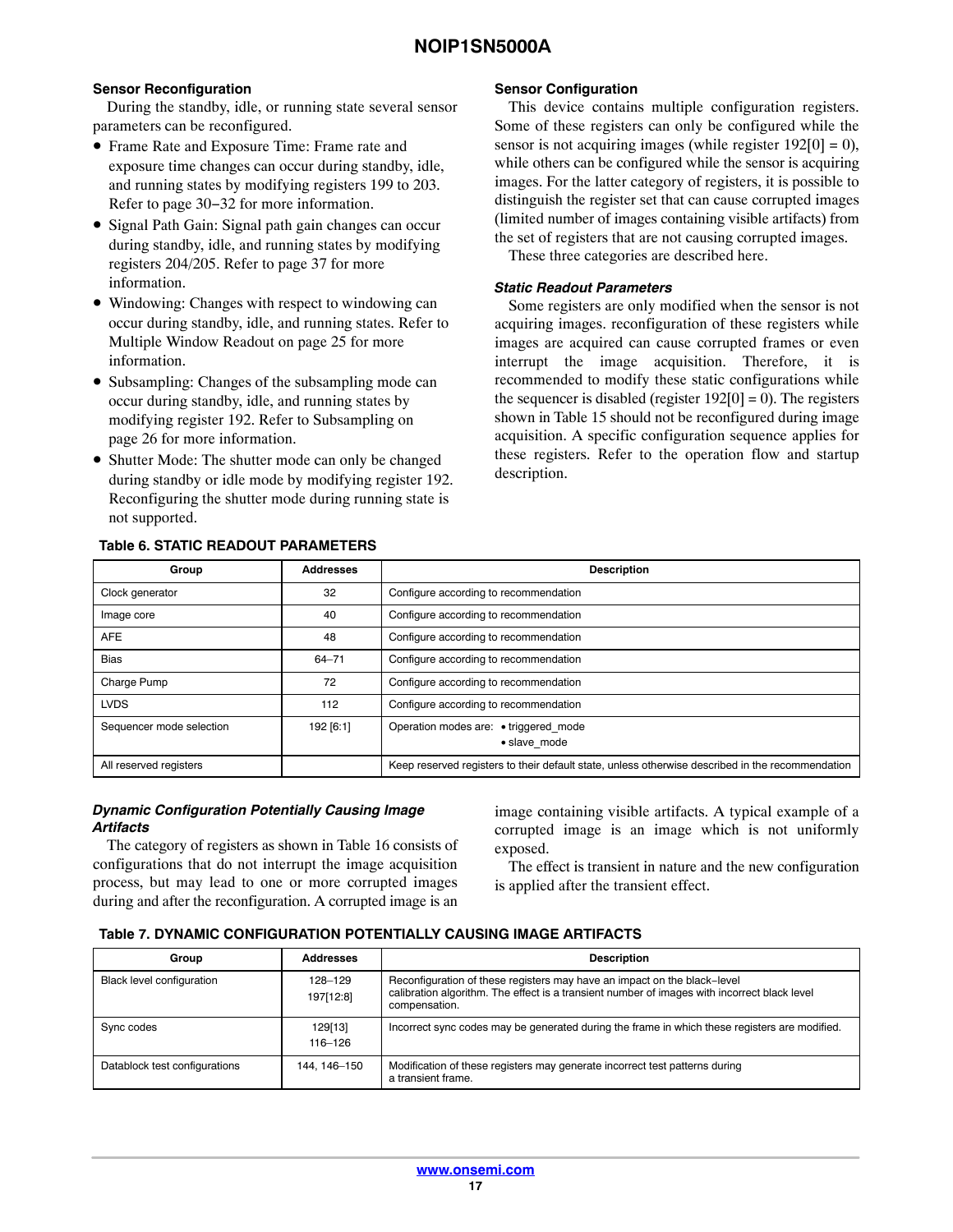## Sensor Reconfiguration

During the standby, idle, or running state several sensor parameters can be reconfigured.

- Frame Rate and Exposure Time: Frame rate and exposure time changes can occur during standby, idle, and running states by modifying registers 199 to 203. Refer to page 30−32 for more information.
- Signal Path Gain: Signal path gain changes can occur during standby, idle, and running states by modifying registers 204/205. Refer to page 37 for more information.
- Windowing: Changes with respect to windowing can occur during standby, idle, and running states. Refer to Multiple Window Readout on page 25 for more information.
- Subsampling: Changes of the subsampling mode can occur during standby, idle, and running states by modifying register 192. Refer to Subsampling on page 26 for more information.
- Shutter Mode: The shutter mode can only be changed during standby or idle mode by modifying register 192. Reconfiguring the shutter mode during running state is not supported.

## Sensor Configuration

This device contains multiple configuration registers. Some of these registers can only be configured while the sensor is not acquiring images (while register 192[0] = 0), while others can be configured while the sensor is acquiring images. For the latter category of registers, it is possible to distinguish the register set that can cause corrupted images (limited number of images containing visible artifacts) from the set of registers that are not causing corrupted images.

These three categories are described here.

### *Static Readout Parameters*

Some registers are only modified when the sensor is not acquiring images. reconfiguration of these registers while images are acquired can cause corrupted frames or even interrupt the image acquisition. Therefore, it is recommended to modify these static configurations while the sequencer is disabled (register 192[0] = 0). The registers shown in Table 15 should not be reconfigured during image acquisition. A specific configuration sequence applies for these registers. Refer to the operation flow and startup description.

**Table 6. STATIC READOUT PARAMETERS**

| Group | Addresses | Description |
|---|---|---|
| Clock generator | 32 | Configure according to recommendation |
| Image core | 40 | Configure according to recommendation |
| AFE | 48 | Configure according to recommendation |
| Bias | 64–71 | Configure according to recommendation |
| Charge Pump | 72 | Configure according to recommendation |
| LVDS | 112 | Configure according to recommendation |
| Sequencer mode selection | 192 [6:1] | Operation modes are: • triggered_mode • slave_mode |
| All reserved registers | | Keep reserved registers to their default state, unless otherwise described in the recommendation |

### *Dynamic Configuration Potentially Causing Image Artifacts*

The category of registers as shown in Table 16 consists of configurations that do not interrupt the image acquisition process, but may lead to one or more corrupted images during and after the reconfiguration. A corrupted image is an image containing visible artifacts. A typical example of a corrupted image is an image which is not uniformly exposed.

The effect is transient in nature and the new configuration is applied after the transient effect.

**Table 7. DYNAMIC CONFIGURATION POTENTIALLY CAUSING IMAGE ARTIFACTS**

| Group | Addresses | Description |
|---|---|---|
| Black level configuration | 128–129<br>197[12:8] | Reconfiguration of these registers may have an impact on the black−level calibration algorithm. The effect is a transient number of images with incorrect black level compensation. |
| Sync codes | 129[13]<br>116–126 | Incorrect sync codes may be generated during the frame in which these registers are modified. |
| Datablock test configurations | 144, 146–150 | Modification of these registers may generate incorrect test patterns during a transient frame. |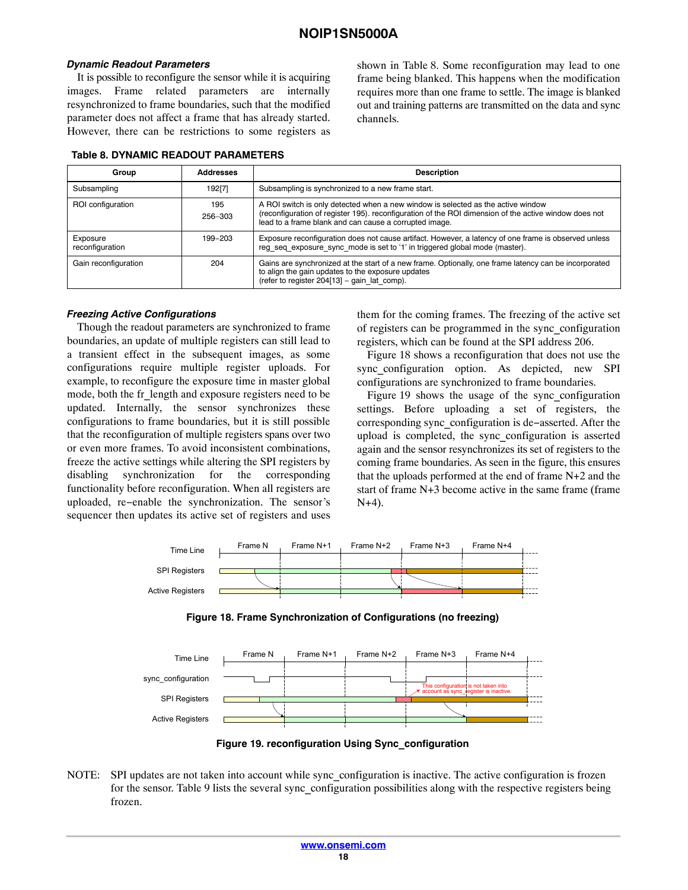### Dynamic Readout Parameters

It is possible to reconfigure the sensor while it is acquiring images. Frame related parameters are internally resynchronized to frame boundaries, such that the modified parameter does not affect a frame that has already started. However, there can be restrictions to some registers as shown in Table 8. Some reconfiguration may lead to one frame being blanked. This happens when the modification requires more than one frame to settle. The image is blanked out and training patterns are transmitted on the data and sync channels.

**Table 8. DYNAMIC READOUT PARAMETERS**

| Group | Addresses | Description |
|---|---|---|
| Subsampling | 192[7] | Subsampling is synchronized to a new frame start. |
| ROI configuration | 195<br>256−303 | A ROI switch is only detected when a new window is selected as the active window (reconfiguration of register 195). reconfiguration of the ROI dimension of the active window does not lead to a frame blank and can cause a corrupted image. |
| Exposure reconfiguration | 199−203 | Exposure reconfiguration does not cause artifact. However, a latency of one frame is observed unless reg_seq_exposure_sync_mode is set to '1' in triggered global mode (master). |
| Gain reconfiguration | 204 | Gains are synchronized at the start of a new frame. Optionally, one frame latency can be incorporated to align the gain updates to the exposure updates (refer to register 204[13] − gain_lat_comp). |

### Freezing Active Configurations

Though the readout parameters are synchronized to frame boundaries, an update of multiple registers can still lead to a transient effect in the subsequent images, as some configurations require multiple register uploads. For example, to reconfigure the exposure time in master global mode, both the fr_length and exposure registers need to be updated. Internally, the sensor synchronizes these configurations to frame boundaries, but it is still possible that the reconfiguration of multiple registers spans over two or even more frames. To avoid inconsistent combinations, freeze the active settings while altering the SPI registers by disabling synchronization for the corresponding functionality before reconfiguration. When all registers are uploaded, re−enable the synchronization. The sensor's sequencer then updates its active set of registers and uses them for the coming frames. The freezing of the active set of registers can be programmed in the sync_configuration registers, which can be found at the SPI address 206.

Figure 18 shows a reconfiguration that does not use the sync_configuration option. As depicted, new SPI configurations are synchronized to frame boundaries.

Figure 19 shows the usage of the sync_configuration settings. Before uploading a set of registers, the corresponding sync_configuration is de−asserted. After the upload is completed, the sync_configuration is asserted again and the sensor resynchronizes its set of registers to the coming frame boundaries. As seen in the figure, this ensures that the uploads performed at the end of frame N+2 and the start of frame N+3 become active in the same frame (frame N+4).

Time Line
Frame N
Frame N+1
Frame N+2
Frame N+3
Frame N+4
SPI Registers
Active Registers

**Figure 18. Frame Synchronization of Configurations (no freezing)**

Time Line
Frame N
Frame N+1
Frame N+2
Frame N+3
Frame N+4
sync_configuration
This configuration is not taken into account as sync_register is inactive.
SPI Registers
Active Registers

**Figure 19. reconfiguration Using Sync_configuration**

NOTE: SPI updates are not taken into account while sync_configuration is inactive. The active configuration is frozen for the sensor. Table 9 lists the several sync_configuration possibilities along with the respective registers being frozen.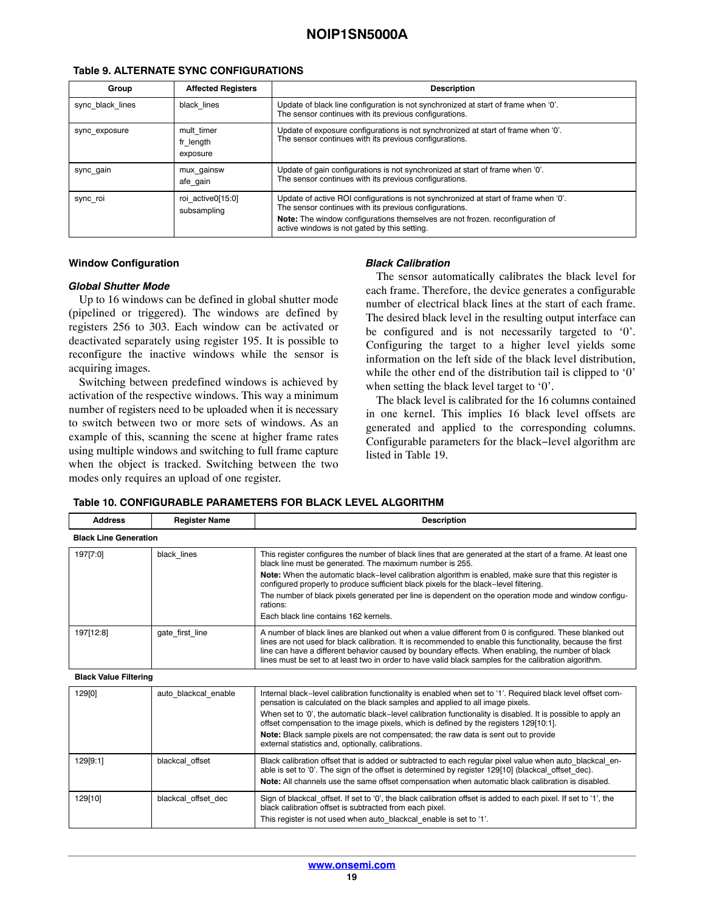**Table 9. ALTERNATE SYNC CONFIGURATIONS**

| Group | Affected Registers | Description |
| --- | --- | --- |
| sync_black_lines | black_lines | Update of black line configuration is not synchronized at start of frame when '0'. The sensor continues with its previous configurations. |
| sync_exposure | mult_timer<br>fr_length<br>exposure | Update of exposure configurations is not synchronized at start of frame when '0'. The sensor continues with its previous configurations. |
| sync_gain | mux_gainsw<br>afe_gain | Update of gain configurations is not synchronized at start of frame when '0'. The sensor continues with its previous configurations. |
| sync_roi | roi_active0[15:0]<br>subsampling | Update of active ROI configurations is not synchronized at start of frame when '0'. The sensor continues with its previous configurations.<br>**Note:** The window configurations themselves are not frozen. reconfiguration of active windows is not gated by this setting. |

### Window Configuration

#### *Global Shutter Mode*

Up to 16 windows can be defined in global shutter mode (pipelined or triggered). The windows are defined by registers 256 to 303. Each window can be activated or deactivated separately using register 195. It is possible to reconfigure the inactive windows while the sensor is acquiring images.

Switching between predefined windows is achieved by activation of the respective windows. This way a minimum number of registers need to be uploaded when it is necessary to switch between two or more sets of windows. As an example of this, scanning the scene at higher frame rates using multiple windows and switching to full frame capture when the object is tracked. Switching between the two modes only requires an upload of one register.

#### *Black Calibration*

The sensor automatically calibrates the black level for each frame. Therefore, the device generates a configurable number of electrical black lines at the start of each frame. The desired black level in the resulting output interface can be configured and is not necessarily targeted to '0'. Configuring the target to a higher level yields some information on the left side of the black level distribution, while the other end of the distribution tail is clipped to '0' when setting the black level target to '0'.

The black level is calibrated for the 16 columns contained in one kernel. This implies 16 black level offsets are generated and applied to the corresponding columns. Configurable parameters for the black−level algorithm are listed in Table 19.

**Table 10. CONFIGURABLE PARAMETERS FOR BLACK LEVEL ALGORITHM**

| Address | Register Name | Description |
| --- | --- | --- |
| **Black Line Generation** | | |
| 197[7:0] | black_lines | This register configures the number of black lines that are generated at the start of a frame. At least one black line must be generated. The maximum number is 255.<br>**Note:** When the automatic black−level calibration algorithm is enabled, make sure that this register is configured properly to produce sufficient black pixels for the black−level filtering.<br>The number of black pixels generated per line is dependent on the operation mode and window configurations:<br>Each black line contains 162 kernels. |
| 197[12:8] | gate_first_line | A number of black lines are blanked out when a value different from 0 is configured. These blanked out lines are not used for black calibration. It is recommended to enable this functionality, because the first line can have a different behavior caused by boundary effects. When enabling, the number of black lines must be set to at least two in order to have valid black samples for the calibration algorithm. |
| **Black Value Filtering** | | |
| 129[0] | auto_blackcal_enable | Internal black−level calibration functionality is enabled when set to '1'. Required black level offset compensation is calculated on the black samples and applied to all image pixels.<br>When set to '0', the automatic black−level calibration functionality is disabled. It is possible to apply an offset compensation to the image pixels, which is defined by the registers 129[10:1].<br>**Note:** Black sample pixels are not compensated; the raw data is sent out to provide external statistics and, optionally, calibrations. |
| 129[9:1] | blackcal_offset | Black calibration offset that is added or subtracted to each regular pixel value when auto_blackcal_enable is set to '0'. The sign of the offset is determined by register 129[10] (blackcal_offset_dec).<br>**Note:** All channels use the same offset compensation when automatic black calibration is disabled. |
| 129[10] | blackcal_offset_dec | Sign of blackcal_offset. If set to '0', the black calibration offset is added to each pixel. If set to '1', the black calibration offset is subtracted from each pixel.<br>This register is not used when auto_blackcal_enable is set to '1'. |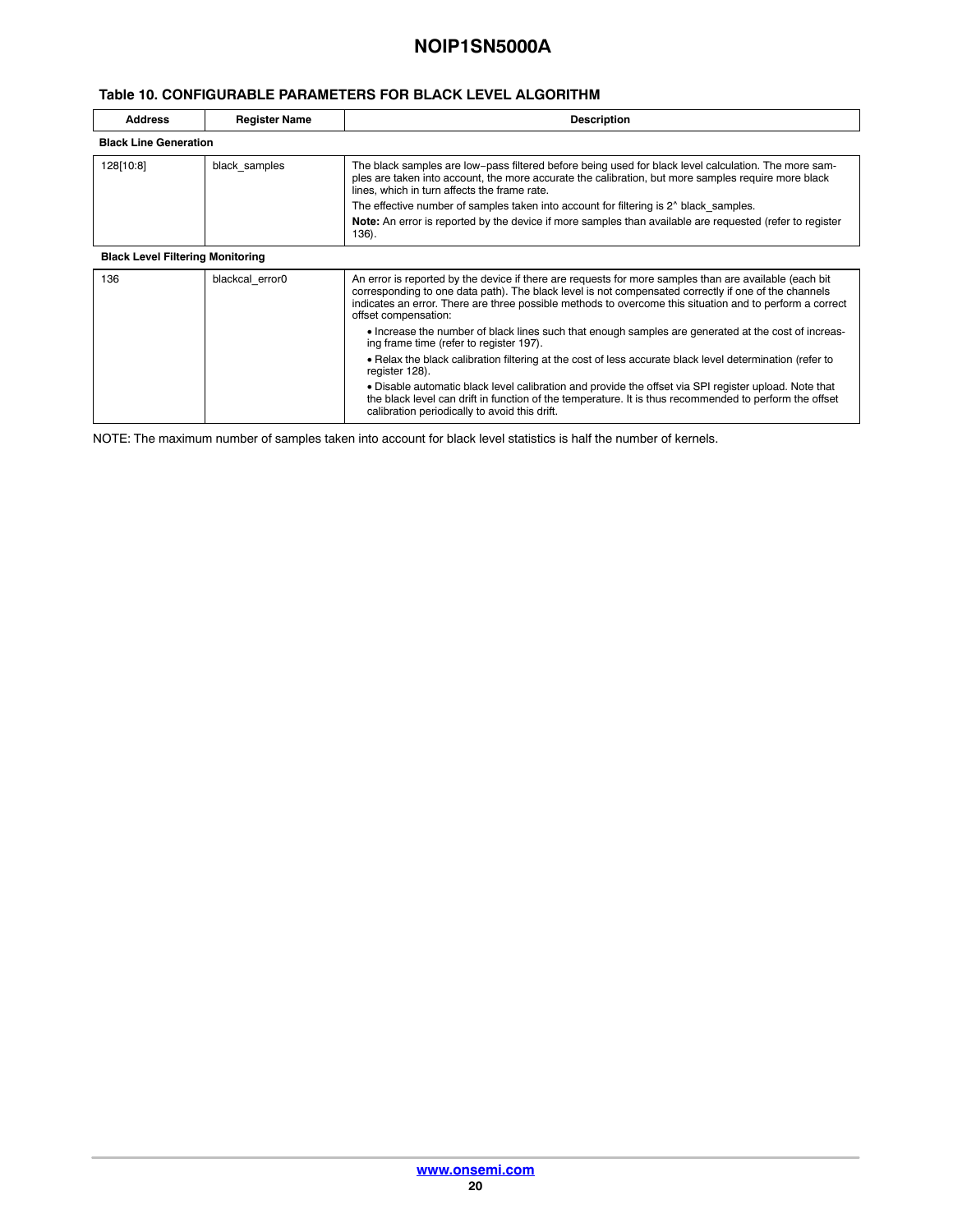**Table 10. CONFIGURABLE PARAMETERS FOR BLACK LEVEL ALGORITHM**

| Address | Register Name | Description |
| --- | --- | --- |
| **Black Line Generation** | | |
| 128[10:8] | black_samples | The black samples are low−pass filtered before being used for black level calculation. The more samples are taken into account, the more accurate the calibration, but more samples require more black lines, which in turn affects the frame rate.<br>The effective number of samples taken into account for filtering is 2^ black_samples.<br>**Note:** An error is reported by the device if more samples than available are requested (refer to register 136). |
| **Black Level Filtering Monitoring** | | |
| 136 | blackcal_error0 | An error is reported by the device if there are requests for more samples than are available (each bit corresponding to one data path). The black level is not compensated correctly if one of the channels indicates an error. There are three possible methods to overcome this situation and to perform a correct offset compensation:<br>• Increase the number of black lines such that enough samples are generated at the cost of increasing frame time (refer to register 197).<br>• Relax the black calibration filtering at the cost of less accurate black level determination (refer to register 128).<br>• Disable automatic black level calibration and provide the offset via SPI register upload. Note that the black level can drift in function of the temperature. It is thus recommended to perform the offset calibration periodically to avoid this drift. |

NOTE: The maximum number of samples taken into account for black level statistics is half the number of kernels.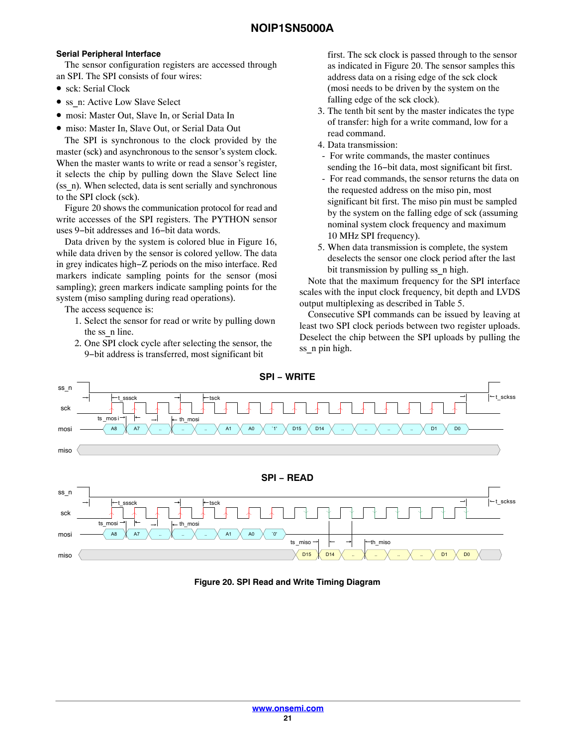### Serial Peripheral Interface

The sensor configuration registers are accessed through an SPI. The SPI consists of four wires:

- sck: Serial Clock
- ss_n: Active Low Slave Select
- mosi: Master Out, Slave In, or Serial Data In
- miso: Master In, Slave Out, or Serial Data Out

The SPI is synchronous to the clock provided by the master (sck) and asynchronous to the sensor's system clock. When the master wants to write or read a sensor's register, it selects the chip by pulling down the Slave Select line (ss_n). When selected, data is sent serially and synchronous to the SPI clock (sck).

Figure 20 shows the communication protocol for read and write accesses of the SPI registers. The PYTHON sensor uses 9−bit addresses and 16−bit data words.

Data driven by the system is colored blue in Figure 16, while data driven by the sensor is colored yellow. The data in grey indicates high−Z periods on the miso interface. Red markers indicate sampling points for the sensor (mosi sampling); green markers indicate sampling points for the system (miso sampling during read operations).

The access sequence is:

1. Select the sensor for read or write by pulling down the ss_n line.
2. One SPI clock cycle after selecting the sensor, the 9−bit address is transferred, most significant bit first. The sck clock is passed through to the sensor as indicated in Figure 20. The sensor samples this address data on a rising edge of the sck clock (mosi needs to be driven by the system on the falling edge of the sck clock).
3. The tenth bit sent by the master indicates the type of transfer: high for a write command, low for a read command.
4. Data transmission:
   - For write commands, the master continues sending the 16−bit data, most significant bit first.
   - For read commands, the sensor returns the data on the requested address on the miso pin, most significant bit first. The miso pin must be sampled by the system on the falling edge of sck (assuming nominal system clock frequency and maximum 10 MHz SPI frequency).
5. When data transmission is complete, the system deselects the sensor one clock period after the last bit transmission by pulling ss_n high.

Note that the maximum frequency for the SPI interface scales with the input clock frequency, bit depth and LVDS output multiplexing as described in Table 5.

Consecutive SPI commands can be issued by leaving at least two SPI clock periods between two register uploads. Deselect the chip between the SPI uploads by pulling the ss_n pin high.

SPI − WRITE

ss_n
sck
mosi
miso
t_sssck
tsck
t_sckss
ts_mosi
th_mosi
A8 A7 .. .. .. A1 A0 '1' D15 D14 .. .. .. .. D1 D0

SPI − READ

ss_n
sck
mosi
miso
t_sssck
tsck
t_sckss
ts_mosi
th_mosi
A8 A7 .. .. .. A1 A0 '0'
ts_miso
th_miso
D15 D14 .. .. .. .. D1 D0

**Figure 20. SPI Read and Write Timing Diagram**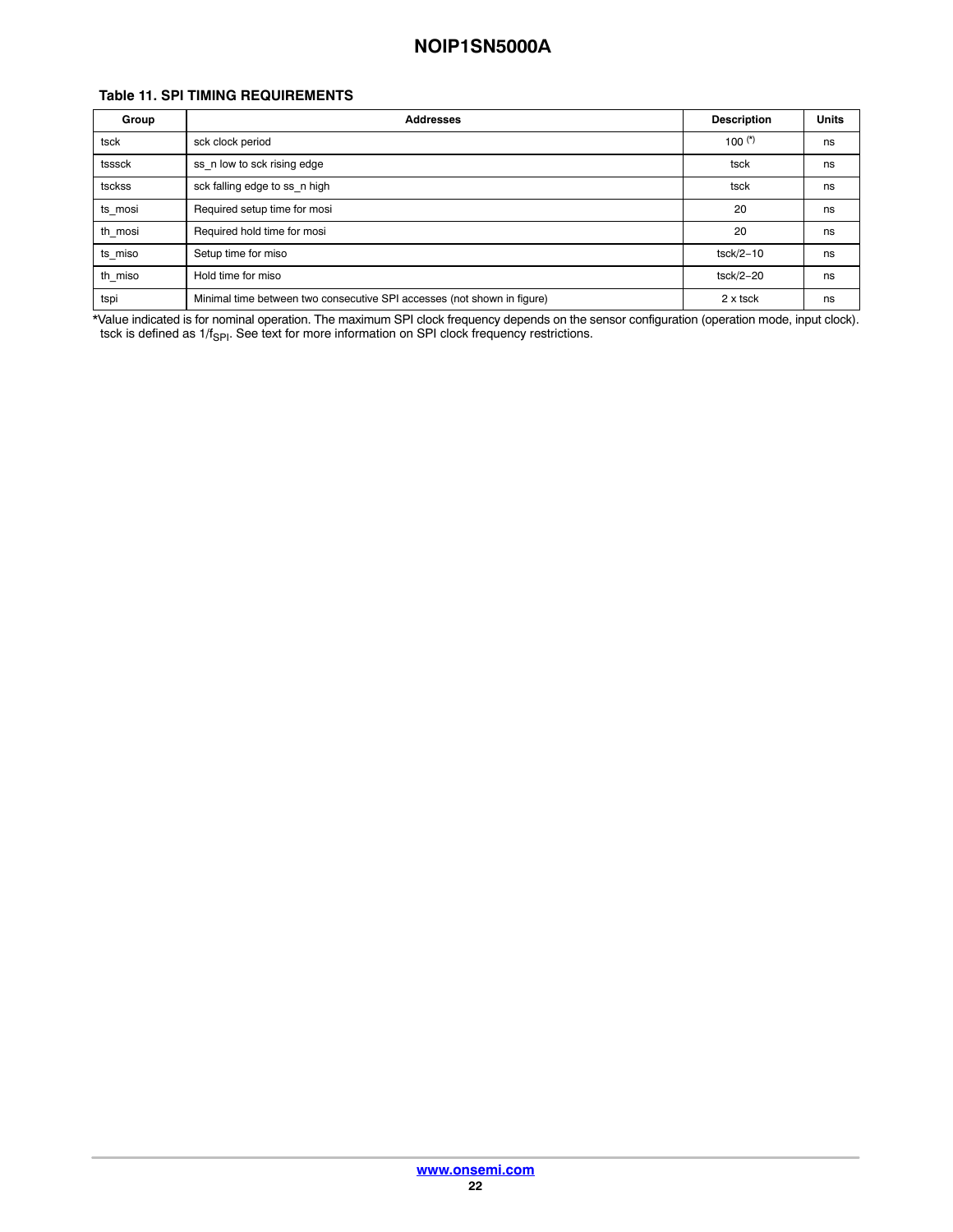**Table 11. SPI TIMING REQUIREMENTS**

| Group | Addresses | Description | Units |
|---|---|---|---|
| tsck | sck clock period | 100 (*) | ns |
| tsssck | ss_n low to sck rising edge | tsck | ns |
| tsckss | sck falling edge to ss_n high | tsck | ns |
| ts_mosi | Required setup time for mosi | 20 | ns |
| th_mosi | Required hold time for mosi | 20 | ns |
| ts_miso | Setup time for miso | tsck/2−10 | ns |
| th_miso | Hold time for miso | tsck/2−20 | ns |
| tspi | Minimal time between two consecutive SPI accesses (not shown in figure) | 2 x tsck | ns |

*Value indicated is for nominal operation. The maximum SPI clock frequency depends on the sensor configuration (operation mode, input clock). tsck is defined as $1/f_{SPI}$. See text for more information on SPI clock frequency restrictions.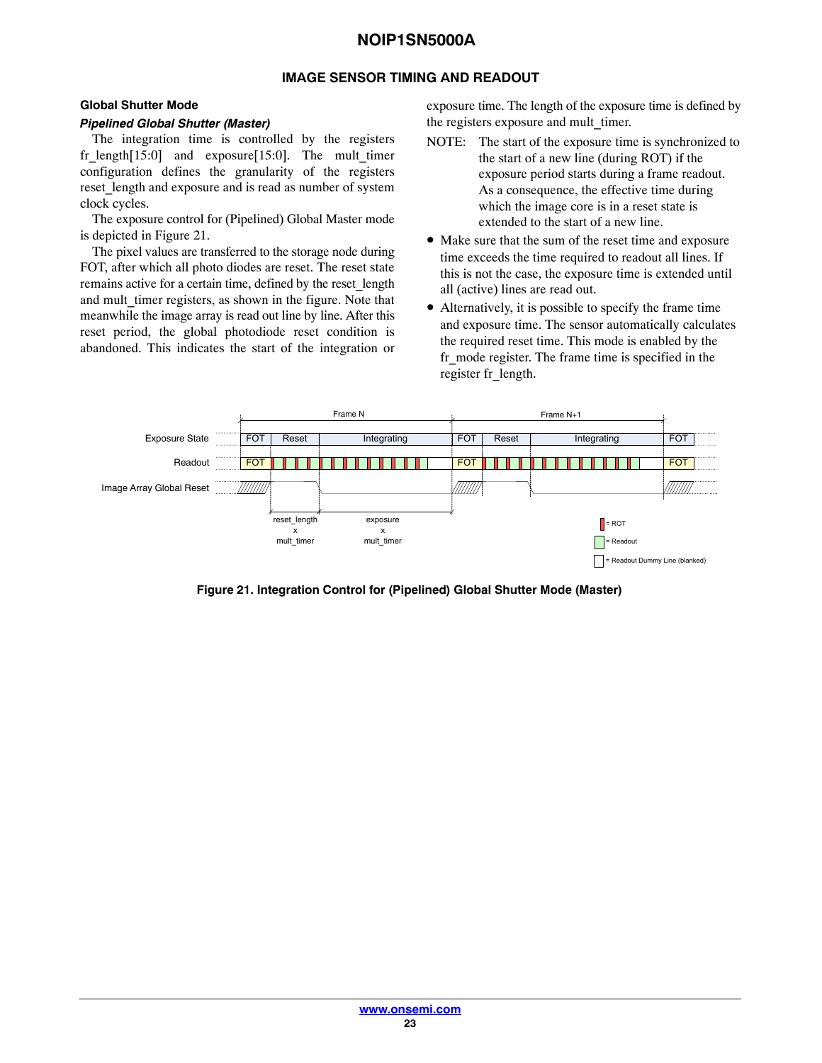## IMAGE SENSOR TIMING AND READOUT

### Global Shutter Mode

#### *Pipelined Global Shutter (Master)*

The integration time is controlled by the registers fr_length[15:0] and exposure[15:0]. The mult_timer configuration defines the granularity of the registers reset_length and exposure and is read as number of system clock cycles.

The exposure control for (Pipelined) Global Master mode is depicted in Figure 21.

The pixel values are transferred to the storage node during FOT, after which all photo diodes are reset. The reset state remains active for a certain time, defined by the reset_length and mult_timer registers, as shown in the figure. Note that meanwhile the image array is read out line by line. After this reset period, the global photodiode reset condition is abandoned. This indicates the start of the integration or exposure time. The length of the exposure time is defined by the registers exposure and mult_timer.

NOTE: The start of the exposure time is synchronized to the start of a new line (during ROT) if the exposure period starts during a frame readout. As a consequence, the effective time during which the image core is in a reset state is extended to the start of a new line.

- Make sure that the sum of the reset time and exposure time exceeds the time required to readout all lines. If this is not the case, the exposure time is extended until all (active) lines are read out.
- Alternatively, it is possible to specify the frame time and exposure time. The sensor automatically calculates the required reset time. This mode is enabled by the fr_mode register. The frame time is specified in the register fr_length.

Frame N
Frame N+1
Exposure State
FOT Reset Integrating FOT Reset Integrating FOT
Readout
FOT FOT FOT
Image Array Global Reset
reset_length x mult_timer
exposure x mult_timer
= ROT
= Readout
= Readout Dummy Line (blanked)

**Figure 21. Integration Control for (Pipelined) Global Shutter Mode (Master)**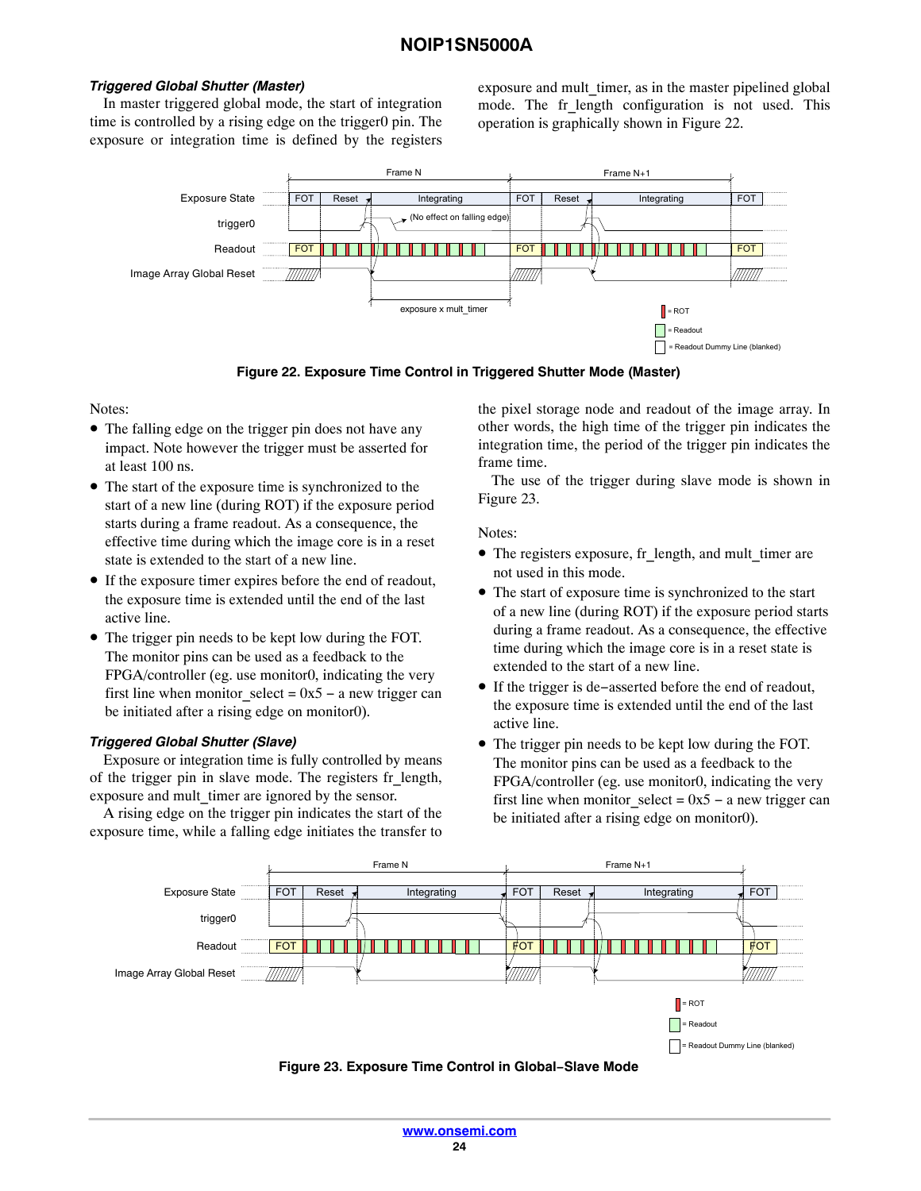### *Triggered Global Shutter (Master)*

In master triggered global mode, the start of integration time is controlled by a rising edge on the trigger0 pin. The exposure or integration time is defined by the registers exposure and mult_timer, as in the master pipelined global mode. The fr_length configuration is not used. This operation is graphically shown in Figure 22.

Frame N
Frame N+1
Exposure State
FOT
Reset
Integrating
FOT
Reset
Integrating
FOT
trigger0
(No effect on falling edge)
Readout
FOT
FOT
FOT
Image Array Global Reset
exposure x mult_timer
= ROT
= Readout
= Readout Dummy Line (blanked)

**Figure 22. Exposure Time Control in Triggered Shutter Mode (Master)**

Notes:

- The falling edge on the trigger pin does not have any impact. Note however the trigger must be asserted for at least 100 ns.
- The start of the exposure time is synchronized to the start of a new line (during ROT) if the exposure period starts during a frame readout. As a consequence, the effective time during which the image core is in a reset state is extended to the start of a new line.
- If the exposure timer expires before the end of readout, the exposure time is extended until the end of the last active line.
- The trigger pin needs to be kept low during the FOT. The monitor pins can be used as a feedback to the FPGA/controller (eg. use monitor0, indicating the very first line when monitor_select = 0x5 − a new trigger can be initiated after a rising edge on monitor0).

### *Triggered Global Shutter (Slave)*

Exposure or integration time is fully controlled by means of the trigger pin in slave mode. The registers fr_length, exposure and mult_timer are ignored by the sensor.

A rising edge on the trigger pin indicates the start of the exposure time, while a falling edge initiates the transfer to the pixel storage node and readout of the image array. In other words, the high time of the trigger pin indicates the integration time, the period of the trigger pin indicates the frame time.

The use of the trigger during slave mode is shown in Figure 23.

Notes:

- The registers exposure, fr_length, and mult_timer are not used in this mode.
- The start of exposure time is synchronized to the start of a new line (during ROT) if the exposure period starts during a frame readout. As a consequence, the effective time during which the image core is in a reset state is extended to the start of a new line.
- If the trigger is de−asserted before the end of readout, the exposure time is extended until the end of the last active line.
- The trigger pin needs to be kept low during the FOT. The monitor pins can be used as a feedback to the FPGA/controller (eg. use monitor0, indicating the very first line when monitor_select = 0x5 − a new trigger can be initiated after a rising edge on monitor0).

Frame N
Frame N+1
Exposure State
FOT
Reset
Integrating
FOT
Reset
Integrating
FOT
trigger0
Readout
FOT
FOT
FOT
Image Array Global Reset
= ROT
= Readout
= Readout Dummy Line (blanked)

**Figure 23. Exposure Time Control in Global−Slave Mode**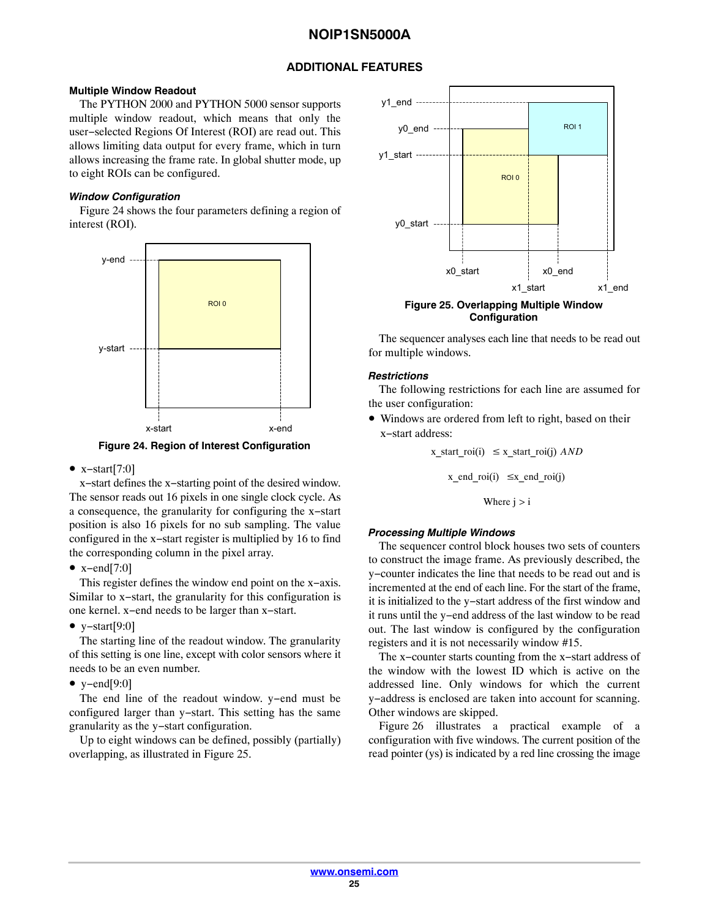## ADDITIONAL FEATURES

### Multiple Window Readout

The PYTHON 2000 and PYTHON 5000 sensor supports multiple window readout, which means that only the user−selected Regions Of Interest (ROI) are read out. This allows limiting data output for every frame, which in turn allows increasing the frame rate. In global shutter mode, up to eight ROIs can be configured.

#### *Window Configuration*

Figure 24 shows the four parameters defining a region of interest (ROI).

y-end
y-start
ROI 0
x-start
x-end

**Figure 24. Region of Interest Configuration**

- x−start[7:0]

x−start defines the x−starting point of the desired window. The sensor reads out 16 pixels in one single clock cycle. As a consequence, the granularity for configuring the x−start position is also 16 pixels for no sub sampling. The value configured in the x−start register is multiplied by 16 to find the corresponding column in the pixel array.

- x−end[7:0]

This register defines the window end point on the x−axis. Similar to x−start, the granularity for this configuration is one kernel. x−end needs to be larger than x−start.

- y−start[9:0]

The starting line of the readout window. The granularity of this setting is one line, except with color sensors where it needs to be an even number.

- y−end[9:0]

The end line of the readout window. y−end must be configured larger than y−start. This setting has the same granularity as the y−start configuration.

Up to eight windows can be defined, possibly (partially) overlapping, as illustrated in Figure 25.

y1_end
y0_end
y1_start
y0_start
ROI 1
ROI 0
x0_start
x0_end
x1_start
x1_end

**Figure 25. Overlapping Multiple Window Configuration**

The sequencer analyses each line that needs to be read out for multiple windows.

#### *Restrictions*

The following restrictions for each line are assumed for the user configuration:

- Windows are ordered from left to right, based on their x−start address:

$$x\_start\_roi(i) \leq x\_start\_roi(j) \ AND$$

$$x\_end\_roi(i) \leq x\_end\_roi(j)$$

$$\text{Where } j > i$$

#### *Processing Multiple Windows*

The sequencer control block houses two sets of counters to construct the image frame. As previously described, the y−counter indicates the line that needs to be read out and is incremented at the end of each line. For the start of the frame, it is initialized to the y−start address of the first window and it runs until the y−end address of the last window to be read out. The last window is configured by the configuration registers and it is not necessarily window #15.

The x−counter starts counting from the x−start address of the window with the lowest ID which is active on the addressed line. Only windows for which the current y−address is enclosed are taken into account for scanning. Other windows are skipped.

Figure 26 illustrates a practical example of a configuration with five windows. The current position of the read pointer (ys) is indicated by a red line crossing the image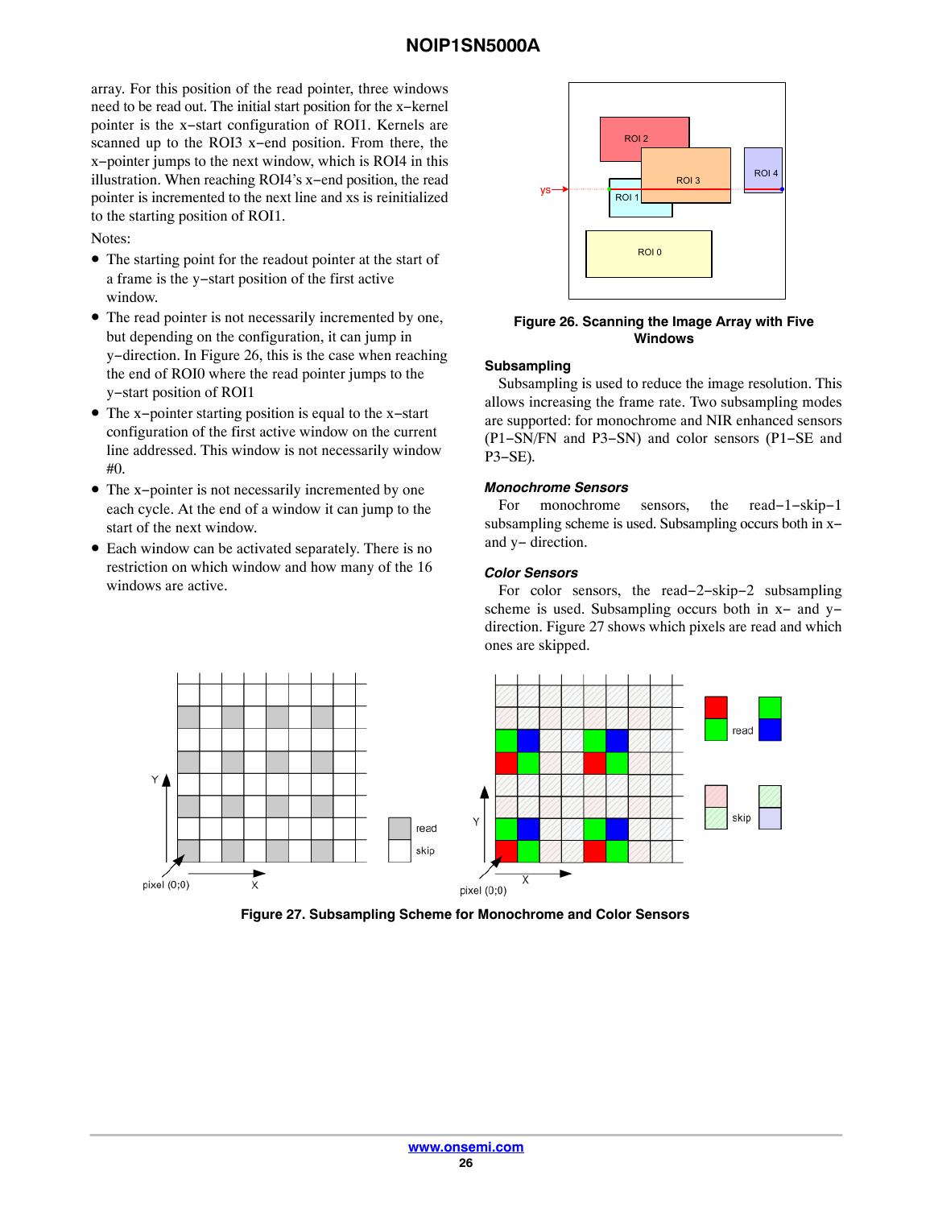array. For this position of the read pointer, three windows need to be read out. The initial start position for the x−kernel pointer is the x−start configuration of ROI1. Kernels are scanned up to the ROI3 x−end position. From there, the x−pointer jumps to the next window, which is ROI4 in this illustration. When reaching ROI4's x−end position, the read pointer is incremented to the next line and xs is reinitialized to the starting position of ROI1.

Notes:

- The starting point for the readout pointer at the start of a frame is the y−start position of the first active window.
- The read pointer is not necessarily incremented by one, but depending on the configuration, it can jump in y−direction. In Figure 26, this is the case when reaching the end of ROI0 where the read pointer jumps to the y−start position of ROI1
- The x−pointer starting position is equal to the x−start configuration of the first active window on the current line addressed. This window is not necessarily window #0.
- The x−pointer is not necessarily incremented by one each cycle. At the end of a window it can jump to the start of the next window.
- Each window can be activated separately. There is no restriction on which window and how many of the 16 windows are active.

ROI 2
ROI 3
ROI 4
ys
ROI 1
ROI 0

**Figure 26. Scanning the Image Array with Five Windows**

### Subsampling

Subsampling is used to reduce the image resolution. This allows increasing the frame rate. Two subsampling modes are supported: for monochrome and NIR enhanced sensors (P1−SN/FN and P3−SN) and color sensors (P1−SE and P3−SE).

#### *Monochrome Sensors*

For monochrome sensors, the read−1−skip−1 subsampling scheme is used. Subsampling occurs both in x− and y− direction.

#### *Color Sensors*

For color sensors, the read−2−skip−2 subsampling scheme is used. Subsampling occurs both in x− and y−direction. Figure 27 shows which pixels are read and which ones are skipped.

Y
X
pixel (0;0)
read
skip

Y
X
pixel (0;0)
read
skip

**Figure 27. Subsampling Scheme for Monochrome and Color Sensors**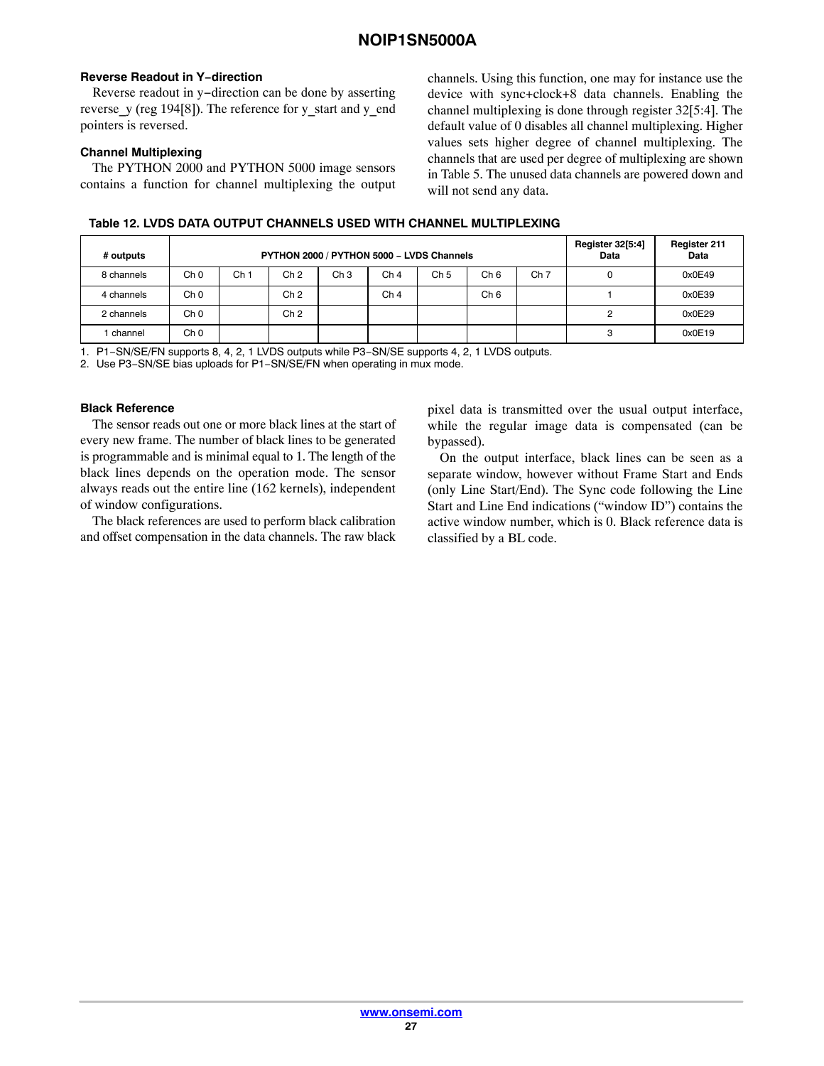### Reverse Readout in Y−direction

Reverse readout in y−direction can be done by asserting reverse_y (reg 194[8]). The reference for y_start and y_end pointers is reversed.

### Channel Multiplexing

The PYTHON 2000 and PYTHON 5000 image sensors contains a function for channel multiplexing the output channels. Using this function, one may for instance use the device with sync+clock+8 data channels. Enabling the channel multiplexing is done through register 32[5:4]. The default value of 0 disables all channel multiplexing. Higher values sets higher degree of channel multiplexing. The channels that are used per degree of multiplexing are shown in Table 5. The unused data channels are powered down and will not send any data.

**Table 12. LVDS DATA OUTPUT CHANNELS USED WITH CHANNEL MULTIPLEXING**

| # outputs | PYTHON 2000 / PYTHON 5000 − LVDS Channels | | | | | | | | Register 32[5:4] Data | Register 211 Data |
|---|---|---|---|---|---|---|---|---|---|---|
| 8 channels | Ch 0 | Ch 1 | Ch 2 | Ch 3 | Ch 4 | Ch 5 | Ch 6 | Ch 7 | 0 | 0x0E49 |
| 4 channels | Ch 0 | | Ch 2 | | Ch 4 | | Ch 6 | | 1 | 0x0E39 |
| 2 channels | Ch 0 | | Ch 2 | | | | | | 2 | 0x0E29 |
| 1 channel | Ch 0 | | | | | | | | 3 | 0x0E19 |

1. P1−SN/SE/FN supports 8, 4, 2, 1 LVDS outputs while P3−SN/SE supports 4, 2, 1 LVDS outputs.
2. Use P3−SN/SE bias uploads for P1−SN/SE/FN when operating in mux mode.

### Black Reference

The sensor reads out one or more black lines at the start of every new frame. The number of black lines to be generated is programmable and is minimal equal to 1. The length of the black lines depends on the operation mode. The sensor always reads out the entire line (162 kernels), independent of window configurations.

The black references are used to perform black calibration and offset compensation in the data channels. The raw black pixel data is transmitted over the usual output interface, while the regular image data is compensated (can be bypassed).

On the output interface, black lines can be seen as a separate window, however without Frame Start and Ends (only Line Start/End). The Sync code following the Line Start and Line End indications ("window ID") contains the active window number, which is 0. Black reference data is classified by a BL code.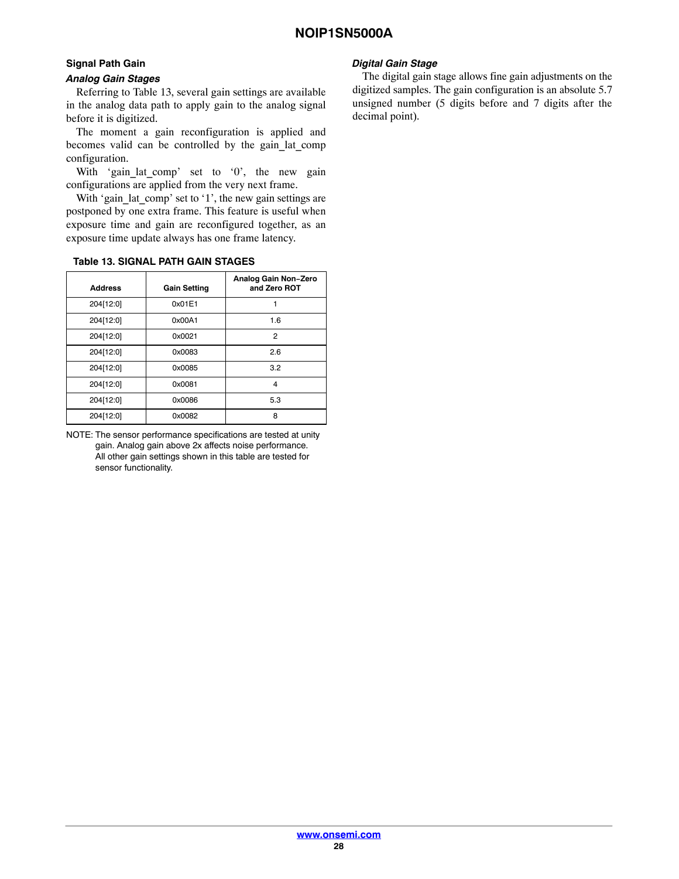## Signal Path Gain

### *Analog Gain Stages*

Referring to Table 13, several gain settings are available in the analog data path to apply gain to the analog signal before it is digitized.

The moment a gain reconfiguration is applied and becomes valid can be controlled by the gain_lat_comp configuration.

With 'gain_lat_comp' set to '0', the new gain configurations are applied from the very next frame.

With 'gain_lat_comp' set to '1', the new gain settings are postponed by one extra frame. This feature is useful when exposure time and gain are reconfigured together, as an exposure time update always has one frame latency.

**Table 13. SIGNAL PATH GAIN STAGES**

| Address | Gain Setting | Analog Gain Non–Zero and Zero ROT |
|---|---|---|
| 204[12:0] | 0x01E1 | 1 |
| 204[12:0] | 0x00A1 | 1.6 |
| 204[12:0] | 0x0021 | 2 |
| 204[12:0] | 0x0083 | 2.6 |
| 204[12:0] | 0x0085 | 3.2 |
| 204[12:0] | 0x0081 | 4 |
| 204[12:0] | 0x0086 | 5.3 |
| 204[12:0] | 0x0082 | 8 |

NOTE: The sensor performance specifications are tested at unity gain. Analog gain above 2x affects noise performance. All other gain settings shown in this table are tested for sensor functionality.

### *Digital Gain Stage*

The digital gain stage allows fine gain adjustments on the digitized samples. The gain configuration is an absolute 5.7 unsigned number (5 digits before and 7 digits after the decimal point).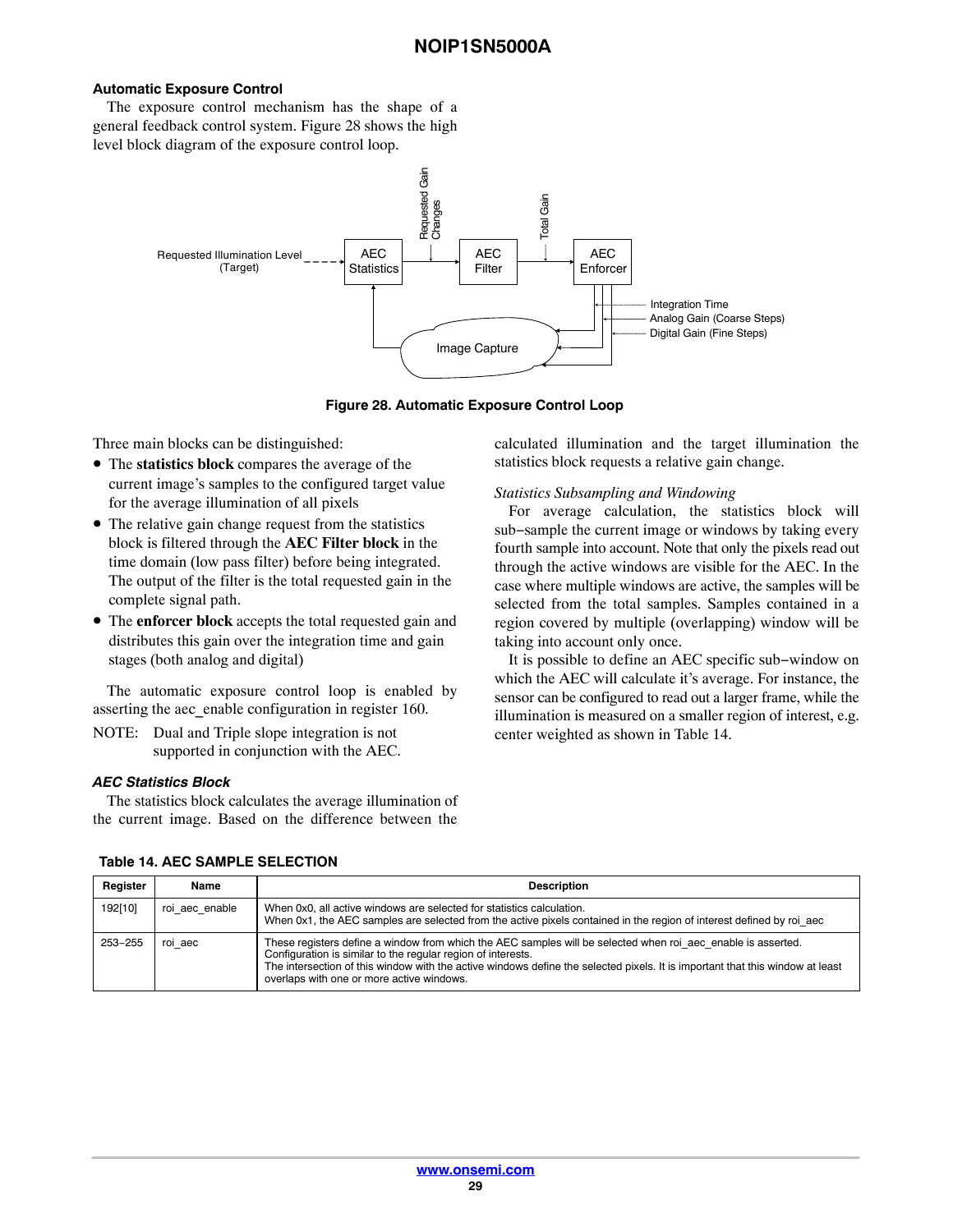## Automatic Exposure Control

The exposure control mechanism has the shape of a general feedback control system. Figure 28 shows the high level block diagram of the exposure control loop.

Requested Illumination Level (Target)
AEC Statistics
Requested Gain Changes
AEC Filter
Total Gain
AEC Enforcer
Integration Time
Analog Gain (Coarse Steps)
Digital Gain (Fine Steps)
Image Capture

**Figure 28. Automatic Exposure Control Loop**

Three main blocks can be distinguished:

- The **statistics block** compares the average of the current image's samples to the configured target value for the average illumination of all pixels
- The relative gain change request from the statistics block is filtered through the **AEC Filter block** in the time domain (low pass filter) before being integrated. The output of the filter is the total requested gain in the complete signal path.
- The **enforcer block** accepts the total requested gain and distributes this gain over the integration time and gain stages (both analog and digital)

The automatic exposure control loop is enabled by asserting the aec_enable configuration in register 160.

NOTE: Dual and Triple slope integration is not supported in conjunction with the AEC.

### *AEC Statistics Block*

The statistics block calculates the average illumination of the current image. Based on the difference between the calculated illumination and the target illumination the statistics block requests a relative gain change.

*Statistics Subsampling and Windowing*

For average calculation, the statistics block will sub−sample the current image or windows by taking every fourth sample into account. Note that only the pixels read out through the active windows are visible for the AEC. In the case where multiple windows are active, the samples will be selected from the total samples. Samples contained in a region covered by multiple (overlapping) window will be taking into account only once.

It is possible to define an AEC specific sub−window on which the AEC will calculate it's average. For instance, the sensor can be configured to read out a larger frame, while the illumination is measured on a smaller region of interest, e.g. center weighted as shown in Table 14.

**Table 14. AEC SAMPLE SELECTION**

| Register | Name | Description |
|---|---|---|
| 192[10] | roi_aec_enable | When 0x0, all active windows are selected for statistics calculation.<br>When 0x1, the AEC samples are selected from the active pixels contained in the region of interest defined by roi_aec |
| 253−255 | roi_aec | These registers define a window from which the AEC samples will be selected when roi_aec_enable is asserted.<br>Configuration is similar to the regular region of interests.<br>The intersection of this window with the active windows define the selected pixels. It is important that this window at least overlaps with one or more active windows. |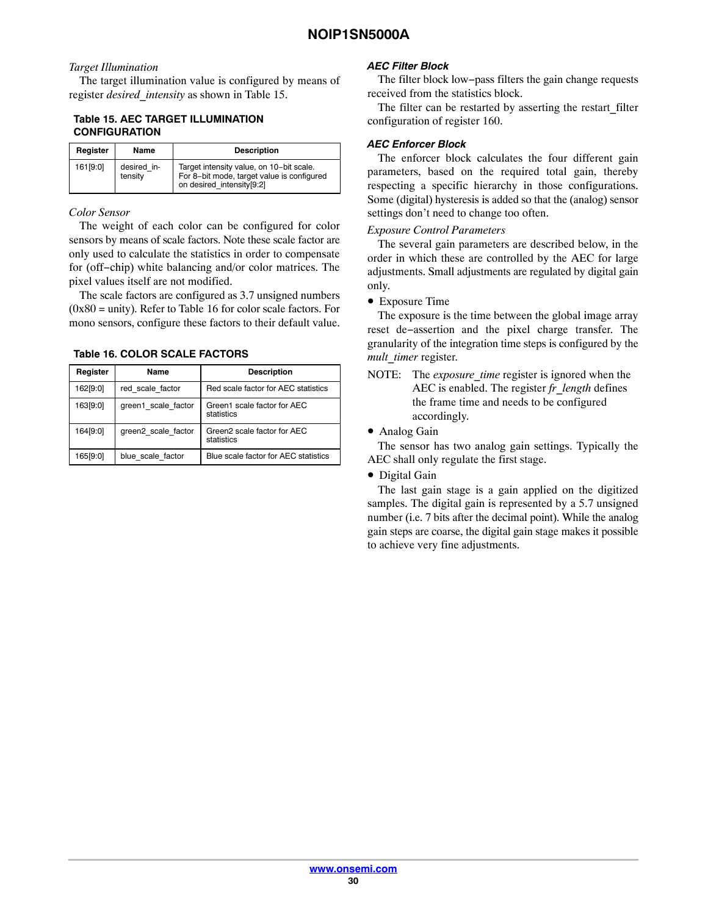*Target Illumination*

The target illumination value is configured by means of register *desired_intensity* as shown in Table 15.

**Table 15. AEC TARGET ILLUMINATION CONFIGURATION**

| Register | Name | Description |
| --- | --- | --- |
| 161[9:0] | desired_intensity | Target intensity value, on 10−bit scale. For 8−bit mode, target value is configured on desired_intensity[9:2] |

*Color Sensor*

The weight of each color can be configured for color sensors by means of scale factors. Note these scale factor are only used to calculate the statistics in order to compensate for (off−chip) white balancing and/or color matrices. The pixel values itself are not modified.

The scale factors are configured as 3.7 unsigned numbers (0x80 = unity). Refer to Table 16 for color scale factors. For mono sensors, configure these factors to their default value.

**Table 16. COLOR SCALE FACTORS**

| Register | Name | Description |
| --- | --- | --- |
| 162[9:0] | red_scale_factor | Red scale factor for AEC statistics |
| 163[9:0] | green1_scale_factor | Green1 scale factor for AEC statistics |
| 164[9:0] | green2_scale_factor | Green2 scale factor for AEC statistics |
| 165[9:0] | blue_scale_factor | Blue scale factor for AEC statistics |

### *AEC Filter Block*

The filter block low−pass filters the gain change requests received from the statistics block.

The filter can be restarted by asserting the restart_filter configuration of register 160.

### *AEC Enforcer Block*

The enforcer block calculates the four different gain parameters, based on the required total gain, thereby respecting a specific hierarchy in those configurations. Some (digital) hysteresis is added so that the (analog) sensor settings don't need to change too often.

*Exposure Control Parameters*

The several gain parameters are described below, in the order in which these are controlled by the AEC for large adjustments. Small adjustments are regulated by digital gain only.

- Exposure Time

The exposure is the time between the global image array reset de−assertion and the pixel charge transfer. The granularity of the integration time steps is configured by the *mult_timer* register.

NOTE: The *exposure_time* register is ignored when the AEC is enabled. The register *fr_length* defines the frame time and needs to be configured accordingly.

- Analog Gain

The sensor has two analog gain settings. Typically the AEC shall only regulate the first stage.

- Digital Gain

The last gain stage is a gain applied on the digitized samples. The digital gain is represented by a 5.7 unsigned number (i.e. 7 bits after the decimal point). While the analog gain steps are coarse, the digital gain stage makes it possible to achieve very fine adjustments.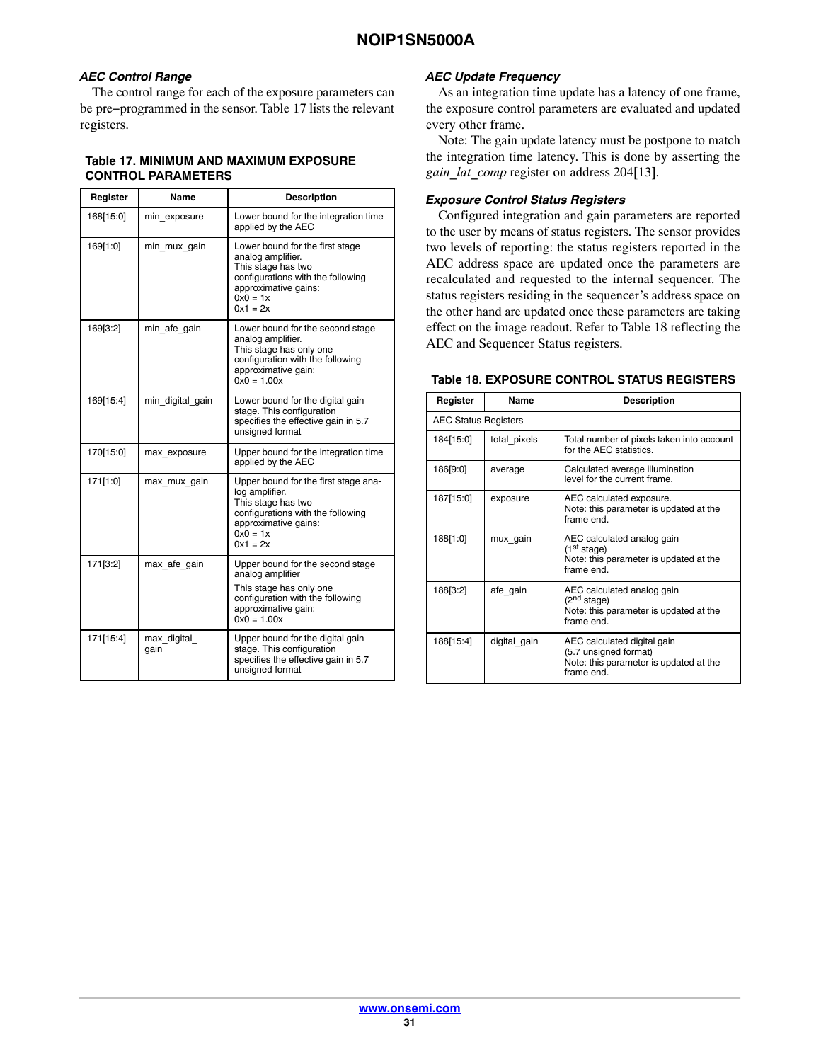### AEC Control Range

The control range for each of the exposure parameters can be pre−programmed in the sensor. Table 17 lists the relevant registers.

**Table 17. MINIMUM AND MAXIMUM EXPOSURE CONTROL PARAMETERS**

| Register | Name | Description |
|---|---|---|
| 168[15:0] | min_exposure | Lower bound for the integration time applied by the AEC |
| 169[1:0] | min_mux_gain | Lower bound for the first stage analog amplifier. This stage has two configurations with the following approximative gains: 0x0 = 1x 0x1 = 2x |
| 169[3:2] | min_afe_gain | Lower bound for the second stage analog amplifier. This stage has only one configuration with the following approximative gain: 0x0 = 1.00x |
| 169[15:4] | min_digital_gain | Lower bound for the digital gain stage. This configuration specifies the effective gain in 5.7 unsigned format |
| 170[15:0] | max_exposure | Upper bound for the integration time applied by the AEC |
| 171[1:0] | max_mux_gain | Upper bound for the first stage analog amplifier. This stage has two configurations with the following approximative gains: 0x0 = 1x 0x1 = 2x |
| 171[3:2] | max_afe_gain | Upper bound for the second stage analog amplifier This stage has only one configuration with the following approximative gain: 0x0 = 1.00x |
| 171[15:4] | max_digital_gain | Upper bound for the digital gain stage. This configuration specifies the effective gain in 5.7 unsigned format |

### AEC Update Frequency

As an integration time update has a latency of one frame, the exposure control parameters are evaluated and updated every other frame.

Note: The gain update latency must be postpone to match the integration time latency. This is done by asserting the *gain_lat_comp* register on address 204[13].

### Exposure Control Status Registers

Configured integration and gain parameters are reported to the user by means of status registers. The sensor provides two levels of reporting: the status registers reported in the AEC address space are updated once the parameters are recalculated and requested to the internal sequencer. The status registers residing in the sequencer's address space on the other hand are updated once these parameters are taking effect on the image readout. Refer to Table 18 reflecting the AEC and Sequencer Status registers.

**Table 18. EXPOSURE CONTROL STATUS REGISTERS**

| Register | Name | Description |
|---|---|---|
| AEC Status Registers | | |
| 184[15:0] | total_pixels | Total number of pixels taken into account for the AEC statistics. |
| 186[9:0] | average | Calculated average illumination level for the current frame. |
| 187[15:0] | exposure | AEC calculated exposure. Note: this parameter is updated at the frame end. |
| 188[1:0] | mux_gain | AEC calculated analog gain (1st stage) Note: this parameter is updated at the frame end. |
| 188[3:2] | afe_gain | AEC calculated analog gain (2nd stage) Note: this parameter is updated at the frame end. |
| 188[15:4] | digital_gain | AEC calculated digital gain (5.7 unsigned format) Note: this parameter is updated at the frame end. |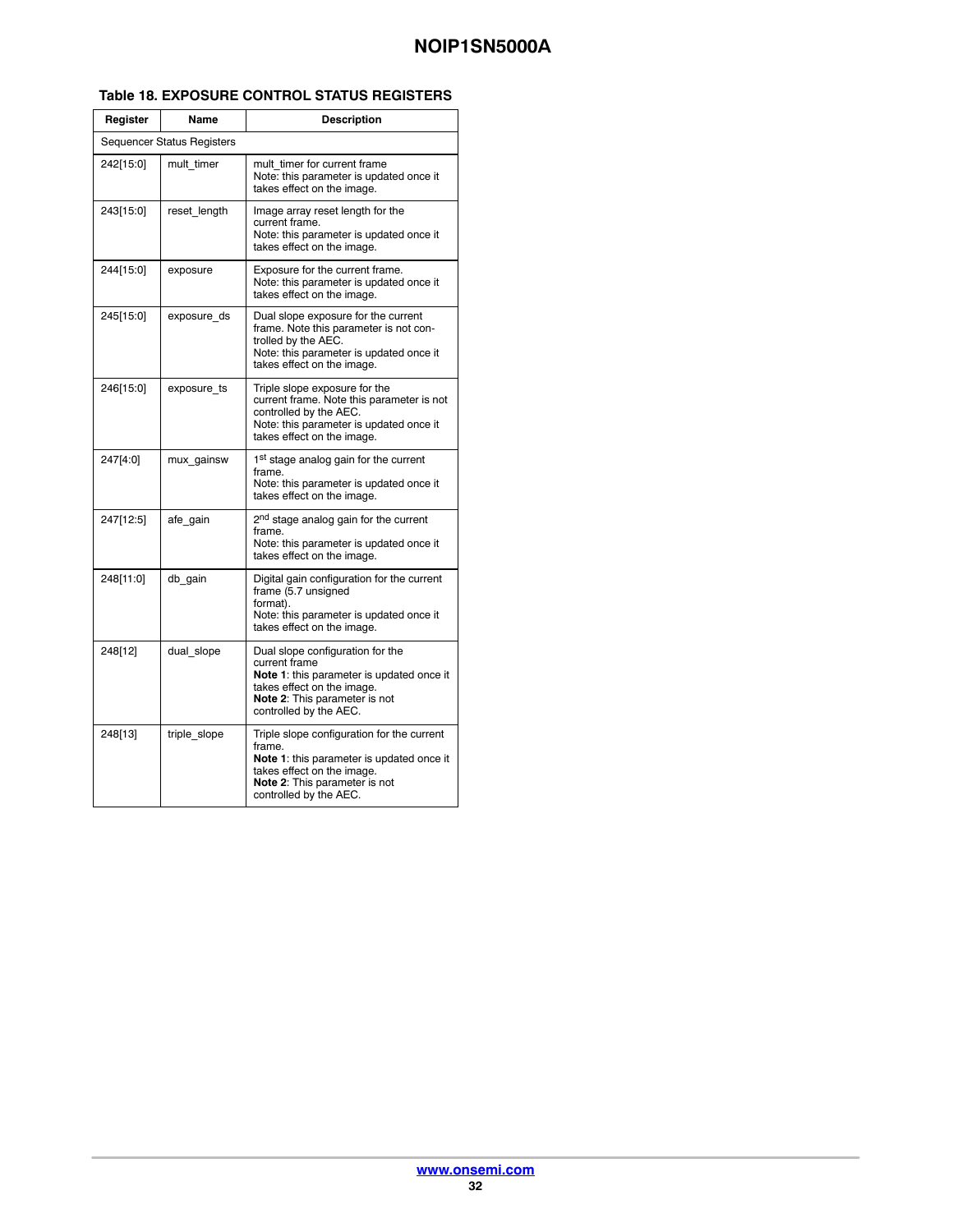**Table 18. EXPOSURE CONTROL STATUS REGISTERS**

| Register | Name | Description |
| --- | --- | --- |
| Sequencer Status Registers | | |
| 242[15:0] | mult_timer | mult_timer for current frame<br>Note: this parameter is updated once it takes effect on the image. |
| 243[15:0] | reset_length | Image array reset length for the current frame.<br>Note: this parameter is updated once it takes effect on the image. |
| 244[15:0] | exposure | Exposure for the current frame.<br>Note: this parameter is updated once it takes effect on the image. |
| 245[15:0] | exposure_ds | Dual slope exposure for the current frame. Note this parameter is not controlled by the AEC.<br>Note: this parameter is updated once it takes effect on the image. |
| 246[15:0] | exposure_ts | Triple slope exposure for the current frame. Note this parameter is not controlled by the AEC.<br>Note: this parameter is updated once it takes effect on the image. |
| 247[4:0] | mux_gainsw | 1st stage analog gain for the current frame.<br>Note: this parameter is updated once it takes effect on the image. |
| 247[12:5] | afe_gain | 2nd stage analog gain for the current frame.<br>Note: this parameter is updated once it takes effect on the image. |
| 248[11:0] | db_gain | Digital gain configuration for the current frame (5.7 unsigned format).<br>Note: this parameter is updated once it takes effect on the image. |
| 248[12] | dual_slope | Dual slope configuration for the current frame<br>**Note 1**: this parameter is updated once it takes effect on the image.<br>**Note 2**: This parameter is not controlled by the AEC. |
| 248[13] | triple_slope | Triple slope configuration for the current frame.<br>**Note 1**: this parameter is updated once it takes effect on the image.<br>**Note 2**: This parameter is not controlled by the AEC. |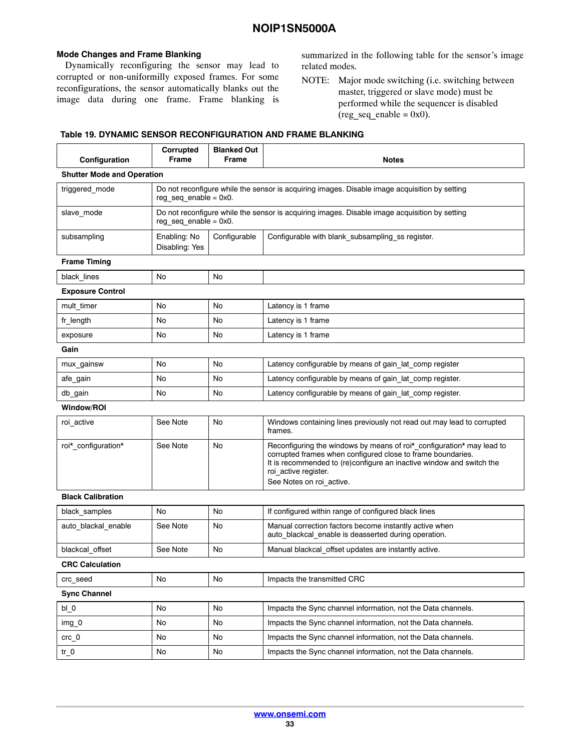### Mode Changes and Frame Blanking

Dynamically reconfiguring the sensor may lead to corrupted or non-uniformilly exposed frames. For some reconfigurations, the sensor automatically blanks out the image data during one frame. Frame blanking is summarized in the following table for the sensor's image related modes.

NOTE: Major mode switching (i.e. switching between master, triggered or slave mode) must be performed while the sequencer is disabled (reg_seq_enable = 0x0).

**Table 19. DYNAMIC SENSOR RECONFIGURATION AND FRAME BLANKING**

| Configuration | Corrupted Frame | Blanked Out Frame | Notes |
|---|---|---|---|
| **Shutter Mode and Operation** | | | |
| triggered_mode | Do not reconfigure while the sensor is acquiring images. Disable image acquisition by setting reg_seq_enable = 0x0. | | |
| slave_mode | Do not reconfigure while the sensor is acquiring images. Disable image acquisition by setting reg_seq_enable = 0x0. | | |
| subsampling | Enabling: No<br>Disabling: Yes | Configurable | Configurable with blank_subsampling_ss register. |
| **Frame Timing** | | | |
| black_lines | No | No | |
| **Exposure Control** | | | |
| mult_timer | No | No | Latency is 1 frame |
| fr_length | No | No | Latency is 1 frame |
| exposure | No | No | Latency is 1 frame |
| **Gain** | | | |
| mux_gainsw | No | No | Latency configurable by means of gain_lat_comp register |
| afe_gain | No | No | Latency configurable by means of gain_lat_comp register. |
| db_gain | No | No | Latency configurable by means of gain_lat_comp register. |
| **Window/ROI** | | | |
| roi_active | See Note | No | Windows containing lines previously not read out may lead to corrupted frames. |
| roi*_configuration* | See Note | No | Reconfiguring the windows by means of roi*_configuration* may lead to corrupted frames when configured close to frame boundaries.<br>It is recommended to (re)configure an inactive window and switch the roi_active register.<br>See Notes on roi_active. |
| **Black Calibration** | | | |
| black_samples | No | No | If configured within range of configured black lines |
| auto_blackal_enable | See Note | No | Manual correction factors become instantly active when auto_blackcal_enable is deasserted during operation. |
| blackcal_offset | See Note | No | Manual blackcal_offset updates are instantly active. |
| **CRC Calculation** | | | |
| crc_seed | No | No | Impacts the transmitted CRC |
| **Sync Channel** | | | |
| bl_0 | No | No | Impacts the Sync channel information, not the Data channels. |
| img_0 | No | No | Impacts the Sync channel information, not the Data channels. |
| crc_0 | No | No | Impacts the Sync channel information, not the Data channels. |
| tr_0 | No | No | Impacts the Sync channel information, not the Data channels. |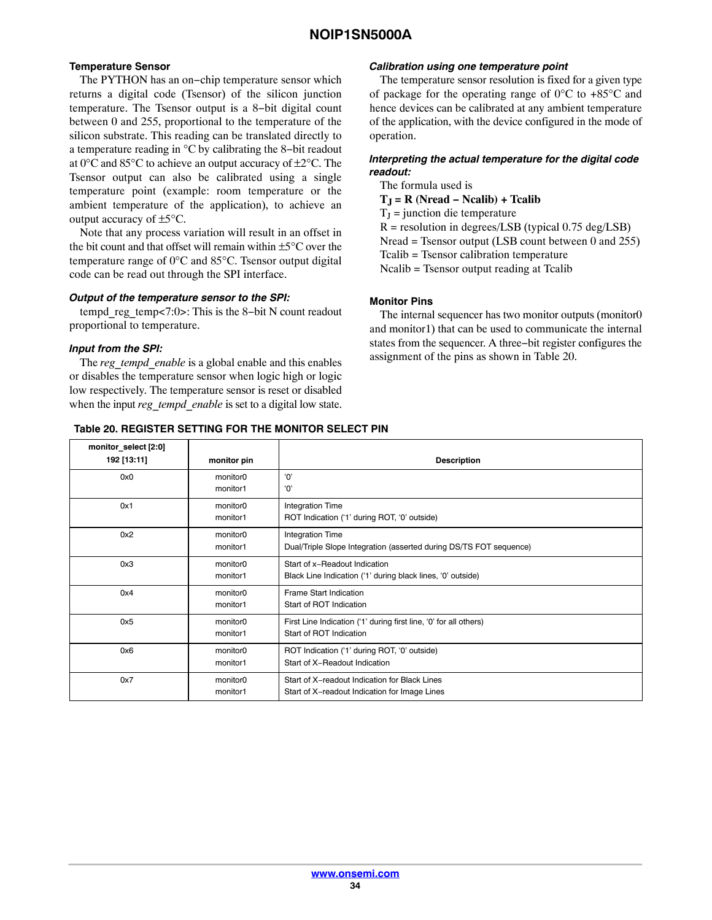### Temperature Sensor

The PYTHON has an on−chip temperature sensor which returns a digital code (Tsensor) of the silicon junction temperature. The Tsensor output is a 8−bit digital count between 0 and 255, proportional to the temperature of the silicon substrate. This reading can be translated directly to a temperature reading in °C by calibrating the 8−bit readout at 0°C and 85°C to achieve an output accuracy of ±2°C. The Tsensor output can also be calibrated using a single temperature point (example: room temperature or the ambient temperature of the application), to achieve an output accuracy of ±5°C.

Note that any process variation will result in an offset in the bit count and that offset will remain within ±5°C over the temperature range of 0°C and 85°C. Tsensor output digital code can be read out through the SPI interface.

#### *Output of the temperature sensor to the SPI:*

tempd_reg_temp<7:0>: This is the 8−bit N count readout proportional to temperature.

#### *Input from the SPI:*

The *reg_tempd_enable* is a global enable and this enables or disables the temperature sensor when logic high or logic low respectively. The temperature sensor is reset or disabled when the input *reg_tempd_enable* is set to a digital low state.

#### *Calibration using one temperature point*

The temperature sensor resolution is fixed for a given type of package for the operating range of 0°C to +85°C and hence devices can be calibrated at any ambient temperature of the application, with the device configured in the mode of operation.

#### *Interpreting the actual temperature for the digital code readout:*

The formula used is

$$T_J = R\ (Nread - Ncalib) + Tcalib$$

$T_J$ = junction die temperature
R = resolution in degrees/LSB (typical 0.75 deg/LSB)
Nread = Tsensor output (LSB count between 0 and 255)
Tcalib = Tsensor calibration temperature
Ncalib = Tsensor output reading at Tcalib

### Monitor Pins

The internal sequencer has two monitor outputs (monitor0 and monitor1) that can be used to communicate the internal states from the sequencer. A three−bit register configures the assignment of the pins as shown in Table 20.

**Table 20. REGISTER SETTING FOR THE MONITOR SELECT PIN**

| monitor_select [2:0] 192 [13:11] | monitor pin | Description |
|---|---|---|
| 0x0 | monitor0 | '0' |
| | monitor1 | '0' |
| 0x1 | monitor0 | Integration Time |
| | monitor1 | ROT Indication ('1' during ROT, '0' outside) |
| 0x2 | monitor0 | Integration Time |
| | monitor1 | Dual/Triple Slope Integration (asserted during DS/TS FOT sequence) |
| 0x3 | monitor0 | Start of x−Readout Indication |
| | monitor1 | Black Line Indication ('1' during black lines, '0' outside) |
| 0x4 | monitor0 | Frame Start Indication |
| | monitor1 | Start of ROT Indication |
| 0x5 | monitor0 | First Line Indication ('1' during first line, '0' for all others) |
| | monitor1 | Start of ROT Indication |
| 0x6 | monitor0 | ROT Indication ('1' during ROT, '0' outside) |
| | monitor1 | Start of X−Readout Indication |
| 0x7 | monitor0 | Start of X−readout Indication for Black Lines |
| | monitor1 | Start of X−readout Indication for Image Lines |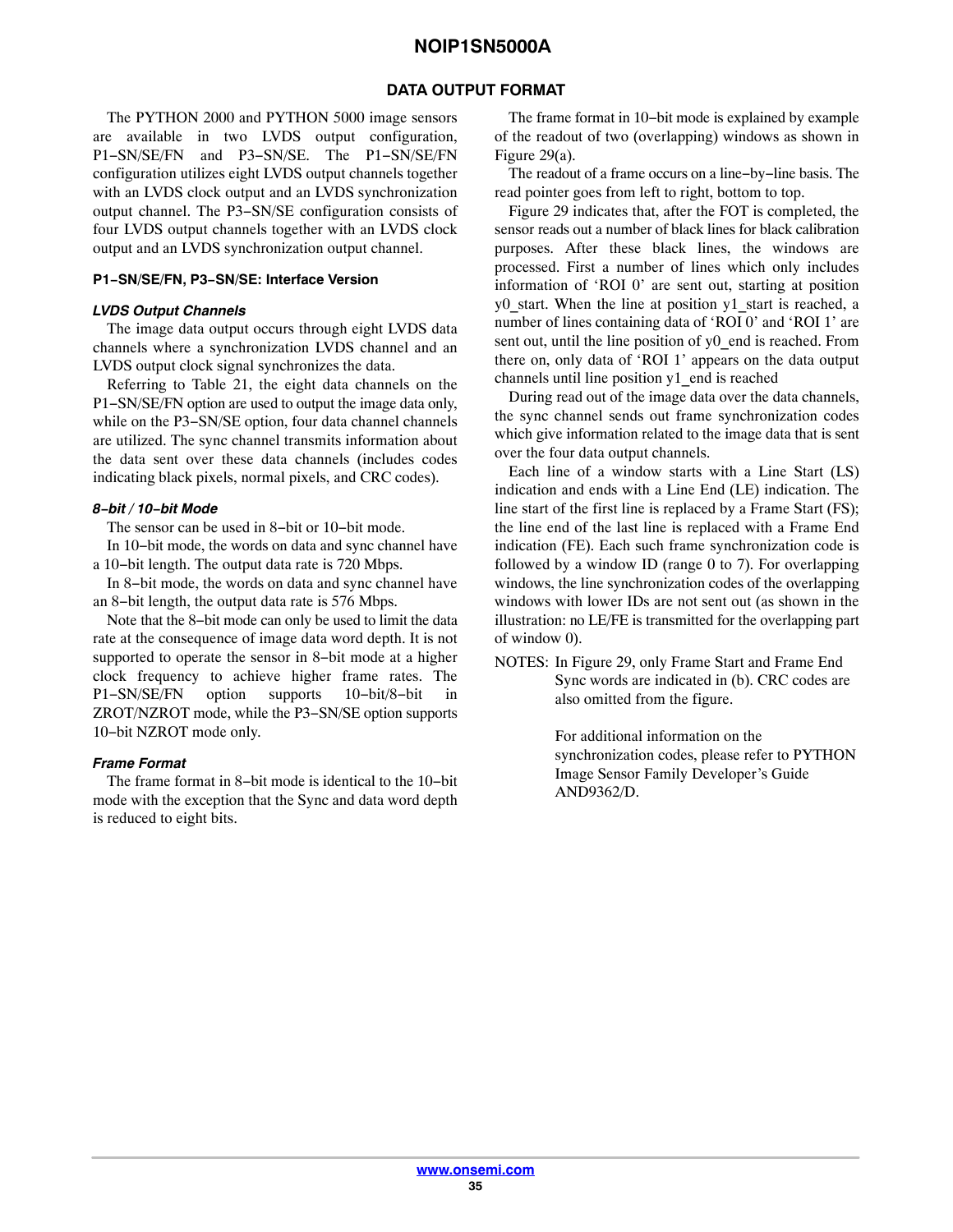## DATA OUTPUT FORMAT

The PYTHON 2000 and PYTHON 5000 image sensors are available in two LVDS output configuration, P1−SN/SE/FN and P3−SN/SE. The P1−SN/SE/FN configuration utilizes eight LVDS output channels together with an LVDS clock output and an LVDS synchronization output channel. The P3−SN/SE configuration consists of four LVDS output channels together with an LVDS clock output and an LVDS synchronization output channel.

### P1−SN/SE/FN, P3−SN/SE: Interface Version

#### *LVDS Output Channels*

The image data output occurs through eight LVDS data channels where a synchronization LVDS channel and an LVDS output clock signal synchronizes the data.

Referring to Table 21, the eight data channels on the P1−SN/SE/FN option are used to output the image data only, while on the P3−SN/SE option, four data channel channels are utilized. The sync channel transmits information about the data sent over these data channels (includes codes indicating black pixels, normal pixels, and CRC codes).

#### *8−bit / 10−bit Mode*

The sensor can be used in 8−bit or 10−bit mode.

In 10−bit mode, the words on data and sync channel have a 10−bit length. The output data rate is 720 Mbps.

In 8−bit mode, the words on data and sync channel have an 8−bit length, the output data rate is 576 Mbps.

Note that the 8−bit mode can only be used to limit the data rate at the consequence of image data word depth. It is not supported to operate the sensor in 8−bit mode at a higher clock frequency to achieve higher frame rates. The P1−SN/SE/FN option supports 10−bit/8−bit in ZROT/NZROT mode, while the P3−SN/SE option supports 10−bit NZROT mode only.

#### *Frame Format*

The frame format in 8−bit mode is identical to the 10−bit mode with the exception that the Sync and data word depth is reduced to eight bits.

The frame format in 10−bit mode is explained by example of the readout of two (overlapping) windows as shown in Figure 29(a).

The readout of a frame occurs on a line−by−line basis. The read pointer goes from left to right, bottom to top.

Figure 29 indicates that, after the FOT is completed, the sensor reads out a number of black lines for black calibration purposes. After these black lines, the windows are processed. First a number of lines which only includes information of 'ROI 0' are sent out, starting at position y0_start. When the line at position y1_start is reached, a number of lines containing data of 'ROI 0' and 'ROI 1' are sent out, until the line position of y0_end is reached. From there on, only data of 'ROI 1' appears on the data output channels until line position y1_end is reached

During read out of the image data over the data channels, the sync channel sends out frame synchronization codes which give information related to the image data that is sent over the four data output channels.

Each line of a window starts with a Line Start (LS) indication and ends with a Line End (LE) indication. The line start of the first line is replaced by a Frame Start (FS); the line end of the last line is replaced with a Frame End indication (FE). Each such frame synchronization code is followed by a window ID (range 0 to 7). For overlapping windows, the line synchronization codes of the overlapping windows with lower IDs are not sent out (as shown in the illustration: no LE/FE is transmitted for the overlapping part of window 0).

NOTES: In Figure 29, only Frame Start and Frame End Sync words are indicated in (b). CRC codes are also omitted from the figure.

For additional information on the synchronization codes, please refer to PYTHON Image Sensor Family Developer's Guide AND9362/D.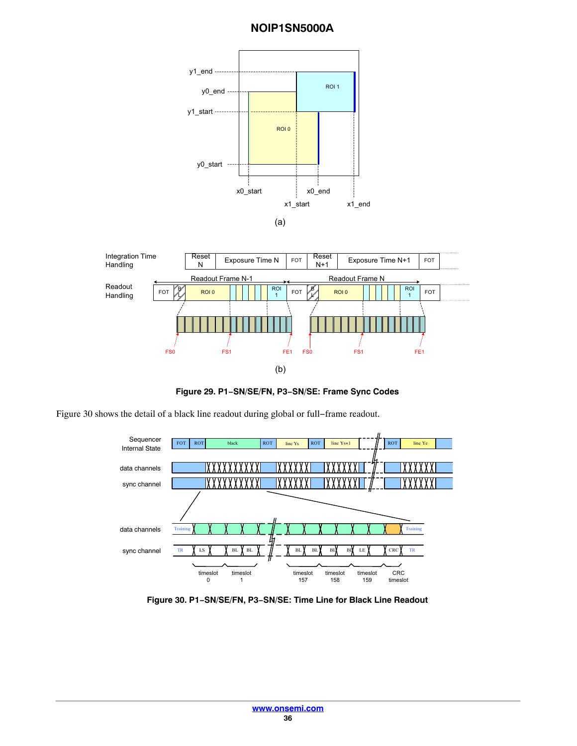y1_end

y0_end

y1_start

y0_start

ROI 1

ROI 0

x0_start

x0_end

x1_start

x1_end

(a)

Integration Time Handling

Reset N

Exposure Time N

FOT

Reset N+1

Exposure Time N+1

FOT

Readout Frame N-1

Readout Frame N

Readout Handling

FOT

BL

ROI 0

ROI 1

FOT

BL

ROI 0

ROI 1

FOT

FS0

FS1

FE1

FS0

FS1

FE1

(b)

**Figure 29. P1−SN/SE/FN, P3−SN/SE: Frame Sync Codes**

Figure 30 shows the detail of a black line readout during global or full−frame readout.

Sequencer Internal State

FOT

ROT

black

ROT

line Ys

ROT

line Ys+1

ROT

line Ye

data channels

sync channel

data channels

Training

Training

sync channel

TR

LS

BL

BL

BL

BL

BL

BL

LE

CRC

TR

timeslot 0

timeslot 1

timeslot 157

timeslot 158

timeslot 159

CRC timeslot

**Figure 30. P1−SN/SE/FN, P3−SN/SE: Time Line for Black Line Readout**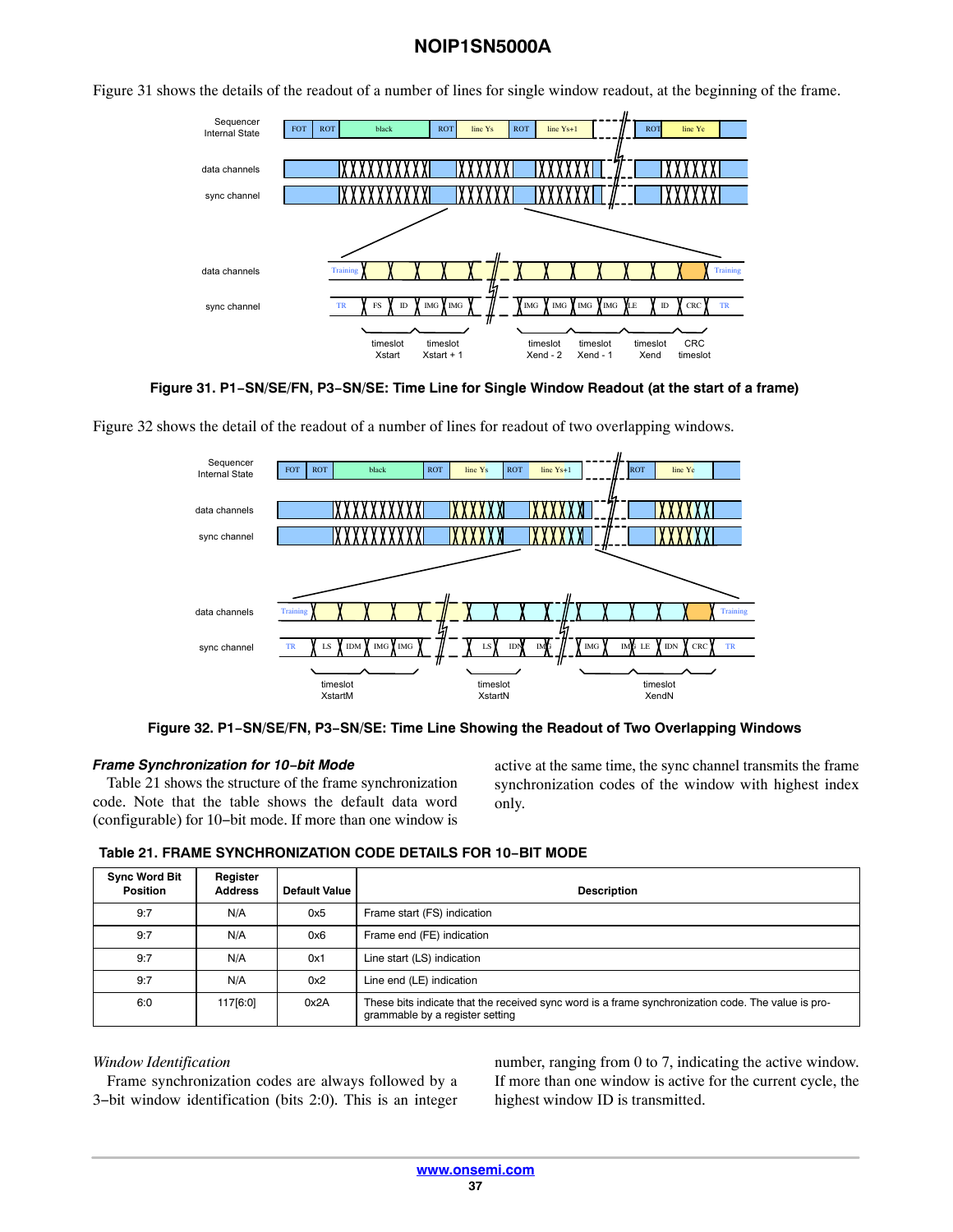Figure 31 shows the details of the readout of a number of lines for single window readout, at the beginning of the frame.

Sequencer Internal State
FOT
ROT
black
ROT
line Ys
ROT
line Ys+1
ROT
line Ye
data channels
sync channel
data channels
Training
Training
sync channel
TR
FS
ID
IMG
IMG
IMG
IMG
IMG
IMG
LE
ID
CRC
TR
timeslot Xstart
timeslot Xstart + 1
timeslot Xend - 2
timeslot Xend - 1
timeslot Xend
CRC timeslot

**Figure 31. P1−SN/SE/FN, P3−SN/SE: Time Line for Single Window Readout (at the start of a frame)**

Figure 32 shows the detail of the readout of a number of lines for readout of two overlapping windows.

Sequencer Internal State
FOT
ROT
black
ROT
line Ys
ROT
line Ys+1
ROT
line Ye
data channels
sync channel
data channels
Training
Training
sync channel
TR
LS
IDM
IMG
IMG
LS
IDN
IMG
IMG
IMG
LE
IDN
CRC
TR
timeslot XstartM
timeslot XstartN
timeslot XendN

**Figure 32. P1−SN/SE/FN, P3−SN/SE: Time Line Showing the Readout of Two Overlapping Windows**

### *Frame Synchronization for 10−bit Mode*

Table 21 shows the structure of the frame synchronization code. Note that the table shows the default data word (configurable) for 10−bit mode. If more than one window is active at the same time, the sync channel transmits the frame synchronization codes of the window with highest index only.

**Table 21. FRAME SYNCHRONIZATION CODE DETAILS FOR 10−BIT MODE**

| Sync Word Bit Position | Register Address | Default Value | Description |
|---|---|---|---|
| 9:7 | N/A | 0x5 | Frame start (FS) indication |
| 9:7 | N/A | 0x6 | Frame end (FE) indication |
| 9:7 | N/A | 0x1 | Line start (LS) indication |
| 9:7 | N/A | 0x2 | Line end (LE) indication |
| 6:0 | 117[6:0] | 0x2A | These bits indicate that the received sync word is a frame synchronization code. The value is programmable by a register setting |

*Window Identification*

Frame synchronization codes are always followed by a 3−bit window identification (bits 2:0). This is an integer number, ranging from 0 to 7, indicating the active window. If more than one window is active for the current cycle, the highest window ID is transmitted.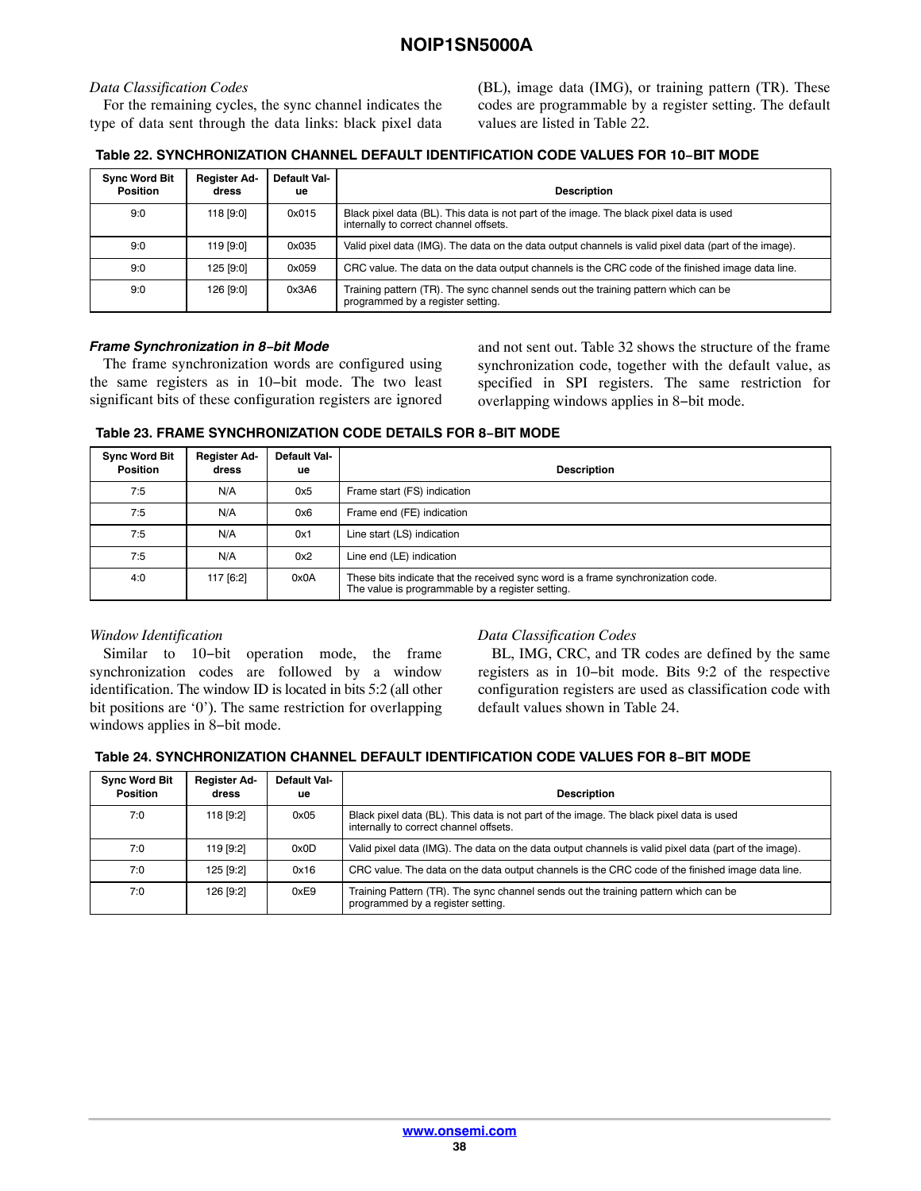*Data Classification Codes*

For the remaining cycles, the sync channel indicates the type of data sent through the data links: black pixel data (BL), image data (IMG), or training pattern (TR). These codes are programmable by a register setting. The default values are listed in Table 22.

**Table 22. SYNCHRONIZATION CHANNEL DEFAULT IDENTIFICATION CODE VALUES FOR 10−BIT MODE**

| Sync Word Bit Position | Register Address | Default Value | Description |
|---|---|---|---|
| 9:0 | 118 [9:0] | 0x015 | Black pixel data (BL). This data is not part of the image. The black pixel data is used internally to correct channel offsets. |
| 9:0 | 119 [9:0] | 0x035 | Valid pixel data (IMG). The data on the data output channels is valid pixel data (part of the image). |
| 9:0 | 125 [9:0] | 0x059 | CRC value. The data on the data output channels is the CRC code of the finished image data line. |
| 9:0 | 126 [9:0] | 0x3A6 | Training pattern (TR). The sync channel sends out the training pattern which can be programmed by a register setting. |

***Frame Synchronization in 8−bit Mode***

The frame synchronization words are configured using the same registers as in 10−bit mode. The two least significant bits of these configuration registers are ignored and not sent out. Table 32 shows the structure of the frame synchronization code, together with the default value, as specified in SPI registers. The same restriction for overlapping windows applies in 8−bit mode.

**Table 23. FRAME SYNCHRONIZATION CODE DETAILS FOR 8−BIT MODE**

| Sync Word Bit Position | Register Address | Default Value | Description |
|---|---|---|---|
| 7:5 | N/A | 0x5 | Frame start (FS) indication |
| 7:5 | N/A | 0x6 | Frame end (FE) indication |
| 7:5 | N/A | 0x1 | Line start (LS) indication |
| 7:5 | N/A | 0x2 | Line end (LE) indication |
| 4:0 | 117 [6:2] | 0x0A | These bits indicate that the received sync word is a frame synchronization code. The value is programmable by a register setting. |

*Window Identification*

Similar to 10−bit operation mode, the frame synchronization codes are followed by a window identification. The window ID is located in bits 5:2 (all other bit positions are '0'). The same restriction for overlapping windows applies in 8−bit mode.

*Data Classification Codes*

BL, IMG, CRC, and TR codes are defined by the same registers as in 10−bit mode. Bits 9:2 of the respective configuration registers are used as classification code with default values shown in Table 24.

**Table 24. SYNCHRONIZATION CHANNEL DEFAULT IDENTIFICATION CODE VALUES FOR 8−BIT MODE**

| Sync Word Bit Position | Register Address | Default Value | Description |
|---|---|---|---|
| 7:0 | 118 [9:2] | 0x05 | Black pixel data (BL). This data is not part of the image. The black pixel data is used internally to correct channel offsets. |
| 7:0 | 119 [9:2] | 0x0D | Valid pixel data (IMG). The data on the data output channels is valid pixel data (part of the image). |
| 7:0 | 125 [9:2] | 0x16 | CRC value. The data on the data output channels is the CRC code of the finished image data line. |
| 7:0 | 126 [9:2] | 0xE9 | Training Pattern (TR). The sync channel sends out the training pattern which can be programmed by a register setting. |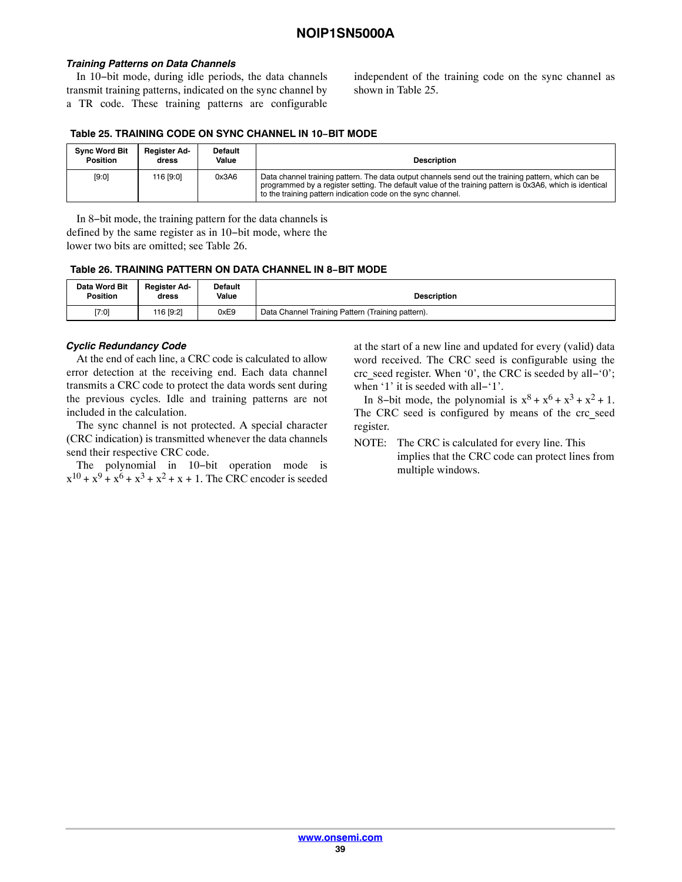### *Training Patterns on Data Channels*

In 10−bit mode, during idle periods, the data channels transmit training patterns, indicated on the sync channel by a TR code. These training patterns are configurable independent of the training code on the sync channel as shown in Table 25.

**Table 25. TRAINING CODE ON SYNC CHANNEL IN 10−BIT MODE**

| Sync Word Bit Position | Register Address | Default Value | Description |
|---|---|---|---|
| [9:0] | 116 [9:0] | 0x3A6 | Data channel training pattern. The data output channels send out the training pattern, which can be programmed by a register setting. The default value of the training pattern is 0x3A6, which is identical to the training pattern indication code on the sync channel. |

In 8−bit mode, the training pattern for the data channels is defined by the same register as in 10−bit mode, where the lower two bits are omitted; see Table 26.

**Table 26. TRAINING PATTERN ON DATA CHANNEL IN 8−BIT MODE**

| Data Word Bit Position | Register Address | Default Value | Description |
|---|---|---|---|
| [7:0] | 116 [9:2] | 0xE9 | Data Channel Training Pattern (Training pattern). |

### *Cyclic Redundancy Code*

At the end of each line, a CRC code is calculated to allow error detection at the receiving end. Each data channel transmits a CRC code to protect the data words sent during the previous cycles. Idle and training patterns are not included in the calculation.

The sync channel is not protected. A special character (CRC indication) is transmitted whenever the data channels send their respective CRC code.

The polynomial in 10−bit operation mode is $x^{10} + x^9 + x^6 + x^3 + x^2 + x + 1$. The CRC encoder is seeded at the start of a new line and updated for every (valid) data word received. The CRC seed is configurable using the crc_seed register. When ‘0’, the CRC is seeded by all−‘0’; when ‘1’ it is seeded with all−‘1’.

In 8−bit mode, the polynomial is $x^8 + x^6 + x^3 + x^2 + 1$. The CRC seed is configured by means of the crc_seed register.

NOTE: The CRC is calculated for every line. This implies that the CRC code can protect lines from multiple windows.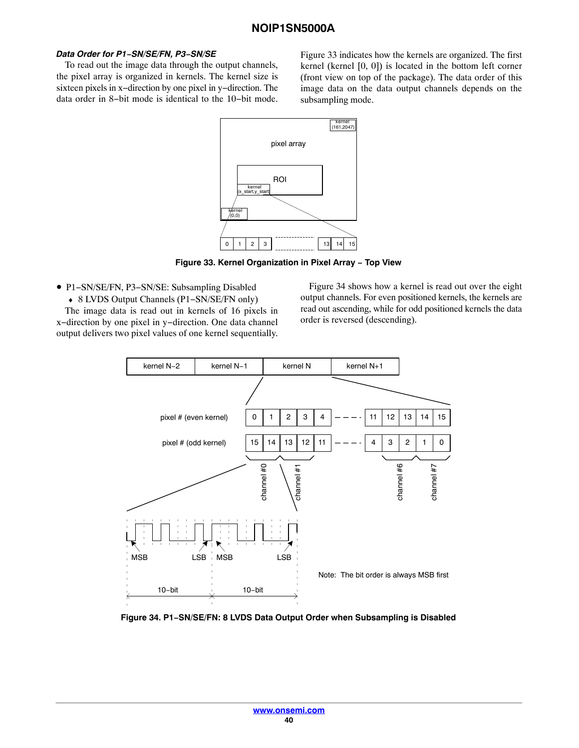### *Data Order for P1−SN/SE/FN, P3−SN/SE*

To read out the image data through the output channels, the pixel array is organized in kernels. The kernel size is sixteen pixels in x−direction by one pixel in y−direction. The data order in 8−bit mode is identical to the 10−bit mode.

Figure 33 indicates how the kernels are organized. The first kernel (kernel [0, 0]) is located in the bottom left corner (front view on top of the package). The data order of this image data on the data output channels depends on the subsampling mode.

kernel (161,2047)
pixel array
ROI
kernel (x_start,y_start)
kernel (0,0)
0 1 2 3 13 14 15

**Figure 33. Kernel Organization in Pixel Array − Top View**

- P1−SN/SE/FN, P3−SN/SE: Subsampling Disabled
  - 8 LVDS Output Channels (P1−SN/SE/FN only)

The image data is read out in kernels of 16 pixels in x−direction by one pixel in y−direction. One data channel output delivers two pixel values of one kernel sequentially.

Figure 34 shows how a kernel is read out over the eight output channels. For even positioned kernels, the kernels are read out ascending, while for odd positioned kernels the data order is reversed (descending).

kernel N−2 kernel N−1 kernel N kernel N+1
pixel # (even kernel) 0 1 2 3 4 11 12 13 14 15
pixel # (odd kernel) 15 14 13 12 11 4 3 2 1 0
channel #0 channel #1 channel #6 channel #7
MSB LSB MSB LSB
10−bit 10−bit
Note: The bit order is always MSB first

**Figure 34. P1−SN/SE/FN: 8 LVDS Data Output Order when Subsampling is Disabled**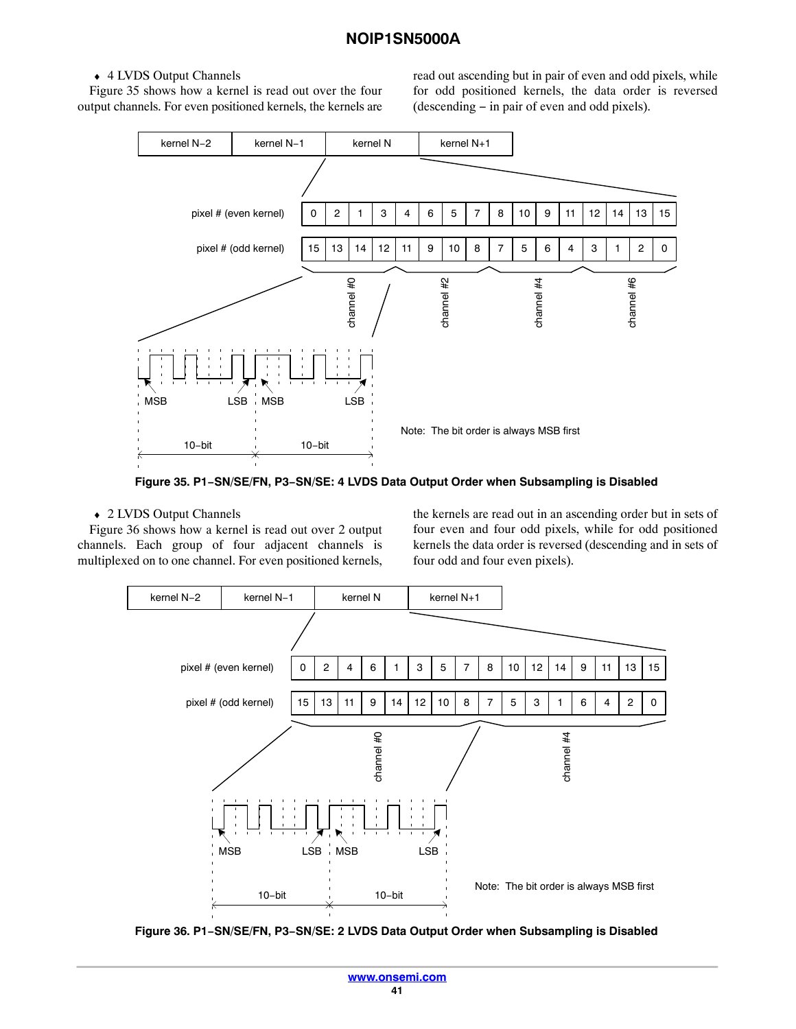- 4 LVDS Output Channels

Figure 35 shows how a kernel is read out over the four output channels. For even positioned kernels, the kernels are read out ascending but in pair of even and odd pixels, while for odd positioned kernels, the data order is reversed (descending − in pair of even and odd pixels).

kernel N−2
kernel N−1
kernel N
kernel N+1

pixel # (even kernel)
0 2 1 3 4 6 5 7 8 10 9 11 12 14 13 15

pixel # (odd kernel)
15 13 14 12 11 9 10 8 7 5 6 4 3 1 2 0

channel #0
channel #2
channel #4
channel #6

MSB LSB MSB LSB
10−bit 10−bit

Note: The bit order is always MSB first

**Figure 35. P1−SN/SE/FN, P3−SN/SE: 4 LVDS Data Output Order when Subsampling is Disabled**

- 2 LVDS Output Channels

Figure 36 shows how a kernel is read out over 2 output channels. Each group of four adjacent channels is multiplexed on to one channel. For even positioned kernels, the kernels are read out in an ascending order but in sets of four even and four odd pixels, while for odd positioned kernels the data order is reversed (descending and in sets of four odd and four even pixels).

kernel N−2
kernel N−1
kernel N
kernel N+1

pixel # (even kernel)
0 2 4 6 1 3 5 7 8 10 12 14 9 11 13 15

pixel # (odd kernel)
15 13 11 9 14 12 10 8 7 5 3 1 6 4 2 0

channel #0
channel #4

MSB LSB MSB LSB
10−bit 10−bit

Note: The bit order is always MSB first

**Figure 36. P1−SN/SE/FN, P3−SN/SE: 2 LVDS Data Output Order when Subsampling is Disabled**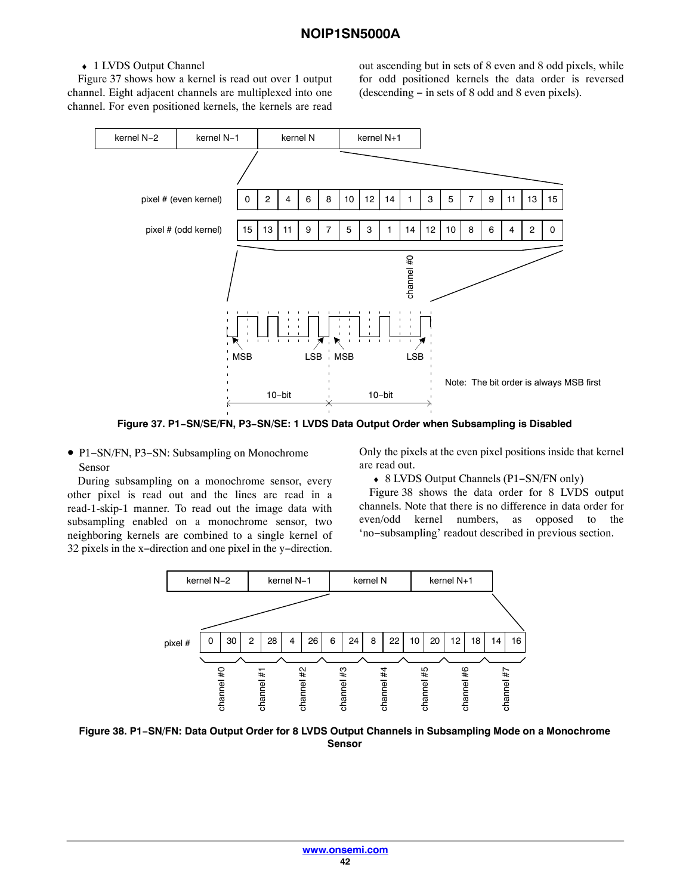- 1 LVDS Output Channel

Figure 37 shows how a kernel is read out over 1 output channel. Eight adjacent channels are multiplexed into one channel. For even positioned kernels, the kernels are read out ascending but in sets of 8 even and 8 odd pixels, while for odd positioned kernels the data order is reversed (descending − in sets of 8 odd and 8 even pixels).

kernel N−2
kernel N−1
kernel N
kernel N+1

pixel # (even kernel) 0 2 4 6 8 10 12 14 1 3 5 7 9 11 13 15

pixel # (odd kernel) 15 13 11 9 7 5 3 1 14 12 10 8 6 4 2 0

channel #0

MSB LSB MSB LSB

10−bit 10−bit

Note: The bit order is always MSB first

**Figure 37. P1−SN/SE/FN, P3−SN/SE: 1 LVDS Data Output Order when Subsampling is Disabled**

- P1−SN/FN, P3−SN: Subsampling on Monochrome Sensor

During subsampling on a monochrome sensor, every other pixel is read out and the lines are read in a read-1-skip-1 manner. To read out the image data with subsampling enabled on a monochrome sensor, two neighboring kernels are combined to a single kernel of 32 pixels in the x−direction and one pixel in the y−direction. Only the pixels at the even pixel positions inside that kernel are read out.

- 8 LVDS Output Channels (P1−SN/FN only)

Figure 38 shows the data order for 8 LVDS output channels. Note that there is no difference in data order for even/odd kernel numbers, as opposed to the 'no−subsampling' readout described in previous section.

kernel N−2
kernel N−1
kernel N
kernel N+1

pixel # 0 30 2 28 4 26 6 24 8 22 10 20 12 18 14 16

channel #0
channel #1
channel #2
channel #3
channel #4
channel #5
channel #6
channel #7

**Figure 38. P1−SN/FN: Data Output Order for 8 LVDS Output Channels in Subsampling Mode on a Monochrome Sensor**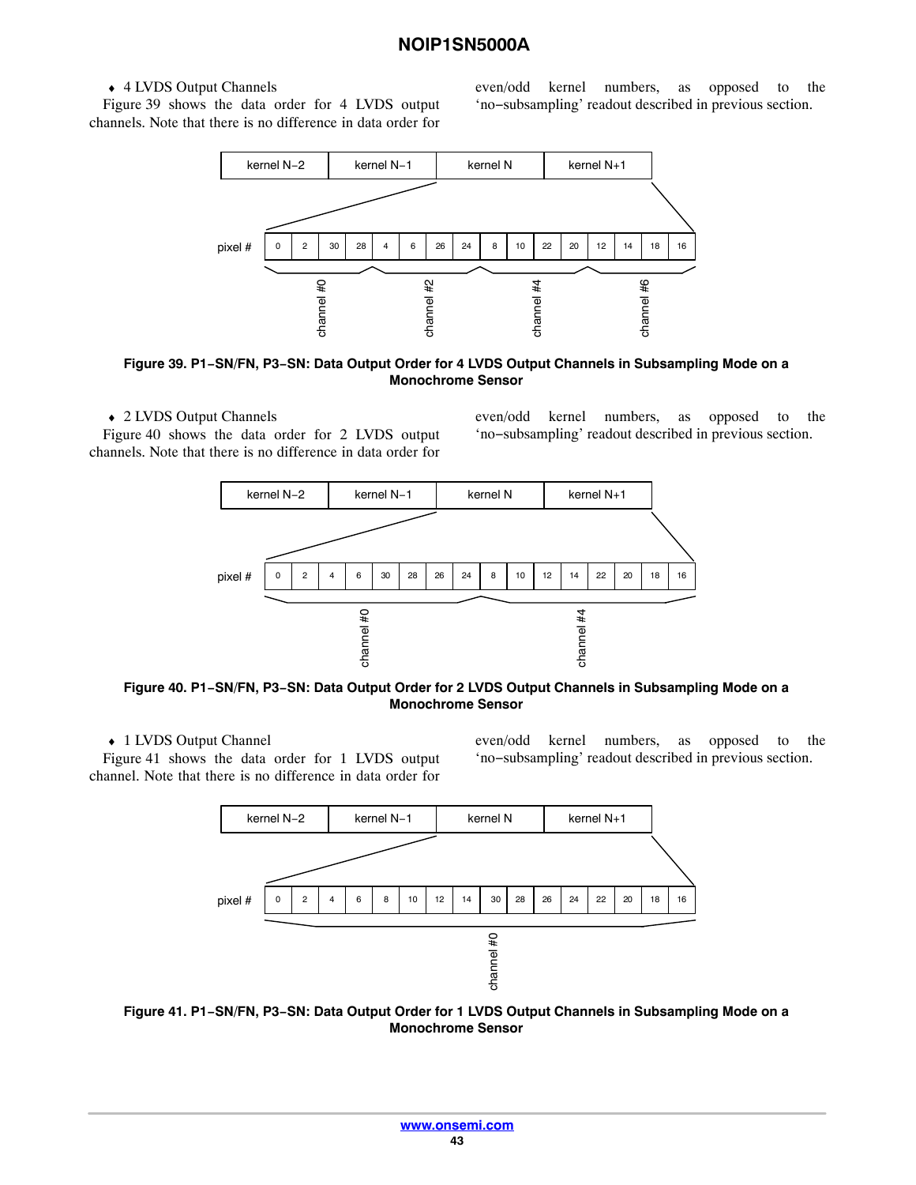- 4 LVDS Output Channels

Figure 39 shows the data order for 4 LVDS output channels. Note that there is no difference in data order for even/odd kernel numbers, as opposed to the 'no−subsampling' readout described in previous section.

kernel N−2
kernel N−1
kernel N
kernel N+1

pixel #
0 2 30 28 4 6 26 24 8 10 22 20 12 14 18 16

channel #0
channel #2
channel #4
channel #6

**Figure 39. P1−SN/FN, P3−SN: Data Output Order for 4 LVDS Output Channels in Subsampling Mode on a Monochrome Sensor**

- 2 LVDS Output Channels

Figure 40 shows the data order for 2 LVDS output channels. Note that there is no difference in data order for even/odd kernel numbers, as opposed to the 'no−subsampling' readout described in previous section.

kernel N−2
kernel N−1
kernel N
kernel N+1

pixel #
0 2 4 6 30 28 26 24 8 10 12 14 22 20 18 16

channel #0
channel #4

**Figure 40. P1−SN/FN, P3−SN: Data Output Order for 2 LVDS Output Channels in Subsampling Mode on a Monochrome Sensor**

- 1 LVDS Output Channel

Figure 41 shows the data order for 1 LVDS output channel. Note that there is no difference in data order for even/odd kernel numbers, as opposed to the 'no−subsampling' readout described in previous section.

kernel N−2
kernel N−1
kernel N
kernel N+1

pixel #
0 2 4 6 8 10 12 14 30 28 26 24 22 20 18 16

channel #0

**Figure 41. P1−SN/FN, P3−SN: Data Output Order for 1 LVDS Output Channels in Subsampling Mode on a Monochrome Sensor**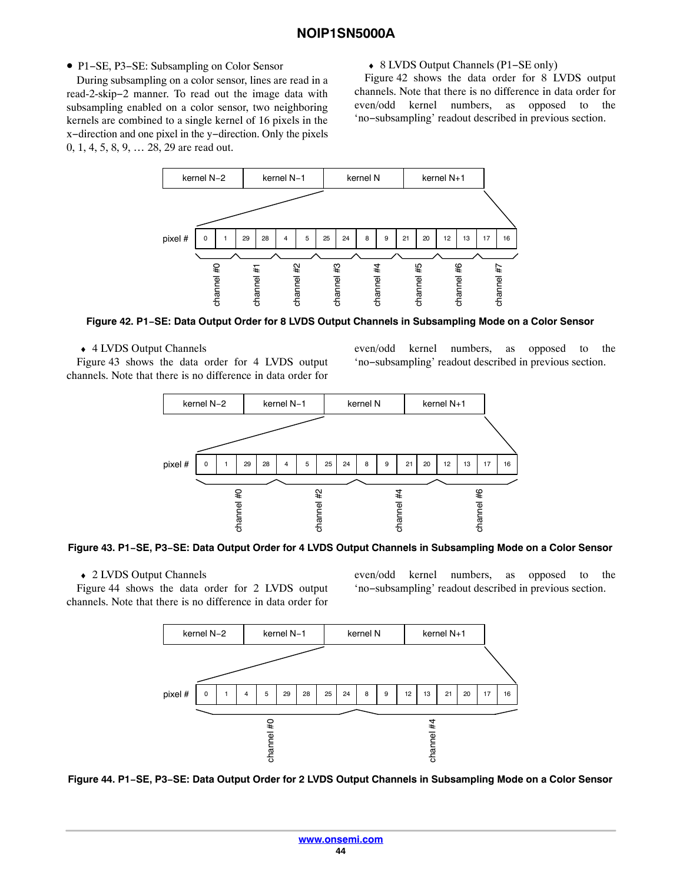- P1−SE, P3−SE: Subsampling on Color Sensor

During subsampling on a color sensor, lines are read in a read-2-skip-2 manner. To read out the image data with subsampling enabled on a color sensor, two neighboring kernels are combined to a single kernel of 16 pixels in the x−direction and one pixel in the y−direction. Only the pixels 0, 1, 4, 5, 8, 9, … 28, 29 are read out.

- 8 LVDS Output Channels (P1−SE only)

Figure 42 shows the data order for 8 LVDS output channels. Note that there is no difference in data order for even/odd kernel numbers, as opposed to the 'no−subsampling' readout described in previous section.

kernel N−2
kernel N−1
kernel N
kernel N+1

pixel #
0 1 29 28 4 5 25 24 8 9 21 20 12 13 17 16

channel #0
channel #1
channel #2
channel #3
channel #4
channel #5
channel #6
channel #7

**Figure 42. P1−SE: Data Output Order for 8 LVDS Output Channels in Subsampling Mode on a Color Sensor**

- 4 LVDS Output Channels

Figure 43 shows the data order for 4 LVDS output channels. Note that there is no difference in data order for even/odd kernel numbers, as opposed to the 'no−subsampling' readout described in previous section.

kernel N−2
kernel N−1
kernel N
kernel N+1

pixel #
0 1 29 28 4 5 25 24 8 9 21 20 12 13 17 16

channel #0
channel #2
channel #4
channel #6

**Figure 43. P1−SE, P3−SE: Data Output Order for 4 LVDS Output Channels in Subsampling Mode on a Color Sensor**

- 2 LVDS Output Channels

Figure 44 shows the data order for 2 LVDS output channels. Note that there is no difference in data order for even/odd kernel numbers, as opposed to the 'no−subsampling' readout described in previous section.

kernel N−2
kernel N−1
kernel N
kernel N+1

pixel #
0 1 4 5 29 28 25 24 8 9 12 13 21 20 17 16

channel #0
channel #4

**Figure 44. P1−SE, P3−SE: Data Output Order for 2 LVDS Output Channels in Subsampling Mode on a Color Sensor**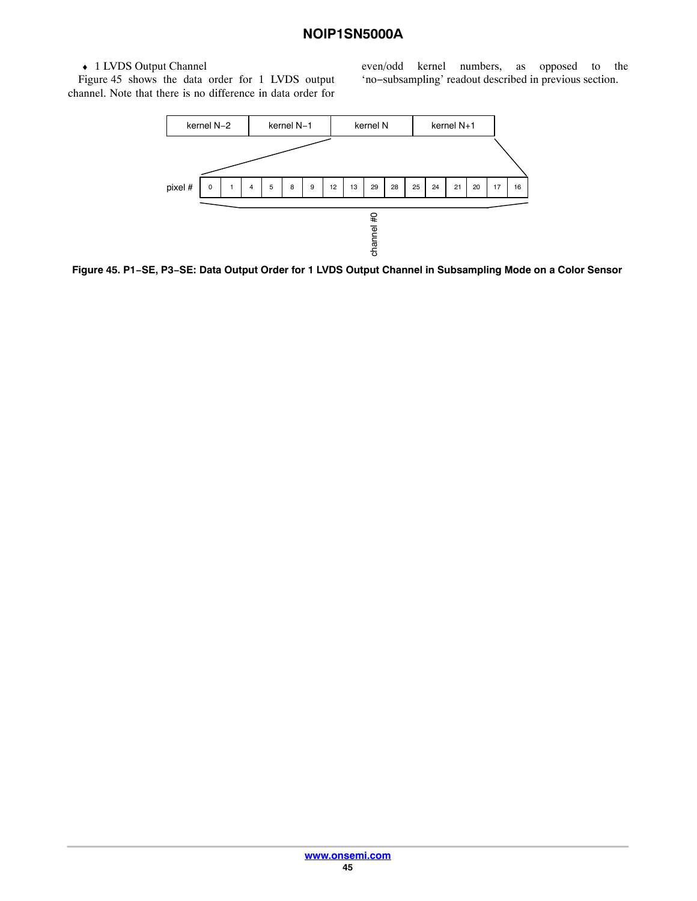- 1 LVDS Output Channel

Figure 45 shows the data order for 1 LVDS output channel. Note that there is no difference in data order for even/odd kernel numbers, as opposed to the 'no−subsampling' readout described in previous section.

kernel N−2
kernel N−1
kernel N
kernel N+1

pixel #
0 1 4 5 8 9 12 13 29 28 25 24 21 20 17 16

channel #0

**Figure 45. P1−SE, P3−SE: Data Output Order for 1 LVDS Output Channel in Subsampling Mode on a Color Sensor**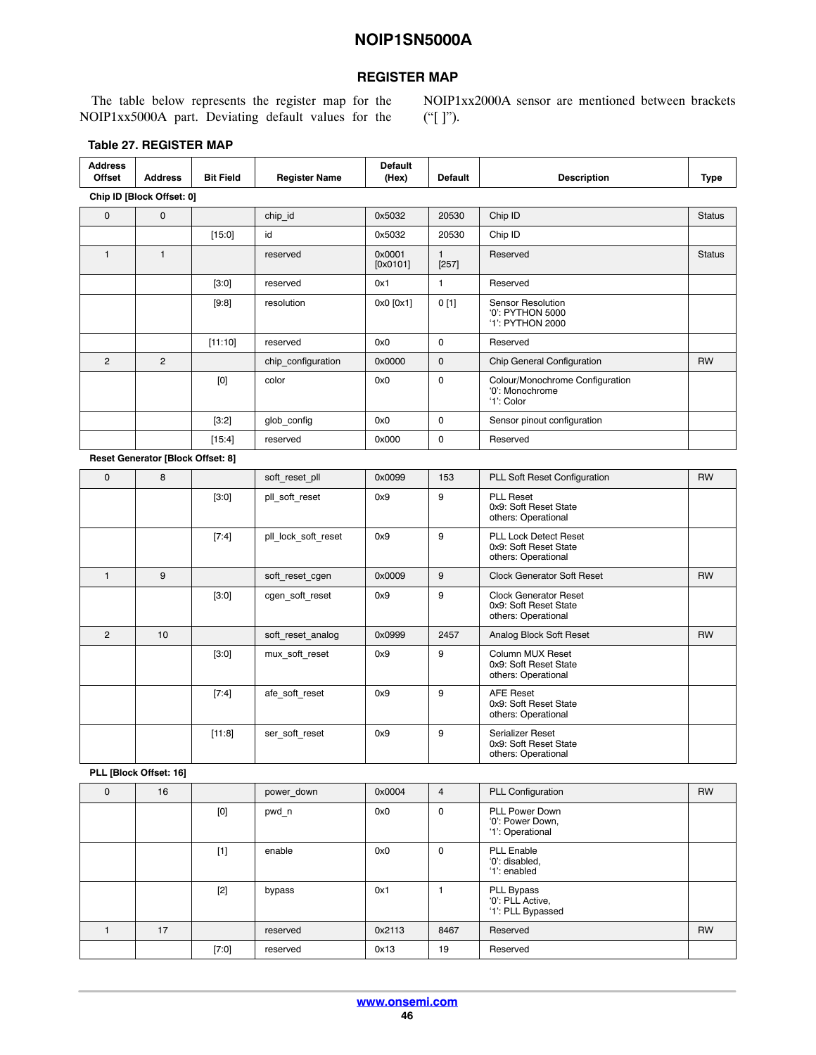## REGISTER MAP

The table below represents the register map for the NOIP1xx5000A part. Deviating default values for the NOIP1xx2000A sensor are mentioned between brackets ("[ ]").

**Table 27. REGISTER MAP**

| Address Offset | Address | Bit Field | Register Name | Default (Hex) | Default | Description | Type |
|---|---|---|---|---|---|---|---|
| **Chip ID [Block Offset: 0]** | | | | | | | |
| 0 | 0 | | chip_id | 0x5032 | 20530 | Chip ID | Status |
| | | [15:0] | id | 0x5032 | 20530 | Chip ID | |
| 1 | 1 | | reserved | 0x0001 [0x0101] | 1 [257] | Reserved | Status |
| | | [3:0] | reserved | 0x1 | 1 | Reserved | |
| | | [9:8] | resolution | 0x0 [0x1] | 0 [1] | Sensor Resolution<br>'0': PYTHON 5000<br>'1': PYTHON 2000 | |
| | | [11:10] | reserved | 0x0 | 0 | Reserved | |
| 2 | 2 | | chip_configuration | 0x0000 | 0 | Chip General Configuration | RW |
| | | [0] | color | 0x0 | 0 | Colour/Monochrome Configuration<br>'0': Monochrome<br>'1': Color | |
| | | [3:2] | glob_config | 0x0 | 0 | Sensor pinout configuration | |
| | | [15:4] | reserved | 0x000 | 0 | Reserved | |
| **Reset Generator [Block Offset: 8]** | | | | | | | |
| 0 | 8 | | soft_reset_pll | 0x0099 | 153 | PLL Soft Reset Configuration | RW |
| | | [3:0] | pll_soft_reset | 0x9 | 9 | PLL Reset<br>0x9: Soft Reset State<br>others: Operational | |
| | | [7:4] | pll_lock_soft_reset | 0x9 | 9 | PLL Lock Detect Reset<br>0x9: Soft Reset State<br>others: Operational | |
| 1 | 9 | | soft_reset_cgen | 0x0009 | 9 | Clock Generator Soft Reset | RW |
| | | [3:0] | cgen_soft_reset | 0x9 | 9 | Clock Generator Reset<br>0x9: Soft Reset State<br>others: Operational | |
| 2 | 10 | | soft_reset_analog | 0x0999 | 2457 | Analog Block Soft Reset | RW |
| | | [3:0] | mux_soft_reset | 0x9 | 9 | Column MUX Reset<br>0x9: Soft Reset State<br>others: Operational | |
| | | [7:4] | afe_soft_reset | 0x9 | 9 | AFE Reset<br>0x9: Soft Reset State<br>others: Operational | |
| | | [11:8] | ser_soft_reset | 0x9 | 9 | Serializer Reset<br>0x9: Soft Reset State<br>others: Operational | |
| **PLL [Block Offset: 16]** | | | | | | | |
| 0 | 16 | | power_down | 0x0004 | 4 | PLL Configuration | RW |
| | | [0] | pwd_n | 0x0 | 0 | PLL Power Down<br>'0': Power Down,<br>'1': Operational | |
| | | [1] | enable | 0x0 | 0 | PLL Enable<br>'0': disabled,<br>'1': enabled | |
| | | [2] | bypass | 0x1 | 1 | PLL Bypass<br>'0': PLL Active,<br>'1': PLL Bypassed | |
| 1 | 17 | | reserved | 0x2113 | 8467 | Reserved | RW |
| | | [7:0] | reserved | 0x13 | 19 | Reserved | |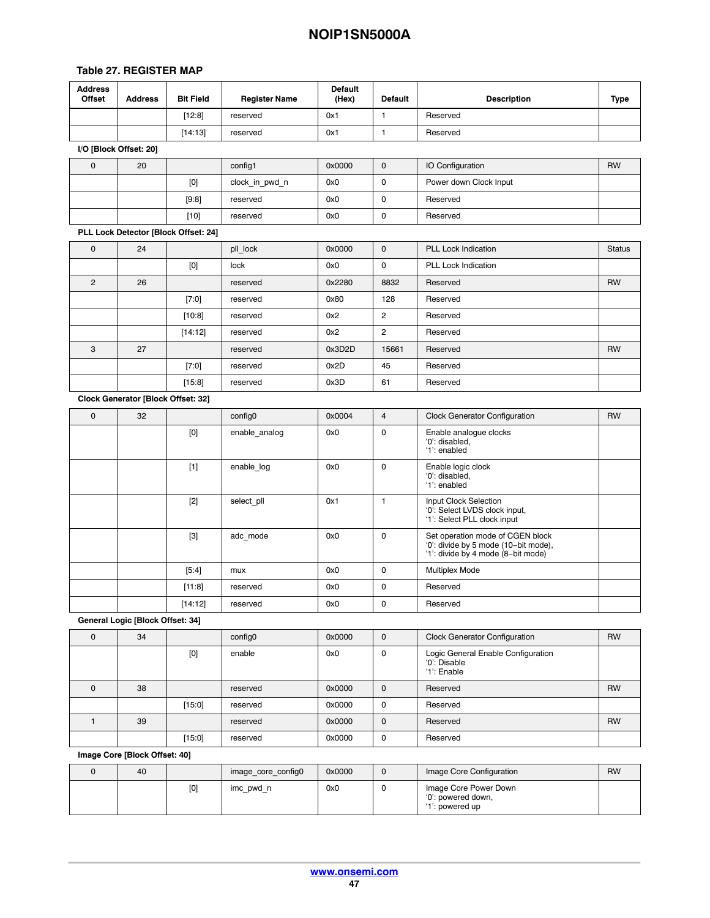### Table 27. REGISTER MAP

| Address Offset | Address | Bit Field | Register Name | Default (Hex) | Default | Description | Type |
|---|---|---|---|---|---|---|---|
| | | [12:8] | reserved | 0x1 | 1 | Reserved | |
| | | [14:13] | reserved | 0x1 | 1 | Reserved | |
| **I/O [Block Offset: 20]** | | | | | | | |
| 0 | 20 | | config1 | 0x0000 | 0 | IO Configuration | RW |
| | | [0] | clock_in_pwd_n | 0x0 | 0 | Power down Clock Input | |
| | | [9:8] | reserved | 0x0 | 0 | Reserved | |
| | | [10] | reserved | 0x0 | 0 | Reserved | |
| **PLL Lock Detector [Block Offset: 24]** | | | | | | | |
| 0 | 24 | | pll_lock | 0x0000 | 0 | PLL Lock Indication | Status |
| | | [0] | lock | 0x0 | 0 | PLL Lock Indication | |
| 2 | 26 | | reserved | 0x2280 | 8832 | Reserved | RW |
| | | [7:0] | reserved | 0x80 | 128 | Reserved | |
| | | [10:8] | reserved | 0x2 | 2 | Reserved | |
| | | [14:12] | reserved | 0x2 | 2 | Reserved | |
| 3 | 27 | | reserved | 0x3D2D | 15661 | Reserved | RW |
| | | [7:0] | reserved | 0x2D | 45 | Reserved | |
| | | [15:8] | reserved | 0x3D | 61 | Reserved | |
| **Clock Generator [Block Offset: 32]** | | | | | | | |
| 0 | 32 | | config0 | 0x0004 | 4 | Clock Generator Configuration | RW |
| | | [0] | enable_analog | 0x0 | 0 | Enable analogue clocks<br>‘0’: disabled,<br>‘1’: enabled | |
| | | [1] | enable_log | 0x0 | 0 | Enable logic clock<br>‘0’: disabled,<br>‘1’: enabled | |
| | | [2] | select_pll | 0x1 | 1 | Input Clock Selection<br>‘0’: Select LVDS clock input,<br>‘1’: Select PLL clock input | |
| | | [3] | adc_mode | 0x0 | 0 | Set operation mode of CGEN block<br>‘0’: divide by 5 mode (10−bit mode),<br>‘1’: divide by 4 mode (8−bit mode) | |
| | | [5:4] | mux | 0x0 | 0 | Multiplex Mode | |
| | | [11:8] | reserved | 0x0 | 0 | Reserved | |
| | | [14:12] | reserved | 0x0 | 0 | Reserved | |
| **General Logic [Block Offset: 34]** | | | | | | | |
| 0 | 34 | | config0 | 0x0000 | 0 | Clock Generator Configuration | RW |
| | | [0] | enable | 0x0 | 0 | Logic General Enable Configuration<br>‘0’: Disable<br>‘1’: Enable | |
| 0 | 38 | | reserved | 0x0000 | 0 | Reserved | RW |
| | | [15:0] | reserved | 0x0000 | 0 | Reserved | |
| 1 | 39 | | reserved | 0x0000 | 0 | Reserved | RW |
| | | [15:0] | reserved | 0x0000 | 0 | Reserved | |
| **Image Core [Block Offset: 40]** | | | | | | | |
| 0 | 40 | | image_core_config0 | 0x0000 | 0 | Image Core Configuration | RW |
| | | [0] | imc_pwd_n | 0x0 | 0 | Image Core Power Down<br>‘0’: powered down,<br>‘1’: powered up | |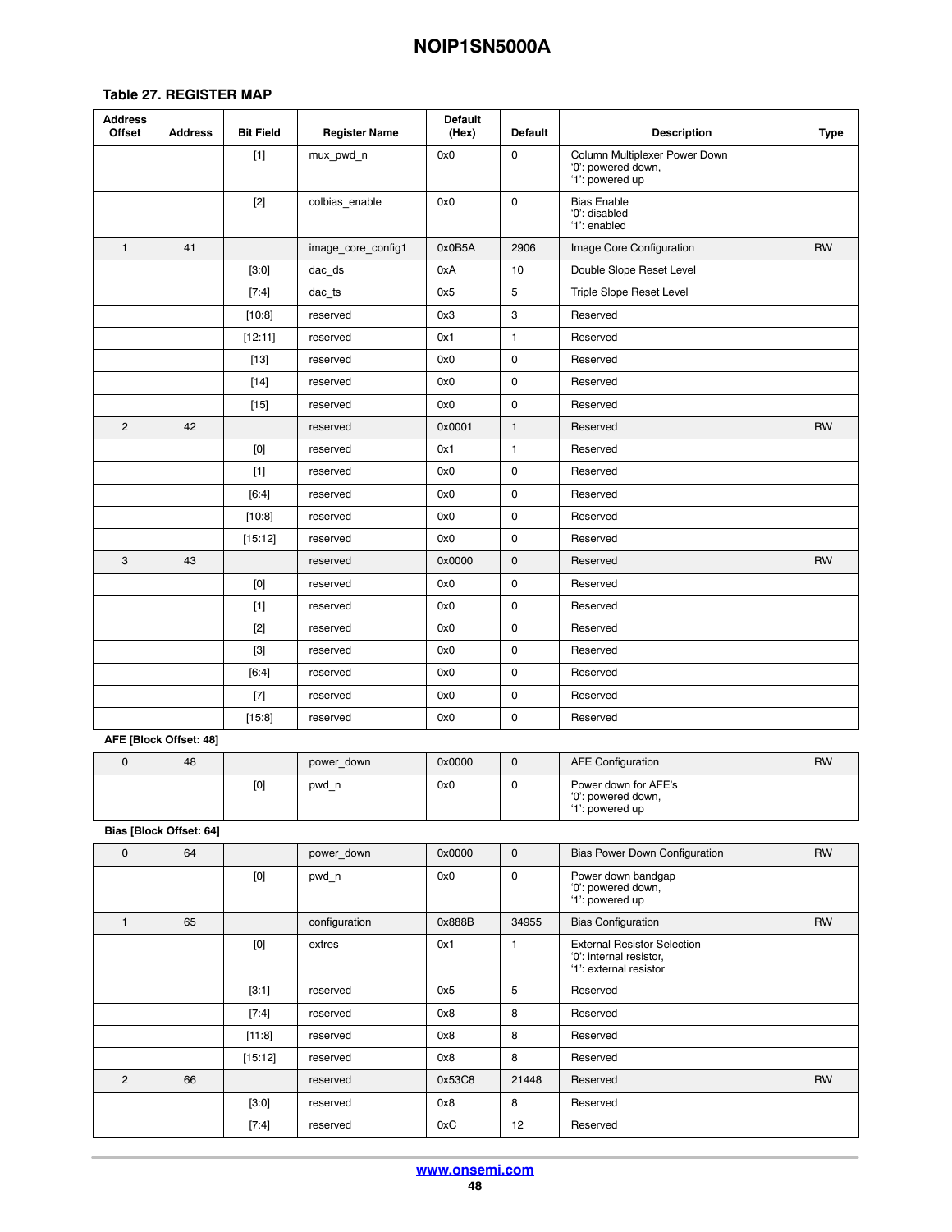**Table 27. REGISTER MAP**

| Address Offset | Address | Bit Field | Register Name | Default (Hex) | Default | Description | Type |
|---|---|---|---|---|---|---|---|
| | | [1] | mux_pwd_n | 0x0 | 0 | Column Multiplexer Power Down<br>‘0’: powered down,<br>‘1’: powered up | |
| | | [2] | colbias_enable | 0x0 | 0 | Bias Enable<br>‘0’: disabled<br>‘1’: enabled | |
| 1 | 41 | | image_core_config1 | 0x0B5A | 2906 | Image Core Configuration | RW |
| | | [3:0] | dac_ds | 0xA | 10 | Double Slope Reset Level | |
| | | [7:4] | dac_ts | 0x5 | 5 | Triple Slope Reset Level | |
| | | [10:8] | reserved | 0x3 | 3 | Reserved | |
| | | [12:11] | reserved | 0x1 | 1 | Reserved | |
| | | [13] | reserved | 0x0 | 0 | Reserved | |
| | | [14] | reserved | 0x0 | 0 | Reserved | |
| | | [15] | reserved | 0x0 | 0 | Reserved | |
| 2 | 42 | | reserved | 0x0001 | 1 | Reserved | RW |
| | | [0] | reserved | 0x1 | 1 | Reserved | |
| | | [1] | reserved | 0x0 | 0 | Reserved | |
| | | [6:4] | reserved | 0x0 | 0 | Reserved | |
| | | [10:8] | reserved | 0x0 | 0 | Reserved | |
| | | [15:12] | reserved | 0x0 | 0 | Reserved | |
| 3 | 43 | | reserved | 0x0000 | 0 | Reserved | RW |
| | | [0] | reserved | 0x0 | 0 | Reserved | |
| | | [1] | reserved | 0x0 | 0 | Reserved | |
| | | [2] | reserved | 0x0 | 0 | Reserved | |
| | | [3] | reserved | 0x0 | 0 | Reserved | |
| | | [6:4] | reserved | 0x0 | 0 | Reserved | |
| | | [7] | reserved | 0x0 | 0 | Reserved | |
| | | [15:8] | reserved | 0x0 | 0 | Reserved | |
| **AFE [Block Offset: 48]** | | | | | | | |
| 0 | 48 | | power_down | 0x0000 | 0 | AFE Configuration | RW |
| | | [0] | pwd_n | 0x0 | 0 | Power down for AFE’s<br>‘0’: powered down,<br>‘1’: powered up | |
| **Bias [Block Offset: 64]** | | | | | | | |
| 0 | 64 | | power_down | 0x0000 | 0 | Bias Power Down Configuration | RW |
| | | [0] | pwd_n | 0x0 | 0 | Power down bandgap<br>‘0’: powered down,<br>‘1’: powered up | |
| 1 | 65 | | configuration | 0x888B | 34955 | Bias Configuration | RW |
| | | [0] | extres | 0x1 | 1 | External Resistor Selection<br>‘0’: internal resistor,<br>‘1’: external resistor | |
| | | [3:1] | reserved | 0x5 | 5 | Reserved | |
| | | [7:4] | reserved | 0x8 | 8 | Reserved | |
| | | [11:8] | reserved | 0x8 | 8 | Reserved | |
| | | [15:12] | reserved | 0x8 | 8 | Reserved | |
| 2 | 66 | | reserved | 0x53C8 | 21448 | Reserved | RW |
| | | [3:0] | reserved | 0x8 | 8 | Reserved | |
| | | [7:4] | reserved | 0xC | 12 | Reserved | |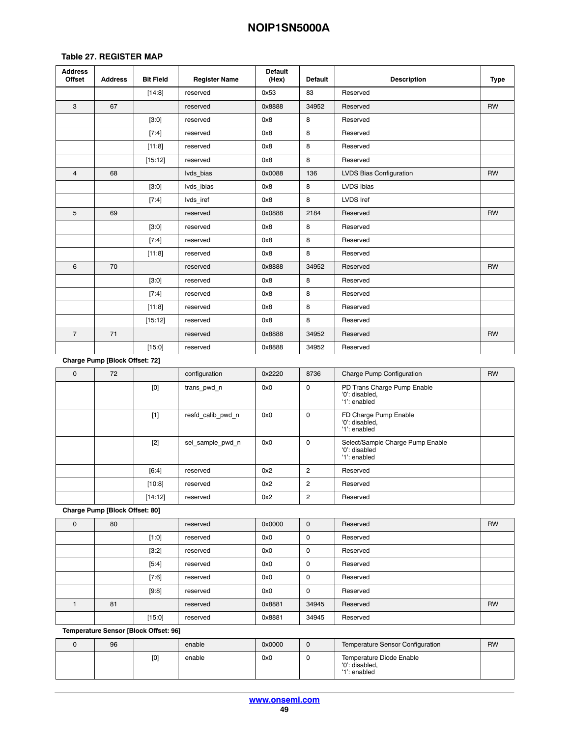**Table 27. REGISTER MAP**

| Address Offset | Address | Bit Field | Register Name | Default (Hex) | Default | Description | Type |
|---|---|---|---|---|---|---|---|
| | | [14:8] | reserved | 0x53 | 83 | Reserved | |
| 3 | 67 | | reserved | 0x8888 | 34952 | Reserved | RW |
| | | [3:0] | reserved | 0x8 | 8 | Reserved | |
| | | [7:4] | reserved | 0x8 | 8 | Reserved | |
| | | [11:8] | reserved | 0x8 | 8 | Reserved | |
| | | [15:12] | reserved | 0x8 | 8 | Reserved | |
| 4 | 68 | | lvds_bias | 0x0088 | 136 | LVDS Bias Configuration | RW |
| | | [3:0] | lvds_ibias | 0x8 | 8 | LVDS Ibias | |
| | | [7:4] | lvds_iref | 0x8 | 8 | LVDS Iref | |
| 5 | 69 | | reserved | 0x0888 | 2184 | Reserved | RW |
| | | [3:0] | reserved | 0x8 | 8 | Reserved | |
| | | [7:4] | reserved | 0x8 | 8 | Reserved | |
| | | [11:8] | reserved | 0x8 | 8 | Reserved | |
| 6 | 70 | | reserved | 0x8888 | 34952 | Reserved | RW |
| | | [3:0] | reserved | 0x8 | 8 | Reserved | |
| | | [7:4] | reserved | 0x8 | 8 | Reserved | |
| | | [11:8] | reserved | 0x8 | 8 | Reserved | |
| | | [15:12] | reserved | 0x8 | 8 | Reserved | |
| 7 | 71 | | reserved | 0x8888 | 34952 | Reserved | RW |
| | | [15:0] | reserved | 0x8888 | 34952 | Reserved | |
| **Charge Pump [Block Offset: 72]** | | | | | | | |
| 0 | 72 | | configuration | 0x2220 | 8736 | Charge Pump Configuration | RW |
| | | [0] | trans_pwd_n | 0x0 | 0 | PD Trans Charge Pump Enable<br>‘0’: disabled,<br>‘1’: enabled | |
| | | [1] | resfd_calib_pwd_n | 0x0 | 0 | FD Charge Pump Enable<br>‘0’: disabled,<br>‘1’: enabled | |
| | | [2] | sel_sample_pwd_n | 0x0 | 0 | Select/Sample Charge Pump Enable<br>‘0’: disabled<br>‘1’: enabled | |
| | | [6:4] | reserved | 0x2 | 2 | Reserved | |
| | | [10:8] | reserved | 0x2 | 2 | Reserved | |
| | | [14:12] | reserved | 0x2 | 2 | Reserved | |
| **Charge Pump [Block Offset: 80]** | | | | | | | |
| 0 | 80 | | reserved | 0x0000 | 0 | Reserved | RW |
| | | [1:0] | reserved | 0x0 | 0 | Reserved | |
| | | [3:2] | reserved | 0x0 | 0 | Reserved | |
| | | [5:4] | reserved | 0x0 | 0 | Reserved | |
| | | [7:6] | reserved | 0x0 | 0 | Reserved | |
| | | [9:8] | reserved | 0x0 | 0 | Reserved | |
| 1 | 81 | | reserved | 0x8881 | 34945 | Reserved | RW |
| | | [15:0] | reserved | 0x8881 | 34945 | Reserved | |
| **Temperature Sensor [Block Offset: 96]** | | | | | | | |
| 0 | 96 | | enable | 0x0000 | 0 | Temperature Sensor Configuration | RW |
| | | [0] | enable | 0x0 | 0 | Temperature Diode Enable<br>‘0’: disabled,<br>‘1’: enabled | |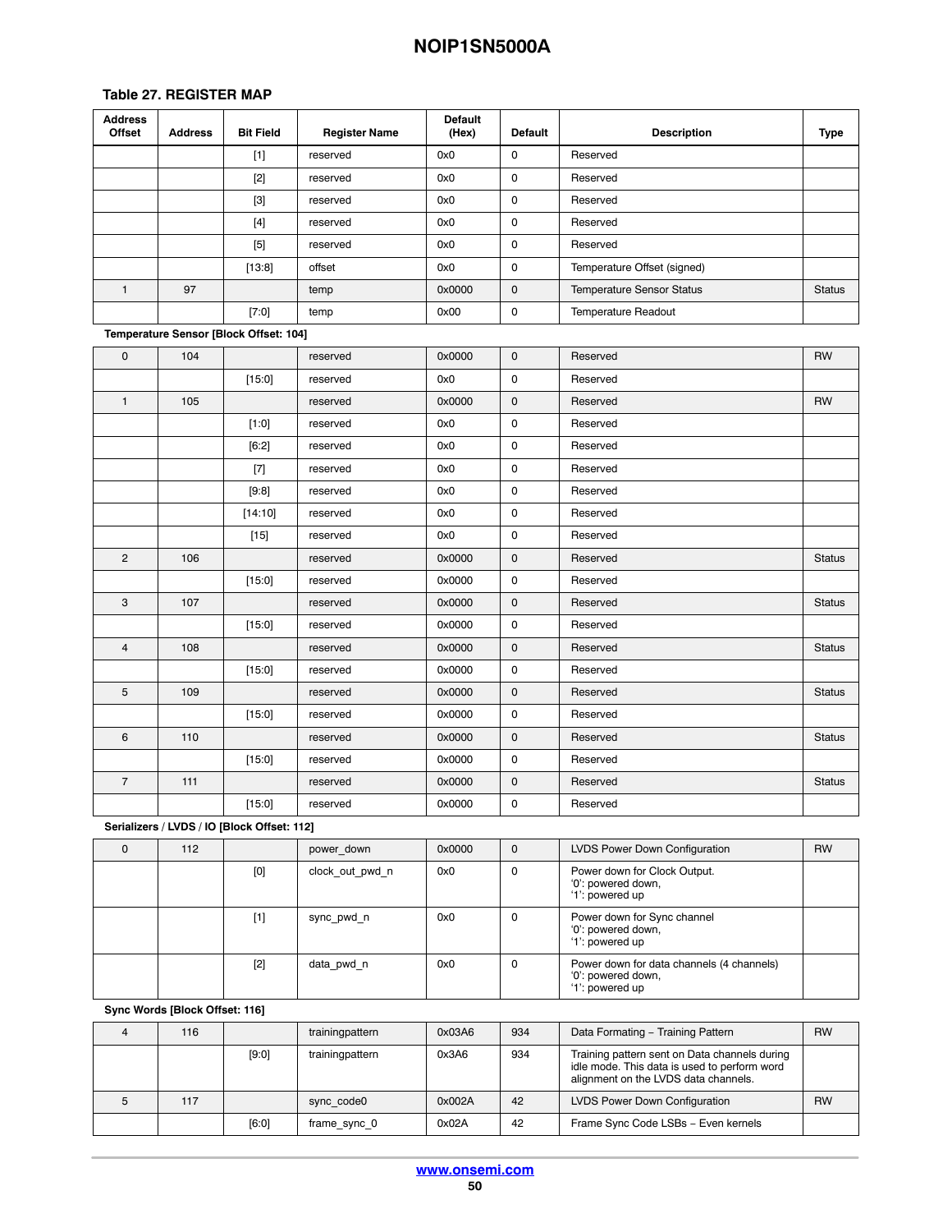**Table 27. REGISTER MAP**

| Address Offset | Address | Bit Field | Register Name | Default (Hex) | Default | Description | Type |
|---|---|---|---|---|---|---|---|
| | | [1] | reserved | 0x0 | 0 | Reserved | |
| | | [2] | reserved | 0x0 | 0 | Reserved | |
| | | [3] | reserved | 0x0 | 0 | Reserved | |
| | | [4] | reserved | 0x0 | 0 | Reserved | |
| | | [5] | reserved | 0x0 | 0 | Reserved | |
| | | [13:8] | offset | 0x0 | 0 | Temperature Offset (signed) | |
| 1 | 97 | | temp | 0x0000 | 0 | Temperature Sensor Status | Status |
| | | [7:0] | temp | 0x00 | 0 | Temperature Readout | |
| **Temperature Sensor [Block Offset: 104]** | | | | | | | |
| 0 | 104 | | reserved | 0x0000 | 0 | Reserved | RW |
| | | [15:0] | reserved | 0x0 | 0 | Reserved | |
| 1 | 105 | | reserved | 0x0000 | 0 | Reserved | RW |
| | | [1:0] | reserved | 0x0 | 0 | Reserved | |
| | | [6:2] | reserved | 0x0 | 0 | Reserved | |
| | | [7] | reserved | 0x0 | 0 | Reserved | |
| | | [9:8] | reserved | 0x0 | 0 | Reserved | |
| | | [14:10] | reserved | 0x0 | 0 | Reserved | |
| | | [15] | reserved | 0x0 | 0 | Reserved | |
| 2 | 106 | | reserved | 0x0000 | 0 | Reserved | Status |
| | | [15:0] | reserved | 0x0000 | 0 | Reserved | |
| 3 | 107 | | reserved | 0x0000 | 0 | Reserved | Status |
| | | [15:0] | reserved | 0x0000 | 0 | Reserved | |
| 4 | 108 | | reserved | 0x0000 | 0 | Reserved | Status |
| | | [15:0] | reserved | 0x0000 | 0 | Reserved | |
| 5 | 109 | | reserved | 0x0000 | 0 | Reserved | Status |
| | | [15:0] | reserved | 0x0000 | 0 | Reserved | |
| 6 | 110 | | reserved | 0x0000 | 0 | Reserved | Status |
| | | [15:0] | reserved | 0x0000 | 0 | Reserved | |
| 7 | 111 | | reserved | 0x0000 | 0 | Reserved | Status |
| | | [15:0] | reserved | 0x0000 | 0 | Reserved | |
| **Serializers / LVDS / IO [Block Offset: 112]** | | | | | | | |
| 0 | 112 | | power_down | 0x0000 | 0 | LVDS Power Down Configuration | RW |
| | | [0] | clock_out_pwd_n | 0x0 | 0 | Power down for Clock Output. ‘0’: powered down, ‘1’: powered up | |
| | | [1] | sync_pwd_n | 0x0 | 0 | Power down for Sync channel ‘0’: powered down, ‘1’: powered up | |
| | | [2] | data_pwd_n | 0x0 | 0 | Power down for data channels (4 channels) ‘0’: powered down, ‘1’: powered up | |
| **Sync Words [Block Offset: 116]** | | | | | | | |
| 4 | 116 | | trainingpattern | 0x03A6 | 934 | Data Formating − Training Pattern | RW |
| | | [9:0] | trainingpattern | 0x3A6 | 934 | Training pattern sent on Data channels during idle mode. This data is used to perform word alignment on the LVDS data channels. | |
| 5 | 117 | | sync_code0 | 0x002A | 42 | LVDS Power Down Configuration | RW |
| | | [6:0] | frame_sync_0 | 0x02A | 42 | Frame Sync Code LSBs − Even kernels | |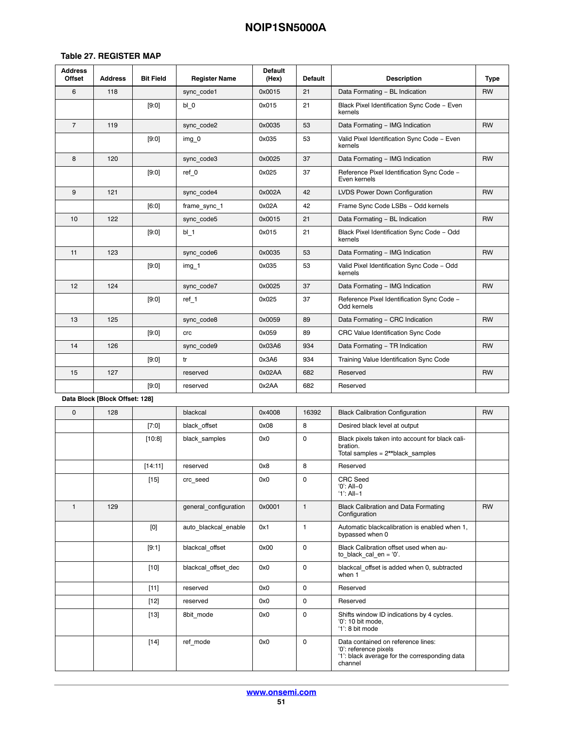**Table 27. REGISTER MAP**

| Address Offset | Address | Bit Field | Register Name | Default (Hex) | Default | Description | Type |
|---|---|---|---|---|---|---|---|
| 6 | 118 | | sync_code1 | 0x0015 | 21 | Data Formating − BL Indication | RW |
| | | [9:0] | bl_0 | 0x015 | 21 | Black Pixel Identification Sync Code − Even kernels | |
| 7 | 119 | | sync_code2 | 0x0035 | 53 | Data Formating − IMG Indication | RW |
| | | [9:0] | img_0 | 0x035 | 53 | Valid Pixel Identification Sync Code − Even kernels | |
| 8 | 120 | | sync_code3 | 0x0025 | 37 | Data Formating − IMG Indication | RW |
| | | [9:0] | ref_0 | 0x025 | 37 | Reference Pixel Identification Sync Code − Even kernels | |
| 9 | 121 | | sync_code4 | 0x002A | 42 | LVDS Power Down Configuration | RW |
| | | [6:0] | frame_sync_1 | 0x02A | 42 | Frame Sync Code LSBs − Odd kernels | |
| 10 | 122 | | sync_code5 | 0x0015 | 21 | Data Formating − BL Indication | RW |
| | | [9:0] | bl_1 | 0x015 | 21 | Black Pixel Identification Sync Code − Odd kernels | |
| 11 | 123 | | sync_code6 | 0x0035 | 53 | Data Formating − IMG Indication | RW |
| | | [9:0] | img_1 | 0x035 | 53 | Valid Pixel Identification Sync Code − Odd kernels | |
| 12 | 124 | | sync_code7 | 0x0025 | 37 | Data Formating − IMG Indication | RW |
| | | [9:0] | ref_1 | 0x025 | 37 | Reference Pixel Identification Sync Code − Odd kernels | |
| 13 | 125 | | sync_code8 | 0x0059 | 89 | Data Formating − CRC Indication | RW |
| | | [9:0] | crc | 0x059 | 89 | CRC Value Identification Sync Code | |
| 14 | 126 | | sync_code9 | 0x03A6 | 934 | Data Formating − TR Indication | RW |
| | | [9:0] | tr | 0x3A6 | 934 | Training Value Identification Sync Code | |
| 15 | 127 | | reserved | 0x02AA | 682 | Reserved | RW |
| | | [9:0] | reserved | 0x2AA | 682 | Reserved | |
| **Data Block [Block Offset: 128]** | | | | | | | |
| 0 | 128 | | blackcal | 0x4008 | 16392 | Black Calibration Configuration | RW |
| | | [7:0] | black_offset | 0x08 | 8 | Desired black level at output | |
| | | [10:8] | black_samples | 0x0 | 0 | Black pixels taken into account for black calibration. Total samples = 2**black_samples | |
| | | [14:11] | reserved | 0x8 | 8 | Reserved | |
| | | [15] | crc_seed | 0x0 | 0 | CRC Seed ‘0’: All−0 ‘1’: All−1 | |
| 1 | 129 | | general_configuration | 0x0001 | 1 | Black Calibration and Data Formating Configuration | RW |
| | | [0] | auto_blackcal_enable | 0x1 | 1 | Automatic blackcalibration is enabled when 1, bypassed when 0 | |
| | | [9:1] | blackcal_offset | 0x00 | 0 | Black Calibration offset used when auto_black_cal_en = ‘0’. | |
| | | [10] | blackcal_offset_dec | 0x0 | 0 | blackcal_offset is added when 0, subtracted when 1 | |
| | | [11] | reserved | 0x0 | 0 | Reserved | |
| | | [12] | reserved | 0x0 | 0 | Reserved | |
| | | [13] | 8bit_mode | 0x0 | 0 | Shifts window ID indications by 4 cycles. ‘0’: 10 bit mode, ‘1’: 8 bit mode | |
| | | [14] | ref_mode | 0x0 | 0 | Data contained on reference lines: ‘0’: reference pixels ‘1’: black average for the corresponding data channel | |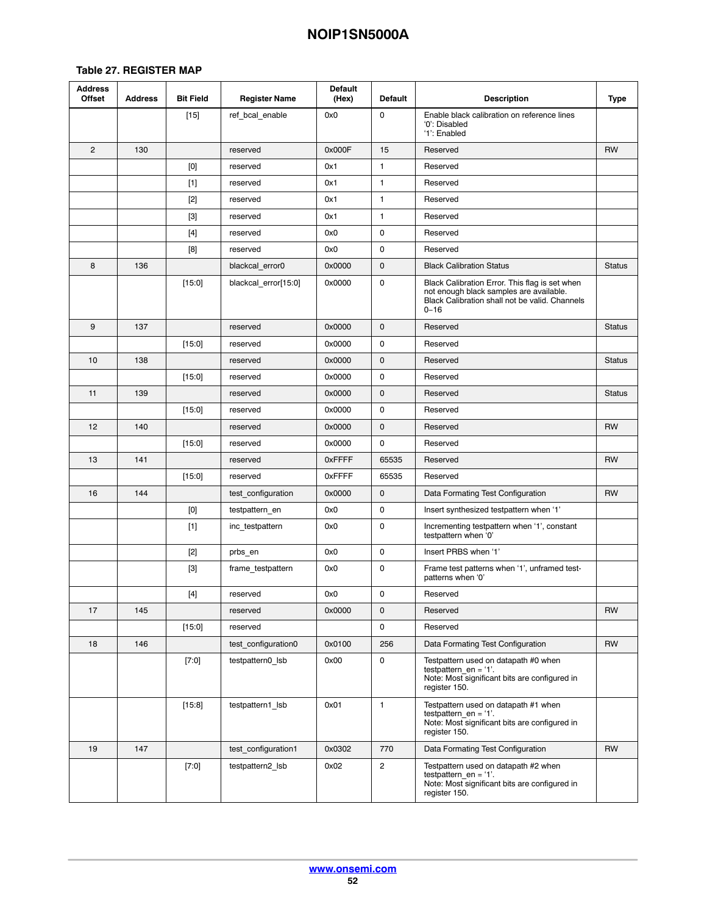**Table 27. REGISTER MAP**

| Address Offset | Address | Bit Field | Register Name | Default (Hex) | Default | Description | Type |
|---|---|---|---|---|---|---|---|
| | | [15] | ref_bcal_enable | 0x0 | 0 | Enable black calibration on reference lines<br>‘0’: Disabled<br>‘1’: Enabled | |
| 2 | 130 | | reserved | 0x000F | 15 | Reserved | RW |
| | | [0] | reserved | 0x1 | 1 | Reserved | |
| | | [1] | reserved | 0x1 | 1 | Reserved | |
| | | [2] | reserved | 0x1 | 1 | Reserved | |
| | | [3] | reserved | 0x1 | 1 | Reserved | |
| | | [4] | reserved | 0x0 | 0 | Reserved | |
| | | [8] | reserved | 0x0 | 0 | Reserved | |
| 8 | 136 | | blackcal_error0 | 0x0000 | 0 | Black Calibration Status | Status |
| | | [15:0] | blackcal_error[15:0] | 0x0000 | 0 | Black Calibration Error. This flag is set when not enough black samples are available. Black Calibration shall not be valid. Channels 0–16 | |
| 9 | 137 | | reserved | 0x0000 | 0 | Reserved | Status |
| | | [15:0] | reserved | 0x0000 | 0 | Reserved | |
| 10 | 138 | | reserved | 0x0000 | 0 | Reserved | Status |
| | | [15:0] | reserved | 0x0000 | 0 | Reserved | |
| 11 | 139 | | reserved | 0x0000 | 0 | Reserved | Status |
| | | [15:0] | reserved | 0x0000 | 0 | Reserved | |
| 12 | 140 | | reserved | 0x0000 | 0 | Reserved | RW |
| | | [15:0] | reserved | 0x0000 | 0 | Reserved | |
| 13 | 141 | | reserved | 0xFFFF | 65535 | Reserved | RW |
| | | [15:0] | reserved | 0xFFFF | 65535 | Reserved | |
| 16 | 144 | | test_configuration | 0x0000 | 0 | Data Formating Test Configuration | RW |
| | | [0] | testpattern_en | 0x0 | 0 | Insert synthesized testpattern when ‘1’ | |
| | | [1] | inc_testpattern | 0x0 | 0 | Incrementing testpattern when ‘1’, constant testpattern when ‘0’ | |
| | | [2] | prbs_en | 0x0 | 0 | Insert PRBS when ‘1’ | |
| | | [3] | frame_testpattern | 0x0 | 0 | Frame test patterns when ‘1’, unframed test-patterns when ‘0’ | |
| | | [4] | reserved | 0x0 | 0 | Reserved | |
| 17 | 145 | | reserved | 0x0000 | 0 | Reserved | RW |
| | | [15:0] | reserved | | 0 | Reserved | |
| 18 | 146 | | test_configuration0 | 0x0100 | 256 | Data Formating Test Configuration | RW |
| | | [7:0] | testpattern0_lsb | 0x00 | 0 | Testpattern used on datapath #0 when testpattern_en = ‘1’.<br>Note: Most significant bits are configured in register 150. | |
| | | [15:8] | testpattern1_lsb | 0x01 | 1 | Testpattern used on datapath #1 when testpattern_en = ‘1’.<br>Note: Most significant bits are configured in register 150. | |
| 19 | 147 | | test_configuration1 | 0x0302 | 770 | Data Formating Test Configuration | RW |
| | | [7:0] | testpattern2_lsb | 0x02 | 2 | Testpattern used on datapath #2 when testpattern_en = ‘1’.<br>Note: Most significant bits are configured in register 150. | |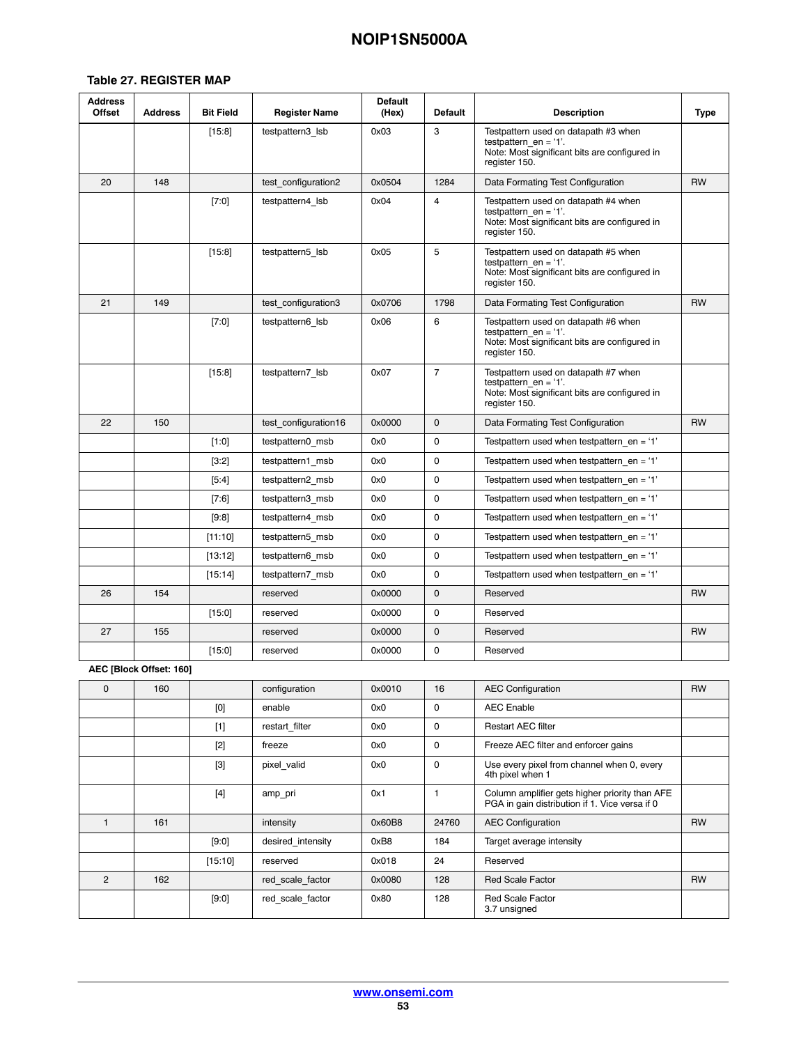**Table 27. REGISTER MAP**

| Address Offset | Address | Bit Field | Register Name | Default (Hex) | Default | Description | Type |
|---|---|---|---|---|---|---|---|
| | | [15:8] | testpattern3_lsb | 0x03 | 3 | Testpattern used on datapath #3 when testpattern_en = '1'. Note: Most significant bits are configured in register 150. | |
| 20 | 148 | | test_configuration2 | 0x0504 | 1284 | Data Formating Test Configuration | RW |
| | | [7:0] | testpattern4_lsb | 0x04 | 4 | Testpattern used on datapath #4 when testpattern_en = '1'. Note: Most significant bits are configured in register 150. | |
| | | [15:8] | testpattern5_lsb | 0x05 | 5 | Testpattern used on datapath #5 when testpattern_en = '1'. Note: Most significant bits are configured in register 150. | |
| 21 | 149 | | test_configuration3 | 0x0706 | 1798 | Data Formating Test Configuration | RW |
| | | [7:0] | testpattern6_lsb | 0x06 | 6 | Testpattern used on datapath #6 when testpattern_en = '1'. Note: Most significant bits are configured in register 150. | |
| | | [15:8] | testpattern7_lsb | 0x07 | 7 | Testpattern used on datapath #7 when testpattern_en = '1'. Note: Most significant bits are configured in register 150. | |
| 22 | 150 | | test_configuration16 | 0x0000 | 0 | Data Formating Test Configuration | RW |
| | | [1:0] | testpattern0_msb | 0x0 | 0 | Testpattern used when testpattern_en = '1' | |
| | | [3:2] | testpattern1_msb | 0x0 | 0 | Testpattern used when testpattern_en = '1' | |
| | | [5:4] | testpattern2_msb | 0x0 | 0 | Testpattern used when testpattern_en = '1' | |
| | | [7:6] | testpattern3_msb | 0x0 | 0 | Testpattern used when testpattern_en = '1' | |
| | | [9:8] | testpattern4_msb | 0x0 | 0 | Testpattern used when testpattern_en = '1' | |
| | | [11:10] | testpattern5_msb | 0x0 | 0 | Testpattern used when testpattern_en = '1' | |
| | | [13:12] | testpattern6_msb | 0x0 | 0 | Testpattern used when testpattern_en = '1' | |
| | | [15:14] | testpattern7_msb | 0x0 | 0 | Testpattern used when testpattern_en = '1' | |
| 26 | 154 | | reserved | 0x0000 | 0 | Reserved | RW |
| | | [15:0] | reserved | 0x0000 | 0 | Reserved | |
| 27 | 155 | | reserved | 0x0000 | 0 | Reserved | RW |
| | | [15:0] | reserved | 0x0000 | 0 | Reserved | |
| **AEC [Block Offset: 160]** | | | | | | | |
| 0 | 160 | | configuration | 0x0010 | 16 | AEC Configuration | RW |
| | | [0] | enable | 0x0 | 0 | AEC Enable | |
| | | [1] | restart_filter | 0x0 | 0 | Restart AEC filter | |
| | | [2] | freeze | 0x0 | 0 | Freeze AEC filter and enforcer gains | |
| | | [3] | pixel_valid | 0x0 | 0 | Use every pixel from channel when 0, every 4th pixel when 1 | |
| | | [4] | amp_pri | 0x1 | 1 | Column amplifier gets higher priority than AFE PGA in gain distribution if 1. Vice versa if 0 | |
| 1 | 161 | | intensity | 0x60B8 | 24760 | AEC Configuration | RW |
| | | [9:0] | desired_intensity | 0xB8 | 184 | Target average intensity | |
| | | [15:10] | reserved | 0x018 | 24 | Reserved | |
| 2 | 162 | | red_scale_factor | 0x0080 | 128 | Red Scale Factor | RW |
| | | [9:0] | red_scale_factor | 0x80 | 128 | Red Scale Factor 3.7 unsigned | |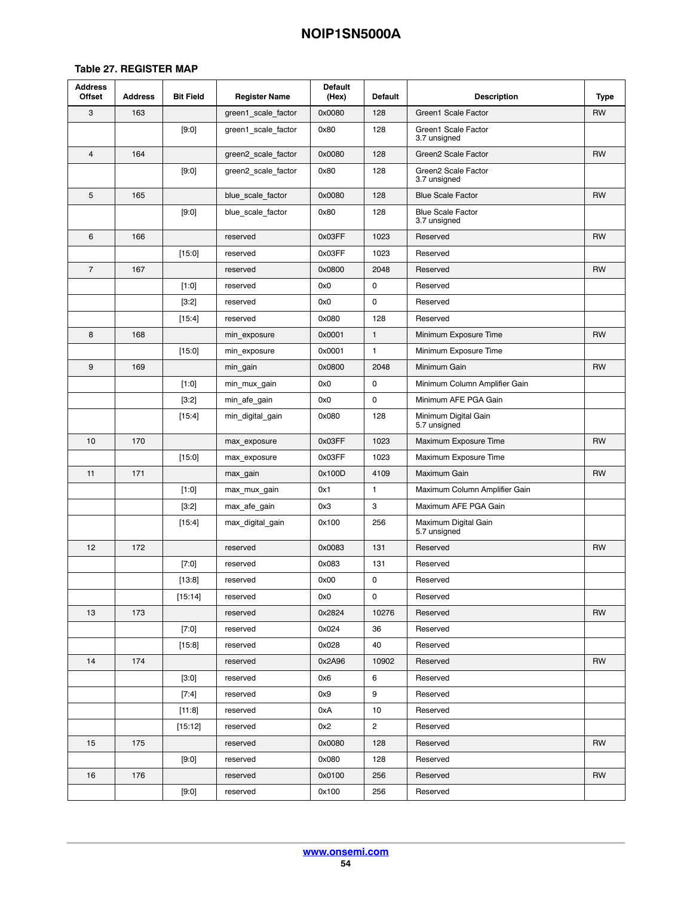**Table 27. REGISTER MAP**

| Address Offset | Address | Bit Field | Register Name | Default (Hex) | Default | Description | Type |
|---|---|---|---|---|---|---|---|
| 3 | 163 | | green1_scale_factor | 0x0080 | 128 | Green1 Scale Factor | RW |
| | | [9:0] | green1_scale_factor | 0x80 | 128 | Green1 Scale Factor 3.7 unsigned | |
| 4 | 164 | | green2_scale_factor | 0x0080 | 128 | Green2 Scale Factor | RW |
| | | [9:0] | green2_scale_factor | 0x80 | 128 | Green2 Scale Factor 3.7 unsigned | |
| 5 | 165 | | blue_scale_factor | 0x0080 | 128 | Blue Scale Factor | RW |
| | | [9:0] | blue_scale_factor | 0x80 | 128 | Blue Scale Factor 3.7 unsigned | |
| 6 | 166 | | reserved | 0x03FF | 1023 | Reserved | RW |
| | | [15:0] | reserved | 0x03FF | 1023 | Reserved | |
| 7 | 167 | | reserved | 0x0800 | 2048 | Reserved | RW |
| | | [1:0] | reserved | 0x0 | 0 | Reserved | |
| | | [3:2] | reserved | 0x0 | 0 | Reserved | |
| | | [15:4] | reserved | 0x080 | 128 | Reserved | |
| 8 | 168 | | min_exposure | 0x0001 | 1 | Minimum Exposure Time | RW |
| | | [15:0] | min_exposure | 0x0001 | 1 | Minimum Exposure Time | |
| 9 | 169 | | min_gain | 0x0800 | 2048 | Minimum Gain | RW |
| | | [1:0] | min_mux_gain | 0x0 | 0 | Minimum Column Amplifier Gain | |
| | | [3:2] | min_afe_gain | 0x0 | 0 | Minimum AFE PGA Gain | |
| | | [15:4] | min_digital_gain | 0x080 | 128 | Minimum Digital Gain 5.7 unsigned | |
| 10 | 170 | | max_exposure | 0x03FF | 1023 | Maximum Exposure Time | RW |
| | | [15:0] | max_exposure | 0x03FF | 1023 | Maximum Exposure Time | |
| 11 | 171 | | max_gain | 0x100D | 4109 | Maximum Gain | RW |
| | | [1:0] | max_mux_gain | 0x1 | 1 | Maximum Column Amplifier Gain | |
| | | [3:2] | max_afe_gain | 0x3 | 3 | Maximum AFE PGA Gain | |
| | | [15:4] | max_digital_gain | 0x100 | 256 | Maximum Digital Gain 5.7 unsigned | |
| 12 | 172 | | reserved | 0x0083 | 131 | Reserved | RW |
| | | [7:0] | reserved | 0x083 | 131 | Reserved | |
| | | [13:8] | reserved | 0x00 | 0 | Reserved | |
| | | [15:14] | reserved | 0x0 | 0 | Reserved | |
| 13 | 173 | | reserved | 0x2824 | 10276 | Reserved | RW |
| | | [7:0] | reserved | 0x024 | 36 | Reserved | |
| | | [15:8] | reserved | 0x028 | 40 | Reserved | |
| 14 | 174 | | reserved | 0x2A96 | 10902 | Reserved | RW |
| | | [3:0] | reserved | 0x6 | 6 | Reserved | |
| | | [7:4] | reserved | 0x9 | 9 | Reserved | |
| | | [11:8] | reserved | 0xA | 10 | Reserved | |
| | | [15:12] | reserved | 0x2 | 2 | Reserved | |
| 15 | 175 | | reserved | 0x0080 | 128 | Reserved | RW |
| | | [9:0] | reserved | 0x080 | 128 | Reserved | |
| 16 | 176 | | reserved | 0x0100 | 256 | Reserved | RW |
| | | [9:0] | reserved | 0x100 | 256 | Reserved | |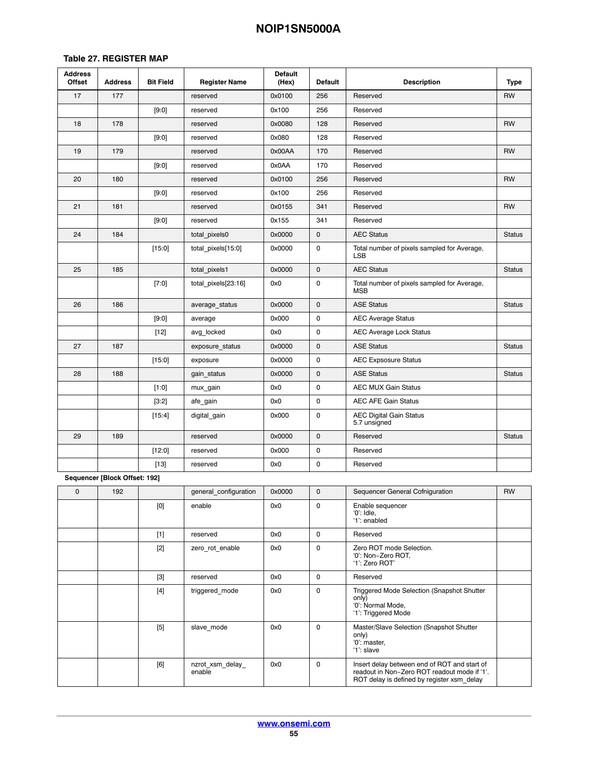**Table 27. REGISTER MAP**

| Address Offset | Address | Bit Field | Register Name | Default (Hex) | Default | Description | Type |
|---|---|---|---|---|---|---|---|
| 17 | 177 | | reserved | 0x0100 | 256 | Reserved | RW |
| | | [9:0] | reserved | 0x100 | 256 | Reserved | |
| 18 | 178 | | reserved | 0x0080 | 128 | Reserved | RW |
| | | [9:0] | reserved | 0x080 | 128 | Reserved | |
| 19 | 179 | | reserved | 0x00AA | 170 | Reserved | RW |
| | | [9:0] | reserved | 0x0AA | 170 | Reserved | |
| 20 | 180 | | reserved | 0x0100 | 256 | Reserved | RW |
| | | [9:0] | reserved | 0x100 | 256 | Reserved | |
| 21 | 181 | | reserved | 0x0155 | 341 | Reserved | RW |
| | | [9:0] | reserved | 0x155 | 341 | Reserved | |
| 24 | 184 | | total_pixels0 | 0x0000 | 0 | AEC Status | Status |
| | | [15:0] | total_pixels[15:0] | 0x0000 | 0 | Total number of pixels sampled for Average, LSB | |
| 25 | 185 | | total_pixels1 | 0x0000 | 0 | AEC Status | Status |
| | | [7:0] | total_pixels[23:16] | 0x0 | 0 | Total number of pixels sampled for Average, MSB | |
| 26 | 186 | | average_status | 0x0000 | 0 | ASE Status | Status |
| | | [9:0] | average | 0x000 | 0 | AEC Average Status | |
| | | [12] | avg_locked | 0x0 | 0 | AEC Average Lock Status | |
| 27 | 187 | | exposure_status | 0x0000 | 0 | ASE Status | Status |
| | | [15:0] | exposure | 0x0000 | 0 | AEC Expsosure Status | |
| 28 | 188 | | gain_status | 0x0000 | 0 | ASE Status | Status |
| | | [1:0] | mux_gain | 0x0 | 0 | AEC MUX Gain Status | |
| | | [3:2] | afe_gain | 0x0 | 0 | AEC AFE Gain Status | |
| | | [15:4] | digital_gain | 0x000 | 0 | AEC Digital Gain Status 5.7 unsigned | |
| 29 | 189 | | reserved | 0x0000 | 0 | Reserved | Status |
| | | [12:0] | reserved | 0x000 | 0 | Reserved | |
| | | [13] | reserved | 0x0 | 0 | Reserved | |
| **Sequencer [Block Offset: 192]** | | | | | | | |
| 0 | 192 | | general_configuration | 0x0000 | 0 | Sequencer General Cofniguration | RW |
| | | [0] | enable | 0x0 | 0 | Enable sequencer ‘0’: Idle, ‘1’: enabled | |
| | | [1] | reserved | 0x0 | 0 | Reserved | |
| | | [2] | zero_rot_enable | 0x0 | 0 | Zero ROT mode Selection. ‘0’: Non−Zero ROT, ‘1’: Zero ROT’ | |
| | | [3] | reserved | 0x0 | 0 | Reserved | |
| | | [4] | triggered_mode | 0x0 | 0 | Triggered Mode Selection (Snapshot Shutter only) ‘0’: Normal Mode, ‘1’: Triggered Mode | |
| | | [5] | slave_mode | 0x0 | 0 | Master/Slave Selection (Snapshot Shutter only) ‘0’: master, ‘1’: slave | |
| | | [6] | nzrot_xsm_delay_enable | 0x0 | 0 | Insert delay between end of ROT and start of readout in Non−Zero ROT readout mode if ‘1’. ROT delay is defined by register xsm_delay | |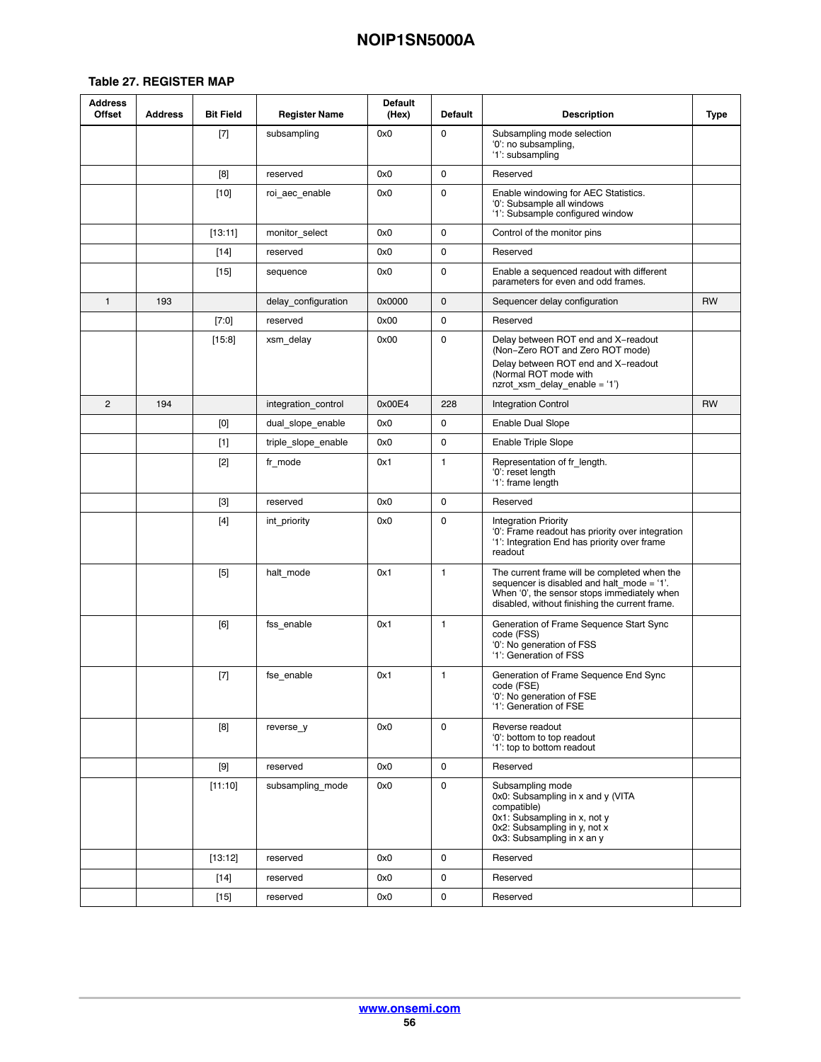**Table 27. REGISTER MAP**

| Address Offset | Address | Bit Field | Register Name | Default (Hex) | Default | Description | Type |
|---|---|---|---|---|---|---|---|
| | | [7] | subsampling | 0x0 | 0 | Subsampling mode selection<br>'0': no subsampling,<br>'1': subsampling | |
| | | [8] | reserved | 0x0 | 0 | Reserved | |
| | | [10] | roi_aec_enable | 0x0 | 0 | Enable windowing for AEC Statistics.<br>'0': Subsample all windows<br>'1': Subsample configured window | |
| | | [13:11] | monitor_select | 0x0 | 0 | Control of the monitor pins | |
| | | [14] | reserved | 0x0 | 0 | Reserved | |
| | | [15] | sequence | 0x0 | 0 | Enable a sequenced readout with different parameters for even and odd frames. | |
| 1 | 193 | | delay_configuration | 0x0000 | 0 | Sequencer delay configuration | RW |
| | | [7:0] | reserved | 0x00 | 0 | Reserved | |
| | | [15:8] | xsm_delay | 0x00 | 0 | Delay between ROT end and X−readout (Non−Zero ROT and Zero ROT mode)<br>Delay between ROT end and X−readout (Normal ROT mode with nzrot_xsm_delay_enable = '1') | |
| 2 | 194 | | integration_control | 0x00E4 | 228 | Integration Control | RW |
| | | [0] | dual_slope_enable | 0x0 | 0 | Enable Dual Slope | |
| | | [1] | triple_slope_enable | 0x0 | 0 | Enable Triple Slope | |
| | | [2] | fr_mode | 0x1 | 1 | Representation of fr_length.<br>'0': reset length<br>'1': frame length | |
| | | [3] | reserved | 0x0 | 0 | Reserved | |
| | | [4] | int_priority | 0x0 | 0 | Integration Priority<br>'0': Frame readout has priority over integration<br>'1': Integration End has priority over frame readout | |
| | | [5] | halt_mode | 0x1 | 1 | The current frame will be completed when the sequencer is disabled and halt_mode = '1'.<br>When '0', the sensor stops immediately when disabled, without finishing the current frame. | |
| | | [6] | fss_enable | 0x1 | 1 | Generation of Frame Sequence Start Sync code (FSS)<br>'0': No generation of FSS<br>'1': Generation of FSS | |
| | | [7] | fse_enable | 0x1 | 1 | Generation of Frame Sequence End Sync code (FSE)<br>'0': No generation of FSE<br>'1': Generation of FSE | |
| | | [8] | reverse_y | 0x0 | 0 | Reverse readout<br>'0': bottom to top readout<br>'1': top to bottom readout | |
| | | [9] | reserved | 0x0 | 0 | Reserved | |
| | | [11:10] | subsampling_mode | 0x0 | 0 | Subsampling mode<br>0x0: Subsampling in x and y (VITA compatible)<br>0x1: Subsampling in x, not y<br>0x2: Subsampling in y, not x<br>0x3: Subsampling in x an y | |
| | | [13:12] | reserved | 0x0 | 0 | Reserved | |
| | | [14] | reserved | 0x0 | 0 | Reserved | |
| | | [15] | reserved | 0x0 | 0 | Reserved | |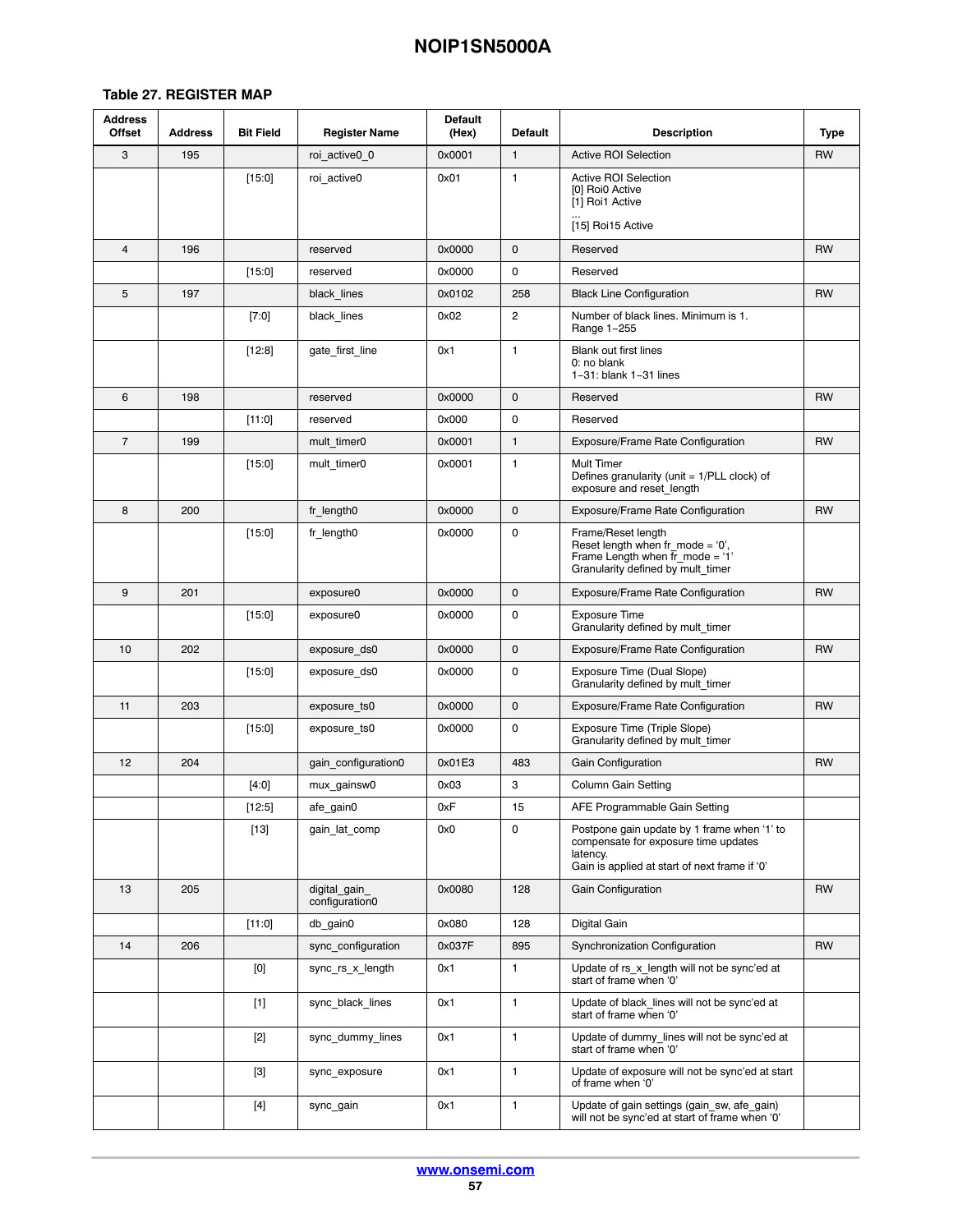**Table 27. REGISTER MAP**

| Address Offset | Address | Bit Field | Register Name | Default (Hex) | Default | Description | Type |
|---|---|---|---|---|---|---|---|
| 3 | 195 | | roi_active0_0 | 0x0001 | 1 | Active ROI Selection | RW |
| | | [15:0] | roi_active0 | 0x01 | 1 | Active ROI Selection<br>[0] Roi0 Active<br>[1] Roi1 Active<br>...<br>[15] Roi15 Active | |
| 4 | 196 | | reserved | 0x0000 | 0 | Reserved | RW |
| | | [15:0] | reserved | 0x0000 | 0 | Reserved | |
| 5 | 197 | | black_lines | 0x0102 | 258 | Black Line Configuration | RW |
| | | [7:0] | black_lines | 0x02 | 2 | Number of black lines. Minimum is 1. Range 1−255 | |
| | | [12:8] | gate_first_line | 0x1 | 1 | Blank out first lines<br>0: no blank<br>1−31: blank 1−31 lines | |
| 6 | 198 | | reserved | 0x0000 | 0 | Reserved | RW |
| | | [11:0] | reserved | 0x000 | 0 | Reserved | |
| 7 | 199 | | mult_timer0 | 0x0001 | 1 | Exposure/Frame Rate Configuration | RW |
| | | [15:0] | mult_timer0 | 0x0001 | 1 | Mult Timer<br>Defines granularity (unit = 1/PLL clock) of exposure and reset_length | |
| 8 | 200 | | fr_length0 | 0x0000 | 0 | Exposure/Frame Rate Configuration | RW |
| | | [15:0] | fr_length0 | 0x0000 | 0 | Frame/Reset length<br>Reset length when fr_mode = ‘0’,<br>Frame Length when fr_mode = ‘1’<br>Granularity defined by mult_timer | |
| 9 | 201 | | exposure0 | 0x0000 | 0 | Exposure/Frame Rate Configuration | RW |
| | | [15:0] | exposure0 | 0x0000 | 0 | Exposure Time<br>Granularity defined by mult_timer | |
| 10 | 202 | | exposure_ds0 | 0x0000 | 0 | Exposure/Frame Rate Configuration | RW |
| | | [15:0] | exposure_ds0 | 0x0000 | 0 | Exposure Time (Dual Slope)<br>Granularity defined by mult_timer | |
| 11 | 203 | | exposure_ts0 | 0x0000 | 0 | Exposure/Frame Rate Configuration | RW |
| | | [15:0] | exposure_ts0 | 0x0000 | 0 | Exposure Time (Triple Slope)<br>Granularity defined by mult_timer | |
| 12 | 204 | | gain_configuration0 | 0x01E3 | 483 | Gain Configuration | RW |
| | | [4:0] | mux_gainsw0 | 0x03 | 3 | Column Gain Setting | |
| | | [12:5] | afe_gain0 | 0xF | 15 | AFE Programmable Gain Setting | |
| | | [13] | gain_lat_comp | 0x0 | 0 | Postpone gain update by 1 frame when ‘1’ to compensate for exposure time updates latency.<br>Gain is applied at start of next frame if ‘0’ | |
| 13 | 205 | | digital_gain_configuration0 | 0x0080 | 128 | Gain Configuration | RW |
| | | [11:0] | db_gain0 | 0x080 | 128 | Digital Gain | |
| 14 | 206 | | sync_configuration | 0x037F | 895 | Synchronization Configuration | RW |
| | | [0] | sync_rs_x_length | 0x1 | 1 | Update of rs_x_length will not be sync’ed at start of frame when ‘0’ | |
| | | [1] | sync_black_lines | 0x1 | 1 | Update of black_lines will not be sync’ed at start of frame when ‘0’ | |
| | | [2] | sync_dummy_lines | 0x1 | 1 | Update of dummy_lines will not be sync’ed at start of frame when ‘0’ | |
| | | [3] | sync_exposure | 0x1 | 1 | Update of exposure will not be sync’ed at start of frame when ‘0’ | |
| | | [4] | sync_gain | 0x1 | 1 | Update of gain settings (gain_sw, afe_gain) will not be sync’ed at start of frame when ‘0’ | |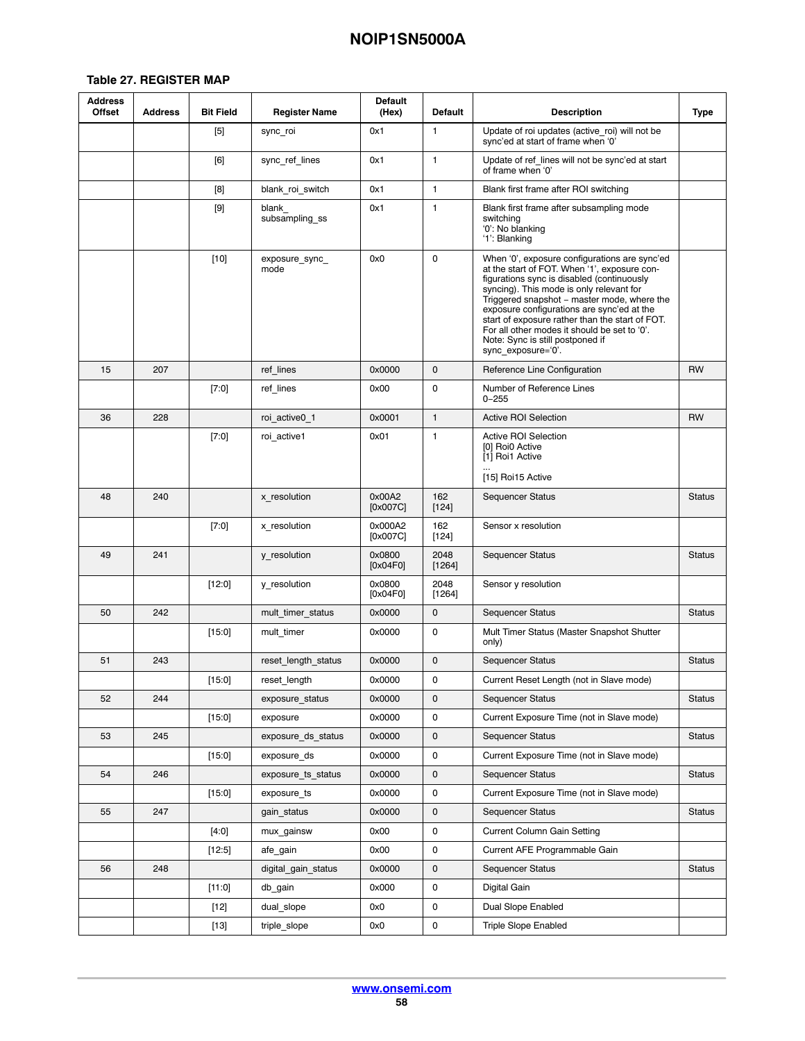**Table 27. REGISTER MAP**

| Address Offset | Address | Bit Field | Register Name | Default (Hex) | Default | Description | Type |
|---|---|---|---|---|---|---|---|
| | | [5] | sync_roi | 0x1 | 1 | Update of roi updates (active_roi) will not be sync'ed at start of frame when '0' | |
| | | [6] | sync_ref_lines | 0x1 | 1 | Update of ref_lines will not be sync'ed at start of frame when '0' | |
| | | [8] | blank_roi_switch | 0x1 | 1 | Blank first frame after ROI switching | |
| | | [9] | blank_ subsampling_ss | 0x1 | 1 | Blank first frame after subsampling mode switching<br>'0': No blanking<br>'1': Blanking | |
| | | [10] | exposure_sync_ mode | 0x0 | 0 | When '0', exposure configurations are sync'ed at the start of FOT. When '1', exposure configurations sync is disabled (continuously syncing). This mode is only relevant for Triggered snapshot – master mode, where the exposure configurations are sync'ed at the start of exposure rather than the start of FOT. For all other modes it should be set to '0'. Note: Sync is still postponed if sync_exposure='0'. | |
| 15 | 207 | | ref_lines | 0x0000 | 0 | Reference Line Configuration | RW |
| | | [7:0] | ref_lines | 0x00 | 0 | Number of Reference Lines<br>0–255 | |
| 36 | 228 | | roi_active0_1 | 0x0001 | 1 | Active ROI Selection | RW |
| | | [7:0] | roi_active1 | 0x01 | 1 | Active ROI Selection<br>[0] Roi0 Active<br>[1] Roi1 Active<br>...<br>[15] Roi15 Active | |
| 48 | 240 | | x_resolution | 0x00A2 [0x007C] | 162 [124] | Sequencer Status | Status |
| | | [7:0] | x_resolution | 0x000A2 [0x007C] | 162 [124] | Sensor x resolution | |
| 49 | 241 | | y_resolution | 0x0800 [0x04F0] | 2048 [1264] | Sequencer Status | Status |
| | | [12:0] | y_resolution | 0x0800 [0x04F0] | 2048 [1264] | Sensor y resolution | |
| 50 | 242 | | mult_timer_status | 0x0000 | 0 | Sequencer Status | Status |
| | | [15:0] | mult_timer | 0x0000 | 0 | Mult Timer Status (Master Snapshot Shutter only) | |
| 51 | 243 | | reset_length_status | 0x0000 | 0 | Sequencer Status | Status |
| | | [15:0] | reset_length | 0x0000 | 0 | Current Reset Length (not in Slave mode) | |
| 52 | 244 | | exposure_status | 0x0000 | 0 | Sequencer Status | Status |
| | | [15:0] | exposure | 0x0000 | 0 | Current Exposure Time (not in Slave mode) | |
| 53 | 245 | | exposure_ds_status | 0x0000 | 0 | Sequencer Status | Status |
| | | [15:0] | exposure_ds | 0x0000 | 0 | Current Exposure Time (not in Slave mode) | |
| 54 | 246 | | exposure_ts_status | 0x0000 | 0 | Sequencer Status | Status |
| | | [15:0] | exposure_ts | 0x0000 | 0 | Current Exposure Time (not in Slave mode) | |
| 55 | 247 | | gain_status | 0x0000 | 0 | Sequencer Status | Status |
| | | [4:0] | mux_gainsw | 0x00 | 0 | Current Column Gain Setting | |
| | | [12:5] | afe_gain | 0x00 | 0 | Current AFE Programmable Gain | |
| 56 | 248 | | digital_gain_status | 0x0000 | 0 | Sequencer Status | Status |
| | | [11:0] | db_gain | 0x000 | 0 | Digital Gain | |
| | | [12] | dual_slope | 0x0 | 0 | Dual Slope Enabled | |
| | | [13] | triple_slope | 0x0 | 0 | Triple Slope Enabled | |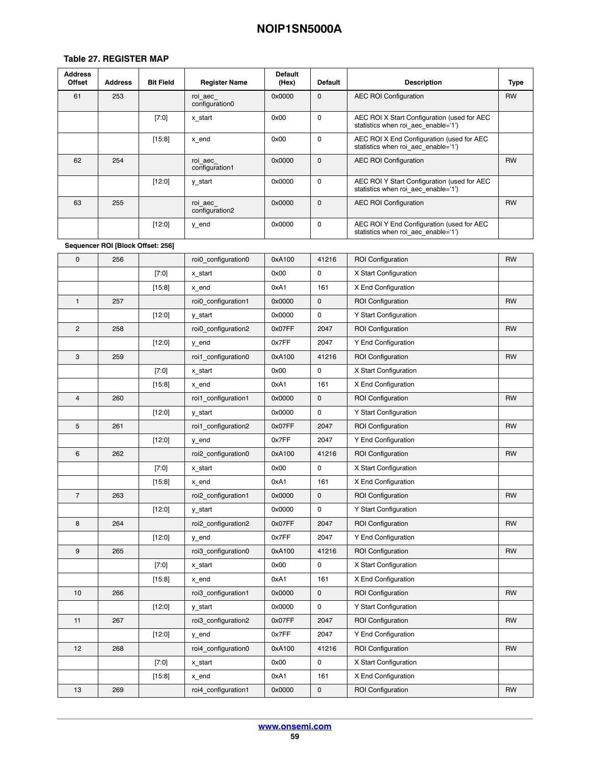**Table 27. REGISTER MAP**

| Address Offset | Address | Bit Field | Register Name | Default (Hex) | Default | Description | Type |
|---|---|---|---|---|---|---|---|
| 61 | 253 | | roi_aec_configuration0 | 0x0000 | 0 | AEC ROI Configuration | RW |
| | | [7:0] | x_start | 0x00 | 0 | AEC ROI X Start Configuration (used for AEC statistics when roi_aec_enable='1') | |
| | | [15:8] | x_end | 0x00 | 0 | AEC ROI X End Configuration (used for AEC statistics when roi_aec_enable='1') | |
| 62 | 254 | | roi_aec_configuration1 | 0x0000 | 0 | AEC ROI Configuration | RW |
| | | [12:0] | y_start | 0x0000 | 0 | AEC ROI Y Start Configuration (used for AEC statistics when roi_aec_enable='1') | |
| 63 | 255 | | roi_aec_configuration2 | 0x0000 | 0 | AEC ROI Configuration | RW |
| | | [12:0] | y_end | 0x0000 | 0 | AEC ROI Y End Configuration (used for AEC statistics when roi_aec_enable='1') | |
| **Sequencer ROI [Block Offset: 256]** | | | | | | | |
| 0 | 256 | | roi0_configuration0 | 0xA100 | 41216 | ROI Configuration | RW |
| | | [7:0] | x_start | 0x00 | 0 | X Start Configuration | |
| | | [15:8] | x_end | 0xA1 | 161 | X End Configuration | |
| 1 | 257 | | roi0_configuration1 | 0x0000 | 0 | ROI Configuration | RW |
| | | [12:0] | y_start | 0x0000 | 0 | Y Start Configuration | |
| 2 | 258 | | roi0_configuration2 | 0x07FF | 2047 | ROI Configuration | RW |
| | | [12:0] | y_end | 0x7FF | 2047 | Y End Configuration | |
| 3 | 259 | | roi1_configuration0 | 0xA100 | 41216 | ROI Configuration | RW |
| | | [7:0] | x_start | 0x00 | 0 | X Start Configuration | |
| | | [15:8] | x_end | 0xA1 | 161 | X End Configuration | |
| 4 | 260 | | roi1_configuration1 | 0x0000 | 0 | ROI Configuration | RW |
| | | [12:0] | y_start | 0x0000 | 0 | Y Start Configuration | |
| 5 | 261 | | roi1_configuration2 | 0x07FF | 2047 | ROI Configuration | RW |
| | | [12:0] | y_end | 0x7FF | 2047 | Y End Configuration | |
| 6 | 262 | | roi2_configuration0 | 0xA100 | 41216 | ROI Configuration | RW |
| | | [7:0] | x_start | 0x00 | 0 | X Start Configuration | |
| | | [15:8] | x_end | 0xA1 | 161 | X End Configuration | |
| 7 | 263 | | roi2_configuration1 | 0x0000 | 0 | ROI Configuration | RW |
| | | [12:0] | y_start | 0x0000 | 0 | Y Start Configuration | |
| 8 | 264 | | roi2_configuration2 | 0x07FF | 2047 | ROI Configuration | RW |
| | | [12:0] | y_end | 0x7FF | 2047 | Y End Configuration | |
| 9 | 265 | | roi3_configuration0 | 0xA100 | 41216 | ROI Configuration | RW |
| | | [7:0] | x_start | 0x00 | 0 | X Start Configuration | |
| | | [15:8] | x_end | 0xA1 | 161 | X End Configuration | |
| 10 | 266 | | roi3_configuration1 | 0x0000 | 0 | ROI Configuration | RW |
| | | [12:0] | y_start | 0x0000 | 0 | Y Start Configuration | |
| 11 | 267 | | roi3_configuration2 | 0x07FF | 2047 | ROI Configuration | RW |
| | | [12:0] | y_end | 0x7FF | 2047 | Y End Configuration | |
| 12 | 268 | | roi4_configuration0 | 0xA100 | 41216 | ROI Configuration | RW |
| | | [7:0] | x_start | 0x00 | 0 | X Start Configuration | |
| | | [15:8] | x_end | 0xA1 | 161 | X End Configuration | |
| 13 | 269 | | roi4_configuration1 | 0x0000 | 0 | ROI Configuration | RW |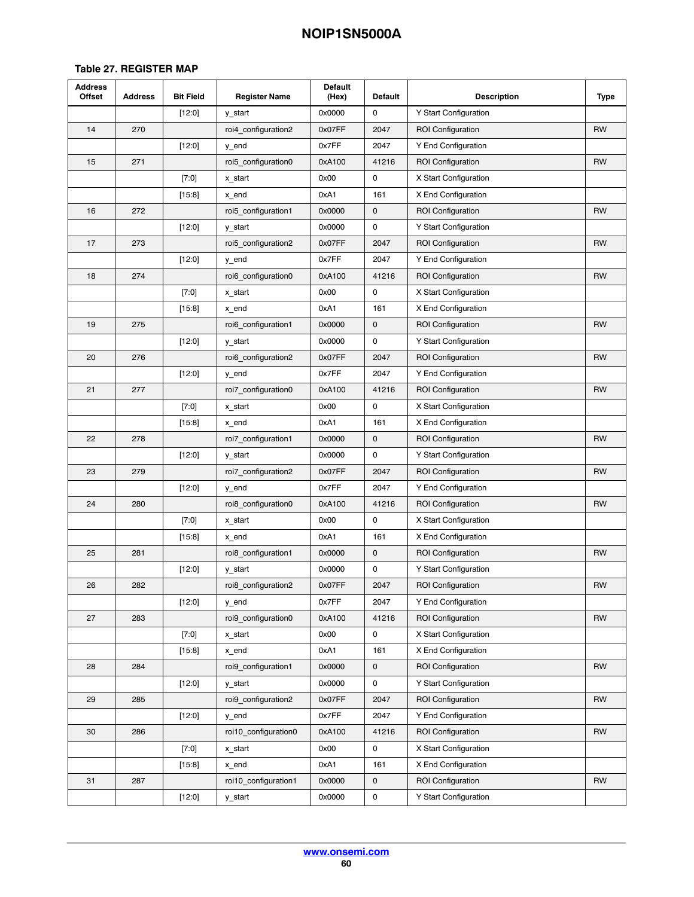**Table 27. REGISTER MAP**

| Address Offset | Address | Bit Field | Register Name | Default (Hex) | Default | Description | Type |
|---|---|---|---|---|---|---|---|
| | | [12:0] | y_start | 0x0000 | 0 | Y Start Configuration | |
| 14 | 270 | | roi4_configuration2 | 0x07FF | 2047 | ROI Configuration | RW |
| | | [12:0] | y_end | 0x7FF | 2047 | Y End Configuration | |
| 15 | 271 | | roi5_configuration0 | 0xA100 | 41216 | ROI Configuration | RW |
| | | [7:0] | x_start | 0x00 | 0 | X Start Configuration | |
| | | [15:8] | x_end | 0xA1 | 161 | X End Configuration | |
| 16 | 272 | | roi5_configuration1 | 0x0000 | 0 | ROI Configuration | RW |
| | | [12:0] | y_start | 0x0000 | 0 | Y Start Configuration | |
| 17 | 273 | | roi5_configuration2 | 0x07FF | 2047 | ROI Configuration | RW |
| | | [12:0] | y_end | 0x7FF | 2047 | Y End Configuration | |
| 18 | 274 | | roi6_configuration0 | 0xA100 | 41216 | ROI Configuration | RW |
| | | [7:0] | x_start | 0x00 | 0 | X Start Configuration | |
| | | [15:8] | x_end | 0xA1 | 161 | X End Configuration | |
| 19 | 275 | | roi6_configuration1 | 0x0000 | 0 | ROI Configuration | RW |
| | | [12:0] | y_start | 0x0000 | 0 | Y Start Configuration | |
| 20 | 276 | | roi6_configuration2 | 0x07FF | 2047 | ROI Configuration | RW |
| | | [12:0] | y_end | 0x7FF | 2047 | Y End Configuration | |
| 21 | 277 | | roi7_configuration0 | 0xA100 | 41216 | ROI Configuration | RW |
| | | [7:0] | x_start | 0x00 | 0 | X Start Configuration | |
| | | [15:8] | x_end | 0xA1 | 161 | X End Configuration | |
| 22 | 278 | | roi7_configuration1 | 0x0000 | 0 | ROI Configuration | RW |
| | | [12:0] | y_start | 0x0000 | 0 | Y Start Configuration | |
| 23 | 279 | | roi7_configuration2 | 0x07FF | 2047 | ROI Configuration | RW |
| | | [12:0] | y_end | 0x7FF | 2047 | Y End Configuration | |
| 24 | 280 | | roi8_configuration0 | 0xA100 | 41216 | ROI Configuration | RW |
| | | [7:0] | x_start | 0x00 | 0 | X Start Configuration | |
| | | [15:8] | x_end | 0xA1 | 161 | X End Configuration | |
| 25 | 281 | | roi8_configuration1 | 0x0000 | 0 | ROI Configuration | RW |
| | | [12:0] | y_start | 0x0000 | 0 | Y Start Configuration | |
| 26 | 282 | | roi8_configuration2 | 0x07FF | 2047 | ROI Configuration | RW |
| | | [12:0] | y_end | 0x7FF | 2047 | Y End Configuration | |
| 27 | 283 | | roi9_configuration0 | 0xA100 | 41216 | ROI Configuration | RW |
| | | [7:0] | x_start | 0x00 | 0 | X Start Configuration | |
| | | [15:8] | x_end | 0xA1 | 161 | X End Configuration | |
| 28 | 284 | | roi9_configuration1 | 0x0000 | 0 | ROI Configuration | RW |
| | | [12:0] | y_start | 0x0000 | 0 | Y Start Configuration | |
| 29 | 285 | | roi9_configuration2 | 0x07FF | 2047 | ROI Configuration | RW |
| | | [12:0] | y_end | 0x7FF | 2047 | Y End Configuration | |
| 30 | 286 | | roi10_configuration0 | 0xA100 | 41216 | ROI Configuration | RW |
| | | [7:0] | x_start | 0x00 | 0 | X Start Configuration | |
| | | [15:8] | x_end | 0xA1 | 161 | X End Configuration | |
| 31 | 287 | | roi10_configuration1 | 0x0000 | 0 | ROI Configuration | RW |
| | | [12:0] | y_start | 0x0000 | 0 | Y Start Configuration | |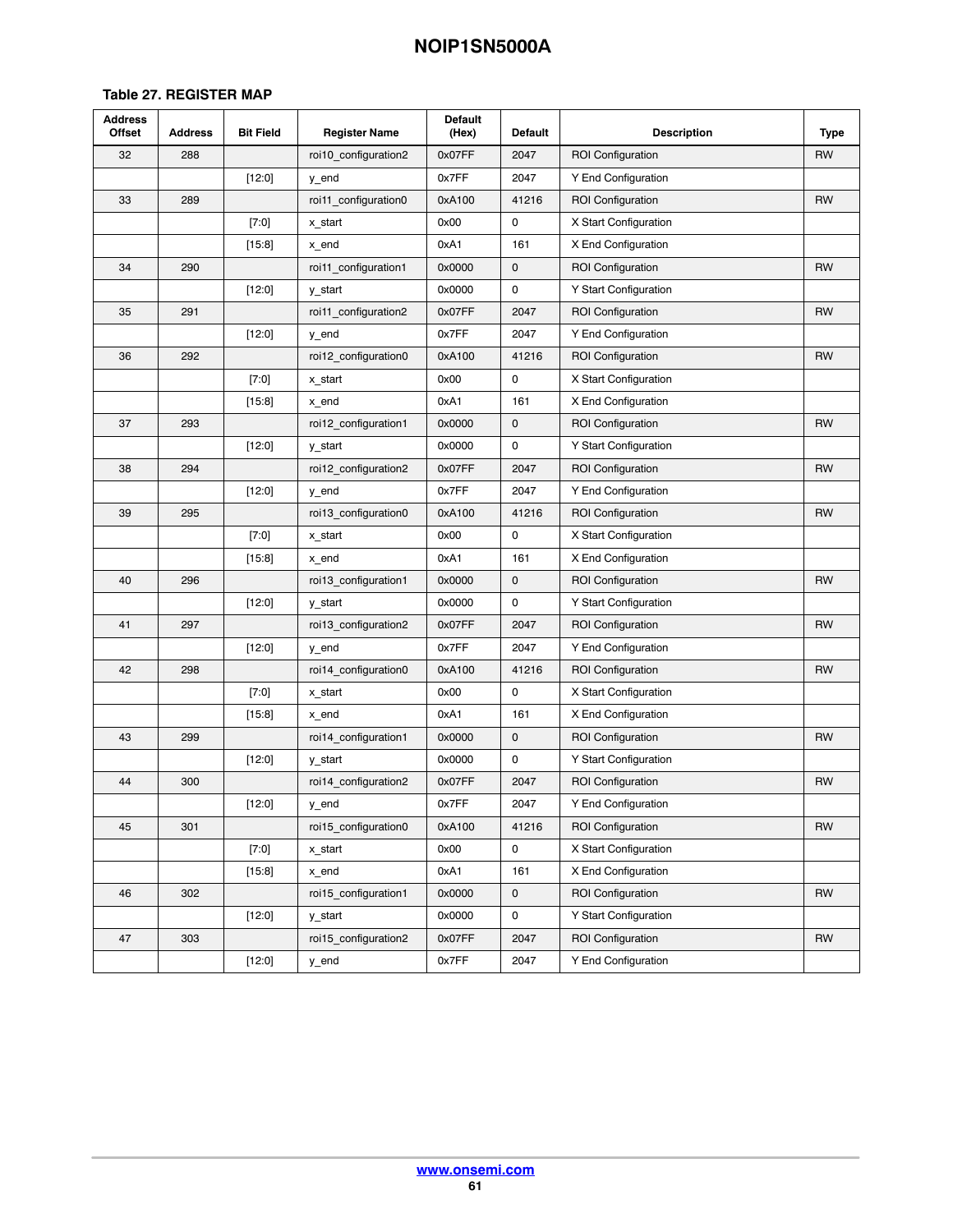**Table 27. REGISTER MAP**

| Address Offset | Address | Bit Field | Register Name | Default (Hex) | Default | Description | Type |
|---|---|---|---|---|---|---|---|
| 32 | 288 | | roi10_configuration2 | 0x07FF | 2047 | ROI Configuration | RW |
| | | [12:0] | y_end | 0x7FF | 2047 | Y End Configuration | |
| 33 | 289 | | roi11_configuration0 | 0xA100 | 41216 | ROI Configuration | RW |
| | | [7:0] | x_start | 0x00 | 0 | X Start Configuration | |
| | | [15:8] | x_end | 0xA1 | 161 | X End Configuration | |
| 34 | 290 | | roi11_configuration1 | 0x0000 | 0 | ROI Configuration | RW |
| | | [12:0] | y_start | 0x0000 | 0 | Y Start Configuration | |
| 35 | 291 | | roi11_configuration2 | 0x07FF | 2047 | ROI Configuration | RW |
| | | [12:0] | y_end | 0x7FF | 2047 | Y End Configuration | |
| 36 | 292 | | roi12_configuration0 | 0xA100 | 41216 | ROI Configuration | RW |
| | | [7:0] | x_start | 0x00 | 0 | X Start Configuration | |
| | | [15:8] | x_end | 0xA1 | 161 | X End Configuration | |
| 37 | 293 | | roi12_configuration1 | 0x0000 | 0 | ROI Configuration | RW |
| | | [12:0] | y_start | 0x0000 | 0 | Y Start Configuration | |
| 38 | 294 | | roi12_configuration2 | 0x07FF | 2047 | ROI Configuration | RW |
| | | [12:0] | y_end | 0x7FF | 2047 | Y End Configuration | |
| 39 | 295 | | roi13_configuration0 | 0xA100 | 41216 | ROI Configuration | RW |
| | | [7:0] | x_start | 0x00 | 0 | X Start Configuration | |
| | | [15:8] | x_end | 0xA1 | 161 | X End Configuration | |
| 40 | 296 | | roi13_configuration1 | 0x0000 | 0 | ROI Configuration | RW |
| | | [12:0] | y_start | 0x0000 | 0 | Y Start Configuration | |
| 41 | 297 | | roi13_configuration2 | 0x07FF | 2047 | ROI Configuration | RW |
| | | [12:0] | y_end | 0x7FF | 2047 | Y End Configuration | |
| 42 | 298 | | roi14_configuration0 | 0xA100 | 41216 | ROI Configuration | RW |
| | | [7:0] | x_start | 0x00 | 0 | X Start Configuration | |
| | | [15:8] | x_end | 0xA1 | 161 | X End Configuration | |
| 43 | 299 | | roi14_configuration1 | 0x0000 | 0 | ROI Configuration | RW |
| | | [12:0] | y_start | 0x0000 | 0 | Y Start Configuration | |
| 44 | 300 | | roi14_configuration2 | 0x07FF | 2047 | ROI Configuration | RW |
| | | [12:0] | y_end | 0x7FF | 2047 | Y End Configuration | |
| 45 | 301 | | roi15_configuration0 | 0xA100 | 41216 | ROI Configuration | RW |
| | | [7:0] | x_start | 0x00 | 0 | X Start Configuration | |
| | | [15:8] | x_end | 0xA1 | 161 | X End Configuration | |
| 46 | 302 | | roi15_configuration1 | 0x0000 | 0 | ROI Configuration | RW |
| | | [12:0] | y_start | 0x0000 | 0 | Y Start Configuration | |
| 47 | 303 | | roi15_configuration2 | 0x07FF | 2047 | ROI Configuration | RW |
| | | [12:0] | y_end | 0x7FF | 2047 | Y End Configuration | |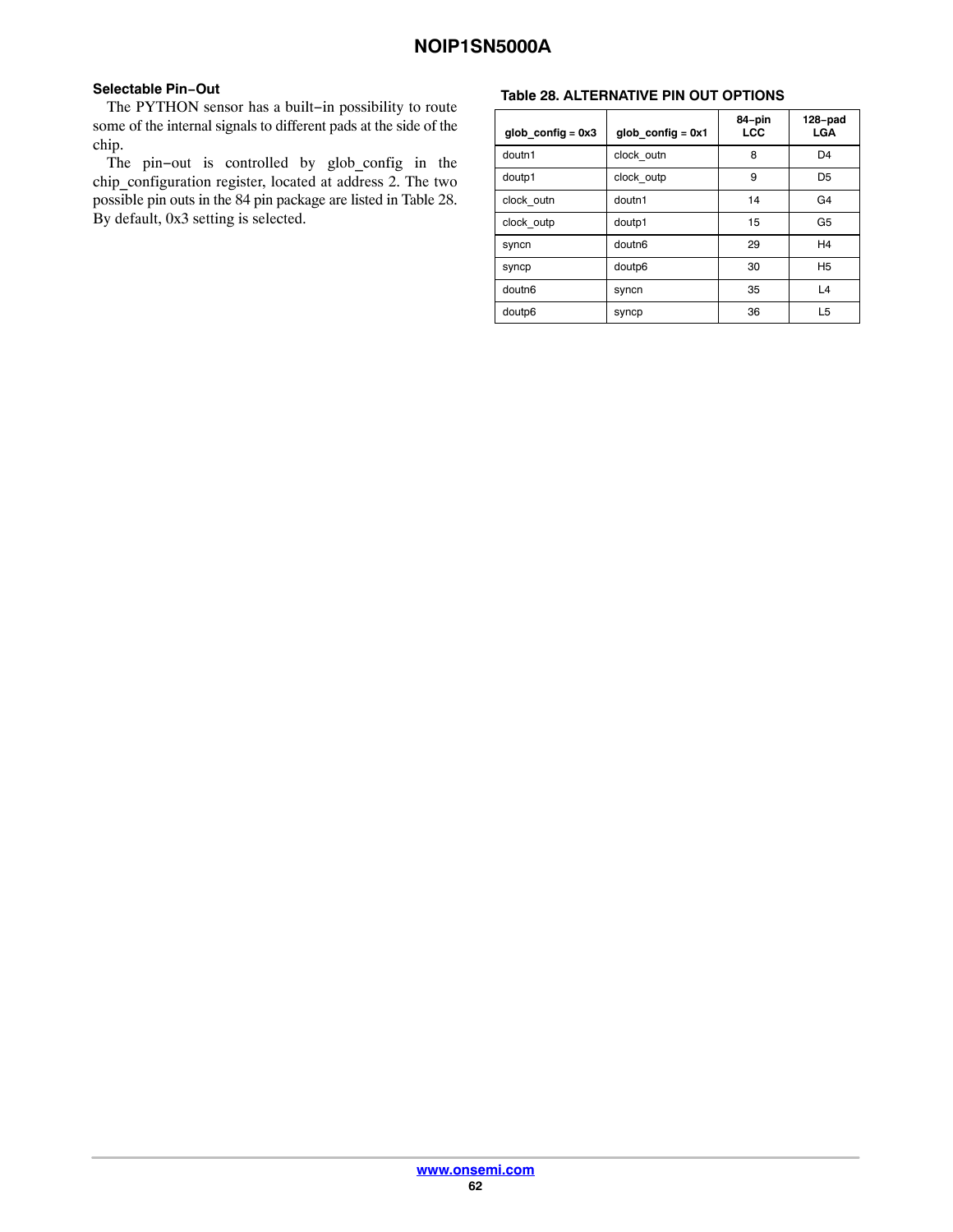### Selectable Pin−Out

The PYTHON sensor has a built−in possibility to route some of the internal signals to different pads at the side of the chip.

The pin−out is controlled by glob_config in the chip_configuration register, located at address 2. The two possible pin outs in the 84 pin package are listed in Table 28. By default, 0x3 setting is selected.

**Table 28. ALTERNATIVE PIN OUT OPTIONS**

| glob_config = 0x3 | glob_config = 0x1 | 84−pin LCC | 128−pad LGA |
|---|---|---|---|
| doutn1 | clock_outn | 8 | D4 |
| doutp1 | clock_outp | 9 | D5 |
| clock_outn | doutn1 | 14 | G4 |
| clock_outp | doutp1 | 15 | G5 |
| syncn | doutn6 | 29 | H4 |
| syncp | doutp6 | 30 | H5 |
| doutn6 | syncn | 35 | L4 |
| doutp6 | syncp | 36 | L5 |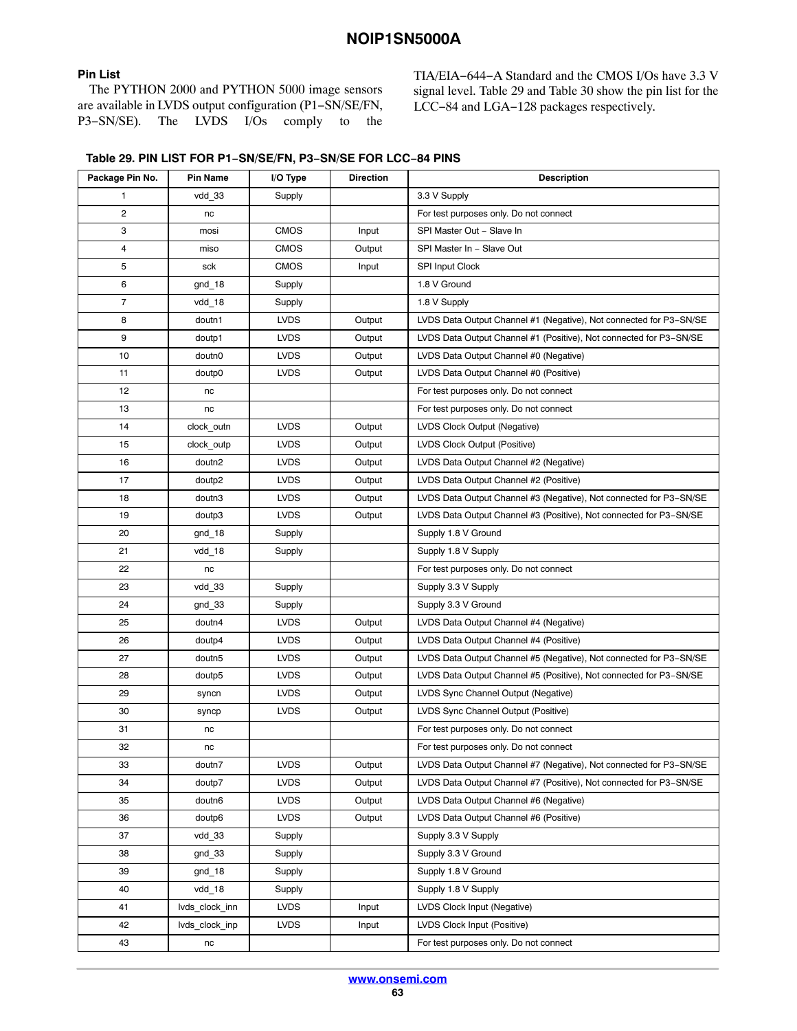### Pin List

The PYTHON 2000 and PYTHON 5000 image sensors are available in LVDS output configuration (P1−SN/SE/FN, P3−SN/SE). The LVDS I/Os comply to the TIA/EIA−644−A Standard and the CMOS I/Os have 3.3 V signal level. Table 29 and Table 30 show the pin list for the LCC−84 and LGA−128 packages respectively.

**Table 29. PIN LIST FOR P1−SN/SE/FN, P3−SN/SE FOR LCC−84 PINS**

| Package Pin No. | Pin Name | I/O Type | Direction | Description |
|---|---|---|---|---|
| 1 | vdd_33 | Supply | | 3.3 V Supply |
| 2 | nc | | | For test purposes only. Do not connect |
| 3 | mosi | CMOS | Input | SPI Master Out − Slave In |
| 4 | miso | CMOS | Output | SPI Master In − Slave Out |
| 5 | sck | CMOS | Input | SPI Input Clock |
| 6 | gnd_18 | Supply | | 1.8 V Ground |
| 7 | vdd_18 | Supply | | 1.8 V Supply |
| 8 | doutn1 | LVDS | Output | LVDS Data Output Channel #1 (Negative), Not connected for P3−SN/SE |
| 9 | doutp1 | LVDS | Output | LVDS Data Output Channel #1 (Positive), Not connected for P3−SN/SE |
| 10 | doutn0 | LVDS | Output | LVDS Data Output Channel #0 (Negative) |
| 11 | doutp0 | LVDS | Output | LVDS Data Output Channel #0 (Positive) |
| 12 | nc | | | For test purposes only. Do not connect |
| 13 | nc | | | For test purposes only. Do not connect |
| 14 | clock_outn | LVDS | Output | LVDS Clock Output (Negative) |
| 15 | clock_outp | LVDS | Output | LVDS Clock Output (Positive) |
| 16 | doutn2 | LVDS | Output | LVDS Data Output Channel #2 (Negative) |
| 17 | doutp2 | LVDS | Output | LVDS Data Output Channel #2 (Positive) |
| 18 | doutn3 | LVDS | Output | LVDS Data Output Channel #3 (Negative), Not connected for P3−SN/SE |
| 19 | doutp3 | LVDS | Output | LVDS Data Output Channel #3 (Positive), Not connected for P3−SN/SE |
| 20 | gnd_18 | Supply | | Supply 1.8 V Ground |
| 21 | vdd_18 | Supply | | Supply 1.8 V Supply |
| 22 | nc | | | For test purposes only. Do not connect |
| 23 | vdd_33 | Supply | | Supply 3.3 V Supply |
| 24 | gnd_33 | Supply | | Supply 3.3 V Ground |
| 25 | doutn4 | LVDS | Output | LVDS Data Output Channel #4 (Negative) |
| 26 | doutp4 | LVDS | Output | LVDS Data Output Channel #4 (Positive) |
| 27 | doutn5 | LVDS | Output | LVDS Data Output Channel #5 (Negative), Not connected for P3−SN/SE |
| 28 | doutp5 | LVDS | Output | LVDS Data Output Channel #5 (Positive), Not connected for P3−SN/SE |
| 29 | syncn | LVDS | Output | LVDS Sync Channel Output (Negative) |
| 30 | syncp | LVDS | Output | LVDS Sync Channel Output (Positive) |
| 31 | nc | | | For test purposes only. Do not connect |
| 32 | nc | | | For test purposes only. Do not connect |
| 33 | doutn7 | LVDS | Output | LVDS Data Output Channel #7 (Negative), Not connected for P3−SN/SE |
| 34 | doutp7 | LVDS | Output | LVDS Data Output Channel #7 (Positive), Not connected for P3−SN/SE |
| 35 | doutn6 | LVDS | Output | LVDS Data Output Channel #6 (Negative) |
| 36 | doutp6 | LVDS | Output | LVDS Data Output Channel #6 (Positive) |
| 37 | vdd_33 | Supply | | Supply 3.3 V Supply |
| 38 | gnd_33 | Supply | | Supply 3.3 V Ground |
| 39 | gnd_18 | Supply | | Supply 1.8 V Ground |
| 40 | vdd_18 | Supply | | Supply 1.8 V Supply |
| 41 | lvds_clock_inn | LVDS | Input | LVDS Clock Input (Negative) |
| 42 | lvds_clock_inp | LVDS | Input | LVDS Clock Input (Positive) |
| 43 | nc | | | For test purposes only. Do not connect |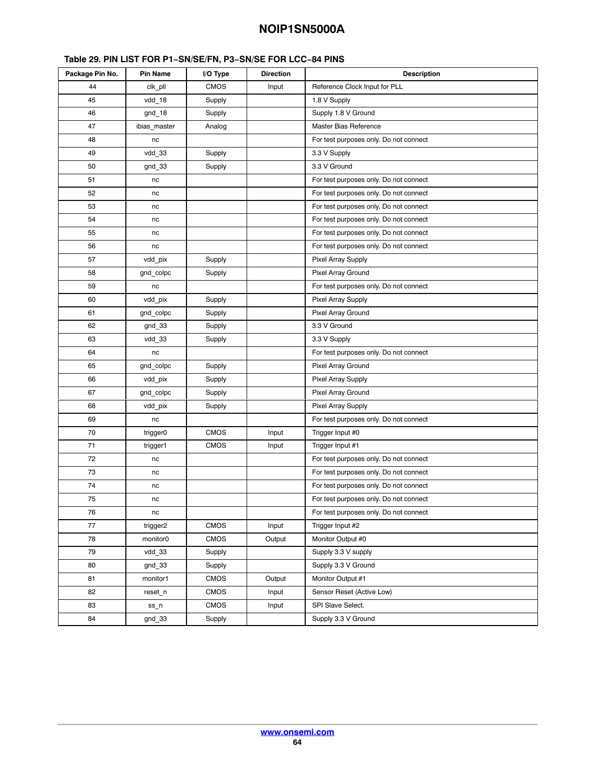**Table 29. PIN LIST FOR P1−SN/SE/FN, P3−SN/SE FOR LCC−84 PINS**

| Package Pin No. | Pin Name | I/O Type | Direction | Description |
|---|---|---|---|---|
| 44 | clk_pll | CMOS | Input | Reference Clock Input for PLL |
| 45 | vdd_18 | Supply | | 1.8 V Supply |
| 46 | gnd_18 | Supply | | Supply 1.8 V Ground |
| 47 | ibias_master | Analog | | Master Bias Reference |
| 48 | nc | | | For test purposes only. Do not connect |
| 49 | vdd_33 | Supply | | 3.3 V Supply |
| 50 | gnd_33 | Supply | | 3.3 V Ground |
| 51 | nc | | | For test purposes only. Do not connect |
| 52 | nc | | | For test purposes only. Do not connect |
| 53 | nc | | | For test purposes only. Do not connect |
| 54 | nc | | | For test purposes only. Do not connect |
| 55 | nc | | | For test purposes only. Do not connect |
| 56 | nc | | | For test purposes only. Do not connect |
| 57 | vdd_pix | Supply | | Pixel Array Supply |
| 58 | gnd_colpc | Supply | | Pixel Array Ground |
| 59 | nc | | | For test purposes only. Do not connect |
| 60 | vdd_pix | Supply | | Pixel Array Supply |
| 61 | gnd_colpc | Supply | | Pixel Array Ground |
| 62 | gnd_33 | Supply | | 3.3 V Ground |
| 63 | vdd_33 | Supply | | 3.3 V Supply |
| 64 | nc | | | For test purposes only. Do not connect |
| 65 | gnd_colpc | Supply | | Pixel Array Ground |
| 66 | vdd_pix | Supply | | Pixel Array Supply |
| 67 | gnd_colpc | Supply | | Pixel Array Ground |
| 68 | vdd_pix | Supply | | Pixel Array Supply |
| 69 | nc | | | For test purposes only. Do not connect |
| 70 | trigger0 | CMOS | Input | Trigger Input #0 |
| 71 | trigger1 | CMOS | Input | Trigger Input #1 |
| 72 | nc | | | For test purposes only. Do not connect |
| 73 | nc | | | For test purposes only. Do not connect |
| 74 | nc | | | For test purposes only. Do not connect |
| 75 | nc | | | For test purposes only. Do not connect |
| 76 | nc | | | For test purposes only. Do not connect |
| 77 | trigger2 | CMOS | Input | Trigger Input #2 |
| 78 | monitor0 | CMOS | Output | Monitor Output #0 |
| 79 | vdd_33 | Supply | | Supply 3.3 V supply |
| 80 | gnd_33 | Supply | | Supply 3.3 V Ground |
| 81 | monitor1 | CMOS | Output | Monitor Output #1 |
| 82 | reset_n | CMOS | Input | Sensor Reset (Active Low) |
| 83 | ss_n | CMOS | Input | SPI Slave Select. |
| 84 | gnd_33 | Supply | | Supply 3.3 V Ground |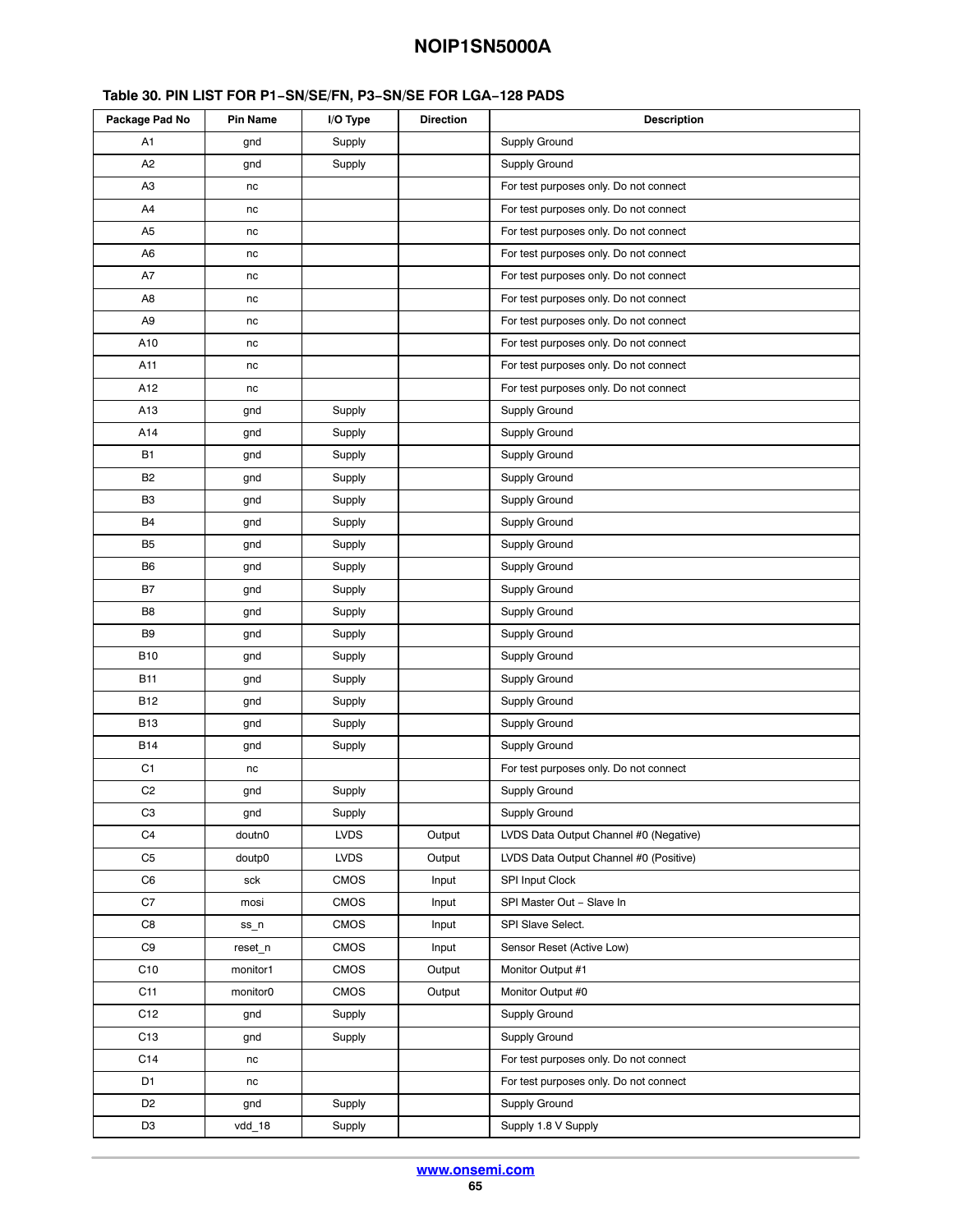### Table 30. PIN LIST FOR P1−SN/SE/FN, P3−SN/SE FOR LGA−128 PADS

| Package Pad No | Pin Name | I/O Type | Direction | Description |
|---|---|---|---|---|
| A1 | gnd | Supply | | Supply Ground |
| A2 | gnd | Supply | | Supply Ground |
| A3 | nc | | | For test purposes only. Do not connect |
| A4 | nc | | | For test purposes only. Do not connect |
| A5 | nc | | | For test purposes only. Do not connect |
| A6 | nc | | | For test purposes only. Do not connect |
| A7 | nc | | | For test purposes only. Do not connect |
| A8 | nc | | | For test purposes only. Do not connect |
| A9 | nc | | | For test purposes only. Do not connect |
| A10 | nc | | | For test purposes only. Do not connect |
| A11 | nc | | | For test purposes only. Do not connect |
| A12 | nc | | | For test purposes only. Do not connect |
| A13 | gnd | Supply | | Supply Ground |
| A14 | gnd | Supply | | Supply Ground |
| B1 | gnd | Supply | | Supply Ground |
| B2 | gnd | Supply | | Supply Ground |
| B3 | gnd | Supply | | Supply Ground |
| B4 | gnd | Supply | | Supply Ground |
| B5 | gnd | Supply | | Supply Ground |
| B6 | gnd | Supply | | Supply Ground |
| B7 | gnd | Supply | | Supply Ground |
| B8 | gnd | Supply | | Supply Ground |
| B9 | gnd | Supply | | Supply Ground |
| B10 | gnd | Supply | | Supply Ground |
| B11 | gnd | Supply | | Supply Ground |
| B12 | gnd | Supply | | Supply Ground |
| B13 | gnd | Supply | | Supply Ground |
| B14 | gnd | Supply | | Supply Ground |
| C1 | nc | | | For test purposes only. Do not connect |
| C2 | gnd | Supply | | Supply Ground |
| C3 | gnd | Supply | | Supply Ground |
| C4 | doutn0 | LVDS | Output | LVDS Data Output Channel #0 (Negative) |
| C5 | doutp0 | LVDS | Output | LVDS Data Output Channel #0 (Positive) |
| C6 | sck | CMOS | Input | SPI Input Clock |
| C7 | mosi | CMOS | Input | SPI Master Out − Slave In |
| C8 | ss_n | CMOS | Input | SPI Slave Select. |
| C9 | reset_n | CMOS | Input | Sensor Reset (Active Low) |
| C10 | monitor1 | CMOS | Output | Monitor Output #1 |
| C11 | monitor0 | CMOS | Output | Monitor Output #0 |
| C12 | gnd | Supply | | Supply Ground |
| C13 | gnd | Supply | | Supply Ground |
| C14 | nc | | | For test purposes only. Do not connect |
| D1 | nc | | | For test purposes only. Do not connect |
| D2 | gnd | Supply | | Supply Ground |
| D3 | vdd_18 | Supply | | Supply 1.8 V Supply |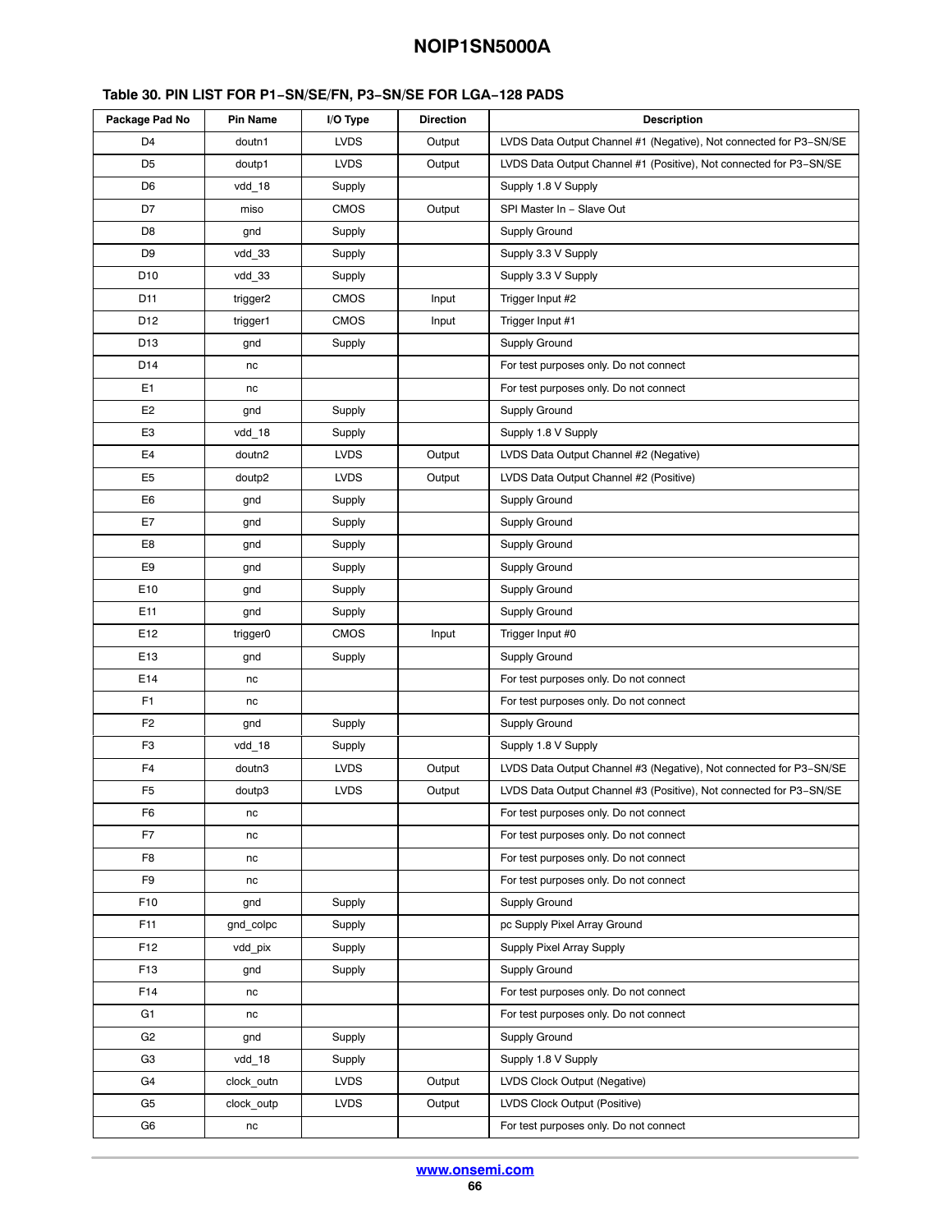### Table 30. PIN LIST FOR P1−SN/SE/FN, P3−SN/SE FOR LGA−128 PADS

| Package Pad No | Pin Name | I/O Type | Direction | Description |
|---|---|---|---|---|
| D4 | doutn1 | LVDS | Output | LVDS Data Output Channel #1 (Negative), Not connected for P3−SN/SE |
| D5 | doutp1 | LVDS | Output | LVDS Data Output Channel #1 (Positive), Not connected for P3−SN/SE |
| D6 | vdd_18 | Supply | | Supply 1.8 V Supply |
| D7 | miso | CMOS | Output | SPI Master In − Slave Out |
| D8 | gnd | Supply | | Supply Ground |
| D9 | vdd_33 | Supply | | Supply 3.3 V Supply |
| D10 | vdd_33 | Supply | | Supply 3.3 V Supply |
| D11 | trigger2 | CMOS | Input | Trigger Input #2 |
| D12 | trigger1 | CMOS | Input | Trigger Input #1 |
| D13 | gnd | Supply | | Supply Ground |
| D14 | nc | | | For test purposes only. Do not connect |
| E1 | nc | | | For test purposes only. Do not connect |
| E2 | gnd | Supply | | Supply Ground |
| E3 | vdd_18 | Supply | | Supply 1.8 V Supply |
| E4 | doutn2 | LVDS | Output | LVDS Data Output Channel #2 (Negative) |
| E5 | doutp2 | LVDS | Output | LVDS Data Output Channel #2 (Positive) |
| E6 | gnd | Supply | | Supply Ground |
| E7 | gnd | Supply | | Supply Ground |
| E8 | gnd | Supply | | Supply Ground |
| E9 | gnd | Supply | | Supply Ground |
| E10 | gnd | Supply | | Supply Ground |
| E11 | gnd | Supply | | Supply Ground |
| E12 | trigger0 | CMOS | Input | Trigger Input #0 |
| E13 | gnd | Supply | | Supply Ground |
| E14 | nc | | | For test purposes only. Do not connect |
| F1 | nc | | | For test purposes only. Do not connect |
| F2 | gnd | Supply | | Supply Ground |
| F3 | vdd_18 | Supply | | Supply 1.8 V Supply |
| F4 | doutn3 | LVDS | Output | LVDS Data Output Channel #3 (Negative), Not connected for P3−SN/SE |
| F5 | doutp3 | LVDS | Output | LVDS Data Output Channel #3 (Positive), Not connected for P3−SN/SE |
| F6 | nc | | | For test purposes only. Do not connect |
| F7 | nc | | | For test purposes only. Do not connect |
| F8 | nc | | | For test purposes only. Do not connect |
| F9 | nc | | | For test purposes only. Do not connect |
| F10 | gnd | Supply | | Supply Ground |
| F11 | gnd_colpc | Supply | | pc Supply Pixel Array Ground |
| F12 | vdd_pix | Supply | | Supply Pixel Array Supply |
| F13 | gnd | Supply | | Supply Ground |
| F14 | nc | | | For test purposes only. Do not connect |
| G1 | nc | | | For test purposes only. Do not connect |
| G2 | gnd | Supply | | Supply Ground |
| G3 | vdd_18 | Supply | | Supply 1.8 V Supply |
| G4 | clock_outn | LVDS | Output | LVDS Clock Output (Negative) |
| G5 | clock_outp | LVDS | Output | LVDS Clock Output (Positive) |
| G6 | nc | | | For test purposes only. Do not connect |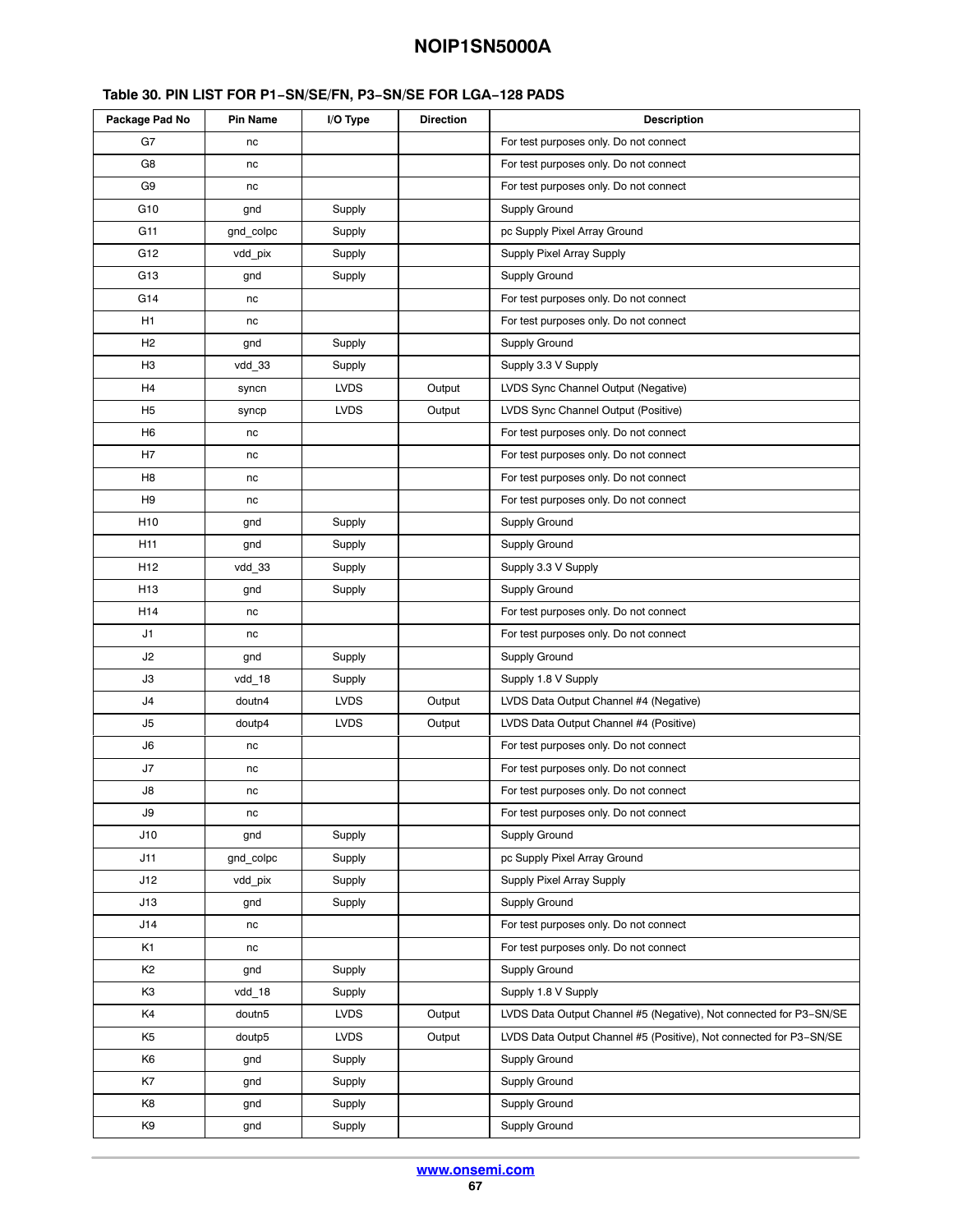### Table 30. PIN LIST FOR P1−SN/SE/FN, P3−SN/SE FOR LGA−128 PADS

| Package Pad No | Pin Name | I/O Type | Direction | Description |
|---|---|---|---|---|
| G7 | nc | | | For test purposes only. Do not connect |
| G8 | nc | | | For test purposes only. Do not connect |
| G9 | nc | | | For test purposes only. Do not connect |
| G10 | gnd | Supply | | Supply Ground |
| G11 | gnd_colpc | Supply | | pc Supply Pixel Array Ground |
| G12 | vdd_pix | Supply | | Supply Pixel Array Supply |
| G13 | gnd | Supply | | Supply Ground |
| G14 | nc | | | For test purposes only. Do not connect |
| H1 | nc | | | For test purposes only. Do not connect |
| H2 | gnd | Supply | | Supply Ground |
| H3 | vdd_33 | Supply | | Supply 3.3 V Supply |
| H4 | syncn | LVDS | Output | LVDS Sync Channel Output (Negative) |
| H5 | syncp | LVDS | Output | LVDS Sync Channel Output (Positive) |
| H6 | nc | | | For test purposes only. Do not connect |
| H7 | nc | | | For test purposes only. Do not connect |
| H8 | nc | | | For test purposes only. Do not connect |
| H9 | nc | | | For test purposes only. Do not connect |
| H10 | gnd | Supply | | Supply Ground |
| H11 | gnd | Supply | | Supply Ground |
| H12 | vdd_33 | Supply | | Supply 3.3 V Supply |
| H13 | gnd | Supply | | Supply Ground |
| H14 | nc | | | For test purposes only. Do not connect |
| J1 | nc | | | For test purposes only. Do not connect |
| J2 | gnd | Supply | | Supply Ground |
| J3 | vdd_18 | Supply | | Supply 1.8 V Supply |
| J4 | doutn4 | LVDS | Output | LVDS Data Output Channel #4 (Negative) |
| J5 | doutp4 | LVDS | Output | LVDS Data Output Channel #4 (Positive) |
| J6 | nc | | | For test purposes only. Do not connect |
| J7 | nc | | | For test purposes only. Do not connect |
| J8 | nc | | | For test purposes only. Do not connect |
| J9 | nc | | | For test purposes only. Do not connect |
| J10 | gnd | Supply | | Supply Ground |
| J11 | gnd_colpc | Supply | | pc Supply Pixel Array Ground |
| J12 | vdd_pix | Supply | | Supply Pixel Array Supply |
| J13 | gnd | Supply | | Supply Ground |
| J14 | nc | | | For test purposes only. Do not connect |
| K1 | nc | | | For test purposes only. Do not connect |
| K2 | gnd | Supply | | Supply Ground |
| K3 | vdd_18 | Supply | | Supply 1.8 V Supply |
| K4 | doutn5 | LVDS | Output | LVDS Data Output Channel #5 (Negative), Not connected for P3−SN/SE |
| K5 | doutp5 | LVDS | Output | LVDS Data Output Channel #5 (Positive), Not connected for P3−SN/SE |
| K6 | gnd | Supply | | Supply Ground |
| K7 | gnd | Supply | | Supply Ground |
| K8 | gnd | Supply | | Supply Ground |
| K9 | gnd | Supply | | Supply Ground |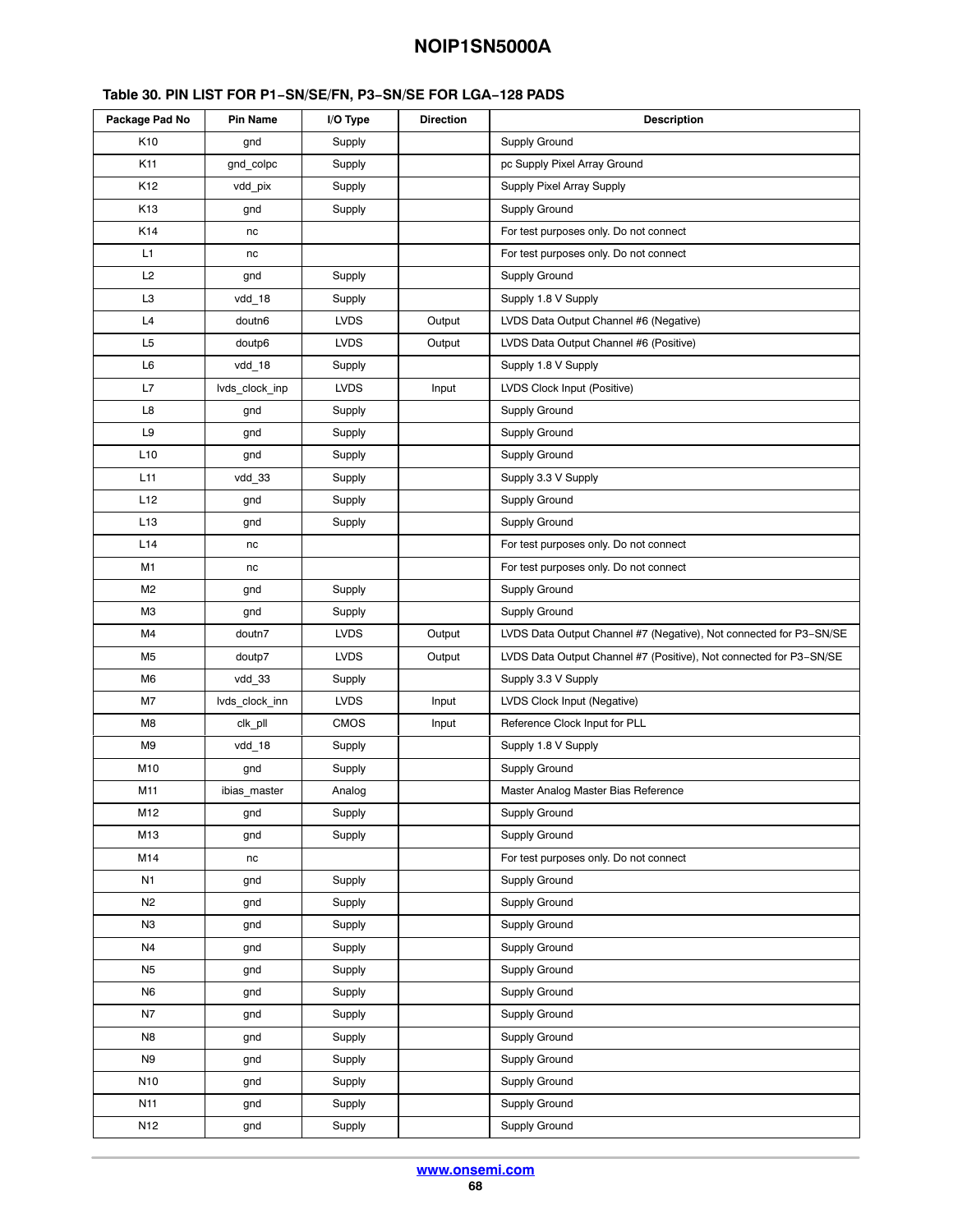**Table 30. PIN LIST FOR P1−SN/SE/FN, P3−SN/SE FOR LGA−128 PADS**

| Package Pad No | Pin Name | I/O Type | Direction | Description |
|---|---|---|---|---|
| K10 | gnd | Supply | | Supply Ground |
| K11 | gnd_colpc | Supply | | pc Supply Pixel Array Ground |
| K12 | vdd_pix | Supply | | Supply Pixel Array Supply |
| K13 | gnd | Supply | | Supply Ground |
| K14 | nc | | | For test purposes only. Do not connect |
| L1 | nc | | | For test purposes only. Do not connect |
| L2 | gnd | Supply | | Supply Ground |
| L3 | vdd_18 | Supply | | Supply 1.8 V Supply |
| L4 | doutn6 | LVDS | Output | LVDS Data Output Channel #6 (Negative) |
| L5 | doutp6 | LVDS | Output | LVDS Data Output Channel #6 (Positive) |
| L6 | vdd_18 | Supply | | Supply 1.8 V Supply |
| L7 | lvds_clock_inp | LVDS | Input | LVDS Clock Input (Positive) |
| L8 | gnd | Supply | | Supply Ground |
| L9 | gnd | Supply | | Supply Ground |
| L10 | gnd | Supply | | Supply Ground |
| L11 | vdd_33 | Supply | | Supply 3.3 V Supply |
| L12 | gnd | Supply | | Supply Ground |
| L13 | gnd | Supply | | Supply Ground |
| L14 | nc | | | For test purposes only. Do not connect |
| M1 | nc | | | For test purposes only. Do not connect |
| M2 | gnd | Supply | | Supply Ground |
| M3 | gnd | Supply | | Supply Ground |
| M4 | doutn7 | LVDS | Output | LVDS Data Output Channel #7 (Negative), Not connected for P3−SN/SE |
| M5 | doutp7 | LVDS | Output | LVDS Data Output Channel #7 (Positive), Not connected for P3−SN/SE |
| M6 | vdd_33 | Supply | | Supply 3.3 V Supply |
| M7 | lvds_clock_inn | LVDS | Input | LVDS Clock Input (Negative) |
| M8 | clk_pll | CMOS | Input | Reference Clock Input for PLL |
| M9 | vdd_18 | Supply | | Supply 1.8 V Supply |
| M10 | gnd | Supply | | Supply Ground |
| M11 | ibias_master | Analog | | Master Analog Master Bias Reference |
| M12 | gnd | Supply | | Supply Ground |
| M13 | gnd | Supply | | Supply Ground |
| M14 | nc | | | For test purposes only. Do not connect |
| N1 | gnd | Supply | | Supply Ground |
| N2 | gnd | Supply | | Supply Ground |
| N3 | gnd | Supply | | Supply Ground |
| N4 | gnd | Supply | | Supply Ground |
| N5 | gnd | Supply | | Supply Ground |
| N6 | gnd | Supply | | Supply Ground |
| N7 | gnd | Supply | | Supply Ground |
| N8 | gnd | Supply | | Supply Ground |
| N9 | gnd | Supply | | Supply Ground |
| N10 | gnd | Supply | | Supply Ground |
| N11 | gnd | Supply | | Supply Ground |
| N12 | gnd | Supply | | Supply Ground |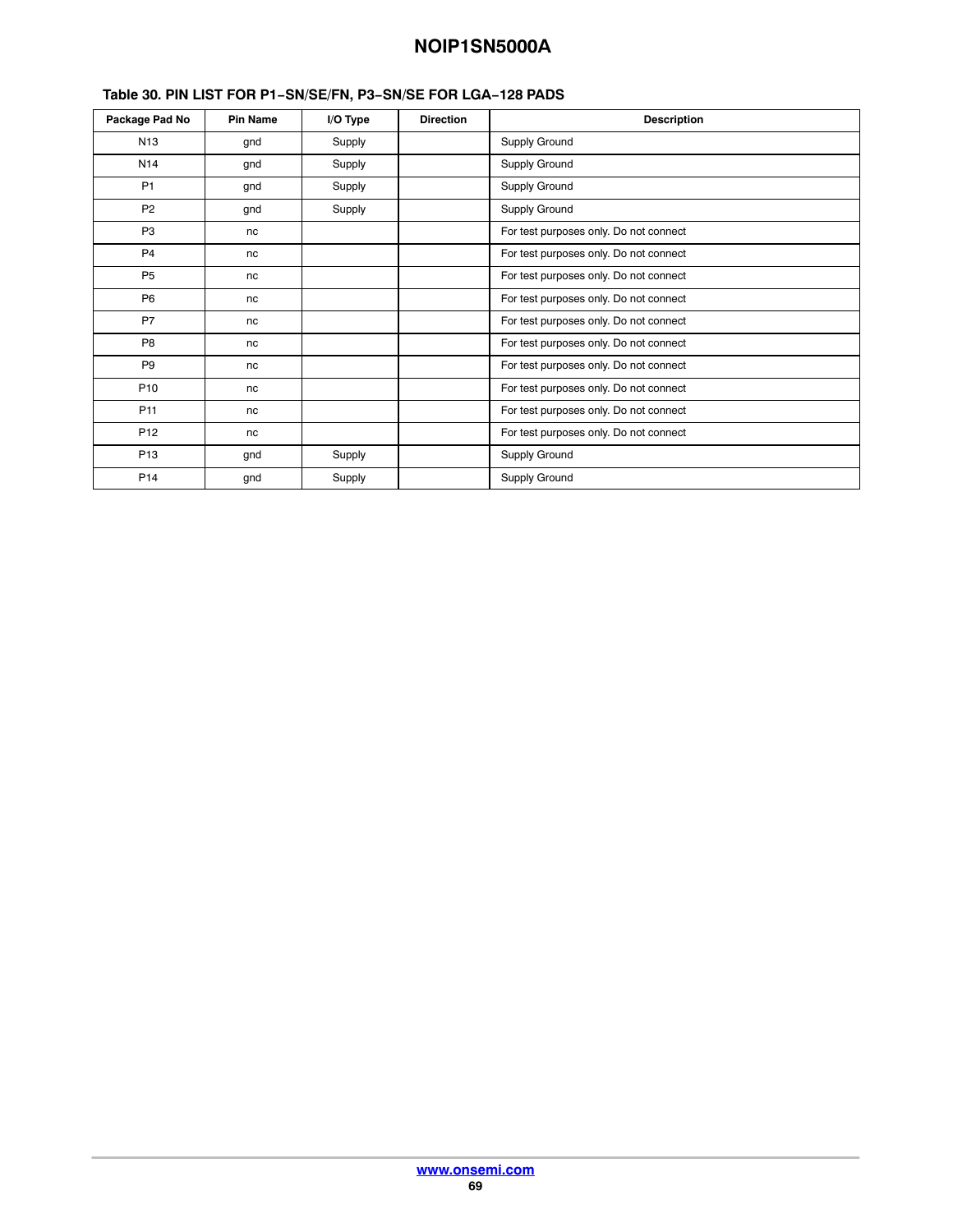**Table 30. PIN LIST FOR P1−SN/SE/FN, P3−SN/SE FOR LGA−128 PADS**

| Package Pad No | Pin Name | I/O Type | Direction | Description |
|---|---|---|---|---|
| N13 | gnd | Supply | | Supply Ground |
| N14 | gnd | Supply | | Supply Ground |
| P1 | gnd | Supply | | Supply Ground |
| P2 | gnd | Supply | | Supply Ground |
| P3 | nc | | | For test purposes only. Do not connect |
| P4 | nc | | | For test purposes only. Do not connect |
| P5 | nc | | | For test purposes only. Do not connect |
| P6 | nc | | | For test purposes only. Do not connect |
| P7 | nc | | | For test purposes only. Do not connect |
| P8 | nc | | | For test purposes only. Do not connect |
| P9 | nc | | | For test purposes only. Do not connect |
| P10 | nc | | | For test purposes only. Do not connect |
| P11 | nc | | | For test purposes only. Do not connect |
| P12 | nc | | | For test purposes only. Do not connect |
| P13 | gnd | Supply | | Supply Ground |
| P14 | gnd | Supply | | Supply Ground |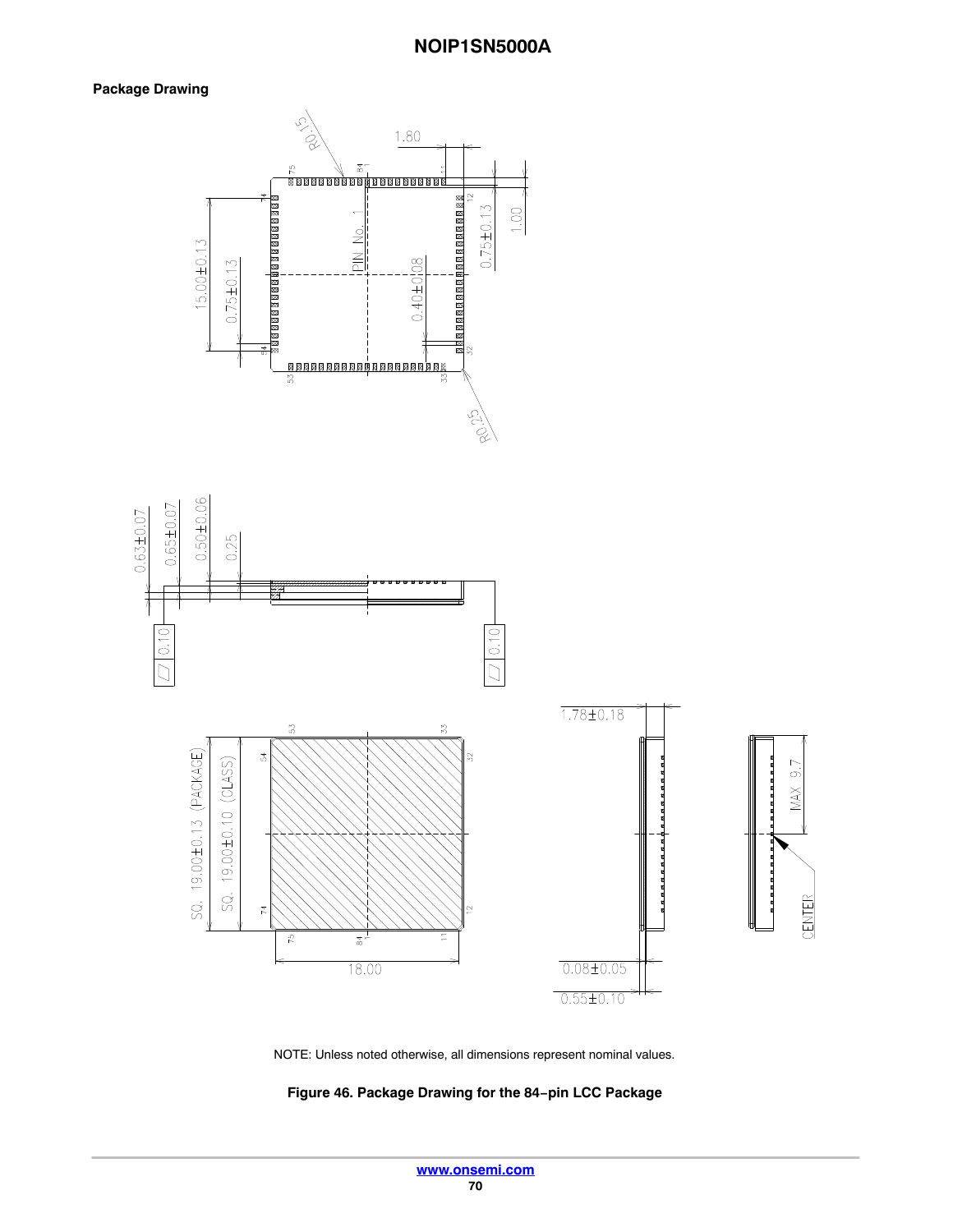### Package Drawing

R0.15

1.80

1.00

0.75±0.13

15.00±0.13

0.75±0.13

PIN No. 1

0.40±0.08

R0.25

0.63±0.07

0.65±0.07

0.50±0.06

0.25

0.10

0.10

1.78±0.18

SQ. 19.00±0.13 (PACKAGE)

SQ. 19.00±0.10 (CLASS)

18.00

0.08±0.05

0.55±0.10

MAX 9.7

CENTER

NOTE: Unless noted otherwise, all dimensions represent nominal values.

**Figure 46. Package Drawing for the 84−pin LCC Package**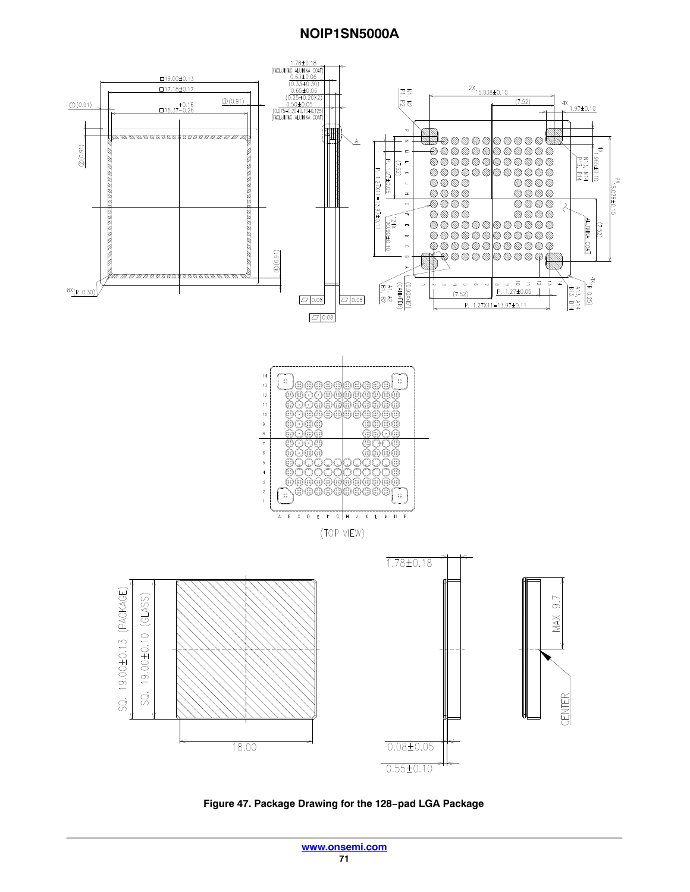1.78±0.18
(INCLUDING ALUMINA COAT)
0.63±0.06
(0.33+0.30)
0.65±0.06
(0.25+0.20X2)
0.50±0.05
(0.075+0.20+0.10+0.125)
(INCLUDING ALUMINA COAT)

□19.00±0.13
□17.18±0.17
① (0.91)
③ (0.91)
□16.37 +0.16 −0.26
② (0.91)
④ (0.91)
8X (R 0.30)
A
0.08
0.08
0.08

N1, N2
P1, P2
2X 15.038±0.10
(7.52)
4X 1.97±0.10
N13, N14
P13, P14
4X 1.965±0.10
2X 15.038±0.10
P. 1.27±0.05
P. 1.27X11=13.97±0.11
(7.52)
124X ø0.90±0.10
ALUMINA COAT
(7.52)
(0.90X45°)
(CHAMFER)
A1, A2
B1, B2
A13, A14
B13, B14
4X (R 0.25)
P. 1.27±0.05
(7.52)
P. 1.27X11=13.97±0.11

(TOP VIEW)

SQ. 19.00±0.13 (PACKAGE)
SQ. 19.00±0.10 (GLASS)
18.00
1.78±0.18
0.08±0.05
0.55±0.10
MAX 9.7
CENTER

Figure 47. Package Drawing for the 128−pad LGA Package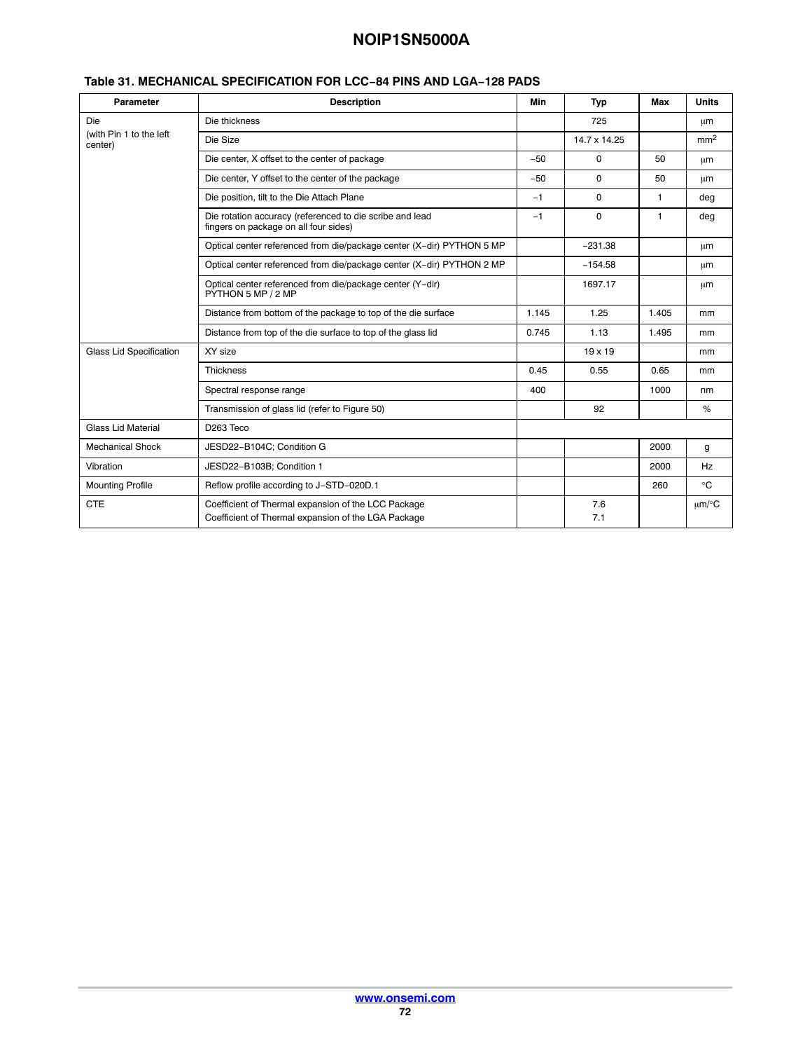**Table 31. MECHANICAL SPECIFICATION FOR LCC−84 PINS AND LGA−128 PADS**

| Parameter | Description | Min | Typ | Max | Units |
|---|---|---|---|---|---|
| Die (with Pin 1 to the left center) | Die thickness | | 725 | | μm |
| | Die Size | | 14.7 x 14.25 | | $mm^2$ |
| | Die center, X offset to the center of package | −50 | 0 | 50 | μm |
| | Die center, Y offset to the center of the package | −50 | 0 | 50 | μm |
| | Die position, tilt to the Die Attach Plane | −1 | 0 | 1 | deg |
| | Die rotation accuracy (referenced to die scribe and lead fingers on package on all four sides) | −1 | 0 | 1 | deg |
| | Optical center referenced from die/package center (X−dir) PYTHON 5 MP | | −231.38 | | μm |
| | Optical center referenced from die/package center (X−dir) PYTHON 2 MP | | −154.58 | | μm |
| | Optical center referenced from die/package center (Y−dir) PYTHON 5 MP / 2 MP | | 1697.17 | | μm |
| | Distance from bottom of the package to top of the die surface | 1.145 | 1.25 | 1.405 | mm |
| | Distance from top of the die surface to top of the glass lid | 0.745 | 1.13 | 1.495 | mm |
| Glass Lid Specification | XY size | | 19 x 19 | | mm |
| | Thickness | 0.45 | 0.55 | 0.65 | mm |
| | Spectral response range | 400 | | 1000 | nm |
| | Transmission of glass lid (refer to Figure 50) | | 92 | | % |
| Glass Lid Material | D263 Teco | | | | |
| Mechanical Shock | JESD22−B104C; Condition G | | | 2000 | g |
| Vibration | JESD22−B103B; Condition 1 | | | 2000 | Hz |
| Mounting Profile | Reflow profile according to J−STD−020D.1 | | | 260 | °C |
| CTE | Coefficient of Thermal expansion of the LCC Package<br>Coefficient of Thermal expansion of the LGA Package | | 7.6<br>7.1 | | μm/°C |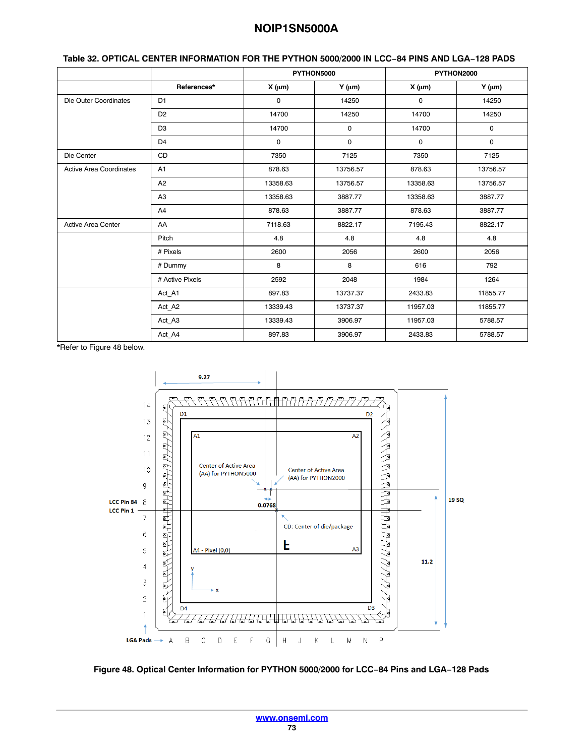**Table 32. OPTICAL CENTER INFORMATION FOR THE PYTHON 5000/2000 IN LCC−84 PINS AND LGA−128 PADS**

| | | PYTHON5000 | | PYTHON2000 | |
|---|---|---|---|---|---|
| | References* | X (μm) | Y (μm) | X (μm) | Y (μm) |
| Die Outer Coordinates | D1 | 0 | 14250 | 0 | 14250 |
| | D2 | 14700 | 14250 | 14700 | 14250 |
| | D3 | 14700 | 0 | 14700 | 0 |
| | D4 | 0 | 0 | 0 | 0 |
| Die Center | CD | 7350 | 7125 | 7350 | 7125 |
| Active Area Coordinates | A1 | 878.63 | 13756.57 | 878.63 | 13756.57 |
| | A2 | 13358.63 | 13756.57 | 13358.63 | 13756.57 |
| | A3 | 13358.63 | 3887.77 | 13358.63 | 3887.77 |
| | A4 | 878.63 | 3887.77 | 878.63 | 3887.77 |
| Active Area Center | AA | 7118.63 | 8822.17 | 7195.43 | 8822.17 |
| | Pitch | 4.8 | 4.8 | 4.8 | 4.8 |
| | # Pixels | 2600 | 2056 | 2600 | 2056 |
| | # Dummy | 8 | 8 | 616 | 792 |
| | # Active Pixels | 2592 | 2048 | 1984 | 1264 |
| | Act_A1 | 897.83 | 13737.37 | 2433.83 | 11855.77 |
| | Act_A2 | 13339.43 | 13737.37 | 11957.03 | 11855.77 |
| | Act_A3 | 13339.43 | 3906.97 | 11957.03 | 5788.57 |
| | Act_A4 | 897.83 | 3906.97 | 2433.83 | 5788.57 |

*Refer to Figure 48 below.

9.27

D1
D2
A1
A2
Center of Active Area (AA) for PYTHON5000
Center of Active Area (AA) for PYTHON2000
0.0768
CD: Center of die/package
A4 - Pixel (0,0)
A3
D4
D3
y
x
19 SQ
11.2
LCC Pin 84
LCC Pin 1
14 13 12 11 10 9 8 7 6 5 4 3 2 1
LGA Pads
A B C D E F G H J K L M N P

**Figure 48. Optical Center Information for PYTHON 5000/2000 for LCC−84 Pins and LGA−128 Pads**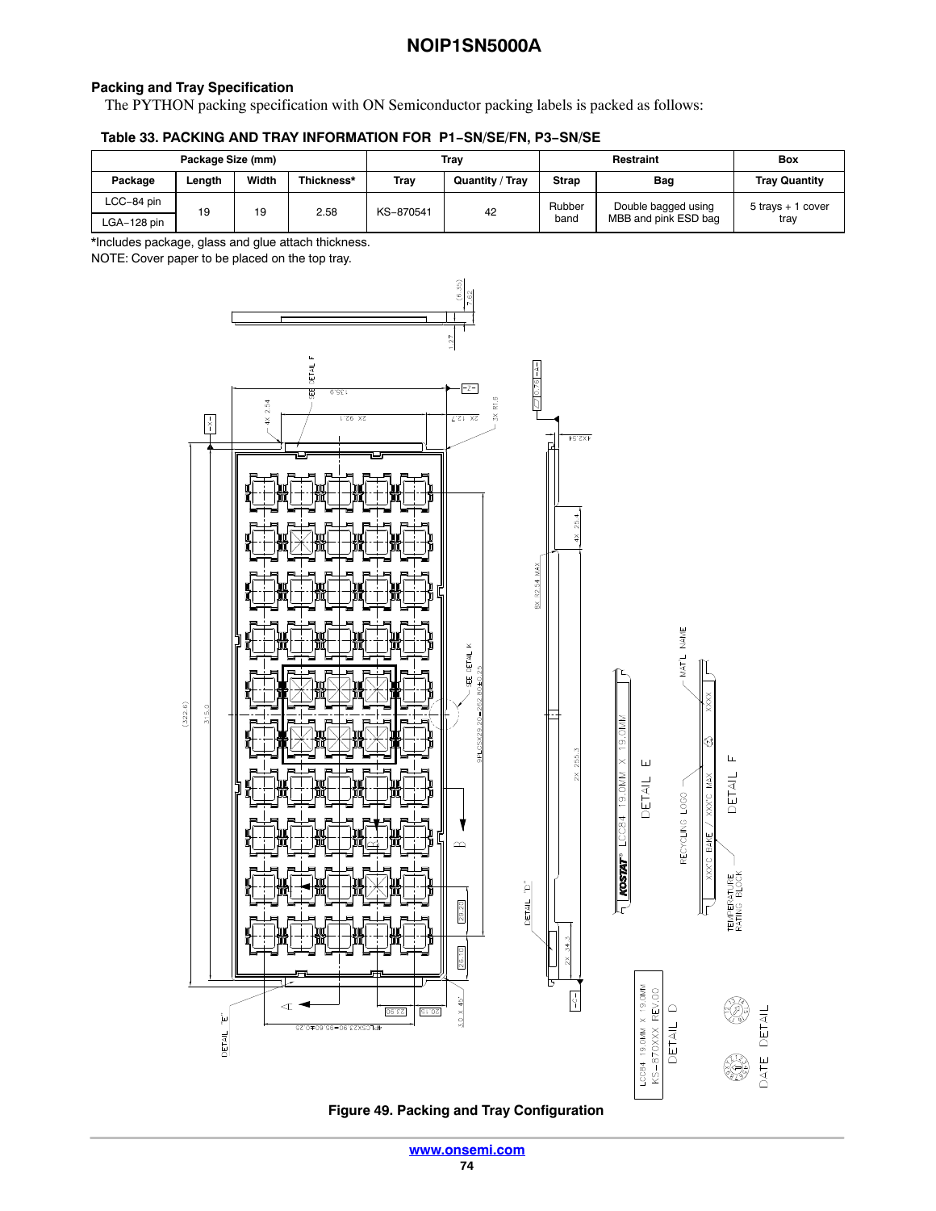### Packing and Tray Specification

The PYTHON packing specification with ON Semiconductor packing labels is packed as follows:

**Table 33. PACKING AND TRAY INFORMATION FOR P1−SN/SE/FN, P3−SN/SE**

| Package Size (mm) | | | | Tray | | Restraint | | Box |
|---|---|---|---|---|---|---|---|---|
| **Package** | **Length** | **Width** | **Thickness*** | **Tray** | **Quantity / Tray** | **Strap** | **Bag** | **Tray Quantity** |
| LCC−84 pin | 19 | 19 | 2.58 | KS−870541 | 42 | Rubber band | Double bagged using MBB and pink ESD bag | 5 trays + 1 cover tray |
| LGA−128 pin | | | | | | | | |

*Includes package, glass and glue attach thickness.

NOTE: Cover paper to be placed on the top tray.

(6.35)
7.62
1.27
SEE DETAIL F
135.9
4X 2.54
2X 92.1
2X 12.7
3X R1.5
0.76
4X2.54
4X 25.4
8X 32.54 MAX
(322.6)
315.0
SEE DETAIL K
9PLCSX29.20=262.80±0.25
2X 255.3
B
29.25
26.16
DETAIL "D"
2X 34.3
A
23.90
20.15
3.0 X 45°
4PLCSX23.90=95.60±0.25
DETAIL "E"
KOSTAT® LCC84 19.0MM X 19.0MM
DETAIL E
MAT'L NAME
XXXX
RECYCLING LOGO
XXX°C BAKE / XXX°C MAX
TEMPERATURE RATING BLOCK
DETAIL F
LCC84 19.0MM X 19.0MM
KS−870XXX REV.00
DETAIL D
DATE DETAIL

**Figure 49. Packing and Tray Configuration**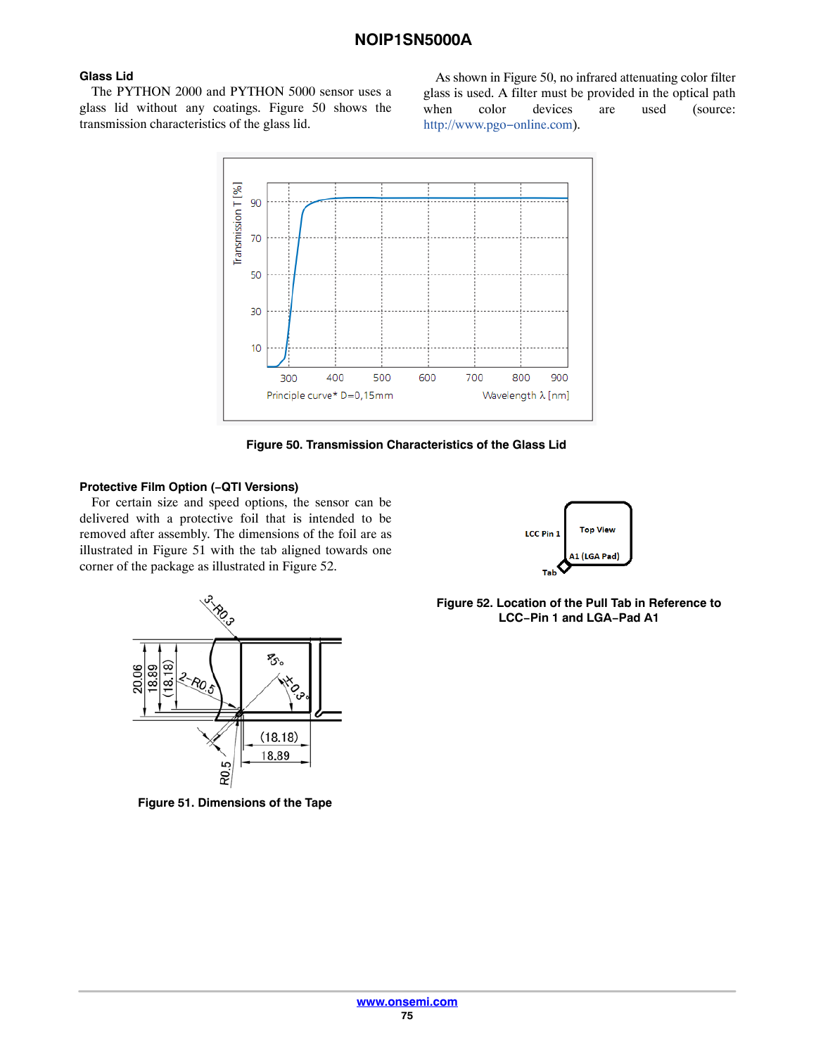### Glass Lid

The PYTHON 2000 and PYTHON 5000 sensor uses a glass lid without any coatings. Figure 50 shows the transmission characteristics of the glass lid.

As shown in Figure 50, no infrared attenuating color filter glass is used. A filter must be provided in the optical path when color devices are used (source: http://www.pgo−online.com).

Transmission T [%]
90
70
50
30
10
300 400 500 600 700 800 900
Principle curve* D=0,15mm
Wavelength λ [nm]

**Figure 50. Transmission Characteristics of the Glass Lid**

### Protective Film Option (−QTI Versions)

For certain size and speed options, the sensor can be delivered with a protective foil that is intended to be removed after assembly. The dimensions of the foil are as illustrated in Figure 51 with the tab aligned towards one corner of the package as illustrated in Figure 52.

3-R0.3
45°
±0.3°
2-R0.5
20.06
18.89
(18.18)
(18.18)
18.89
R0.5

**Figure 51. Dimensions of the Tape**

LCC Pin 1
Top View
A1 (LGA Pad)
Tab

**Figure 52. Location of the Pull Tab in Reference to LCC−Pin 1 and LGA−Pad A1**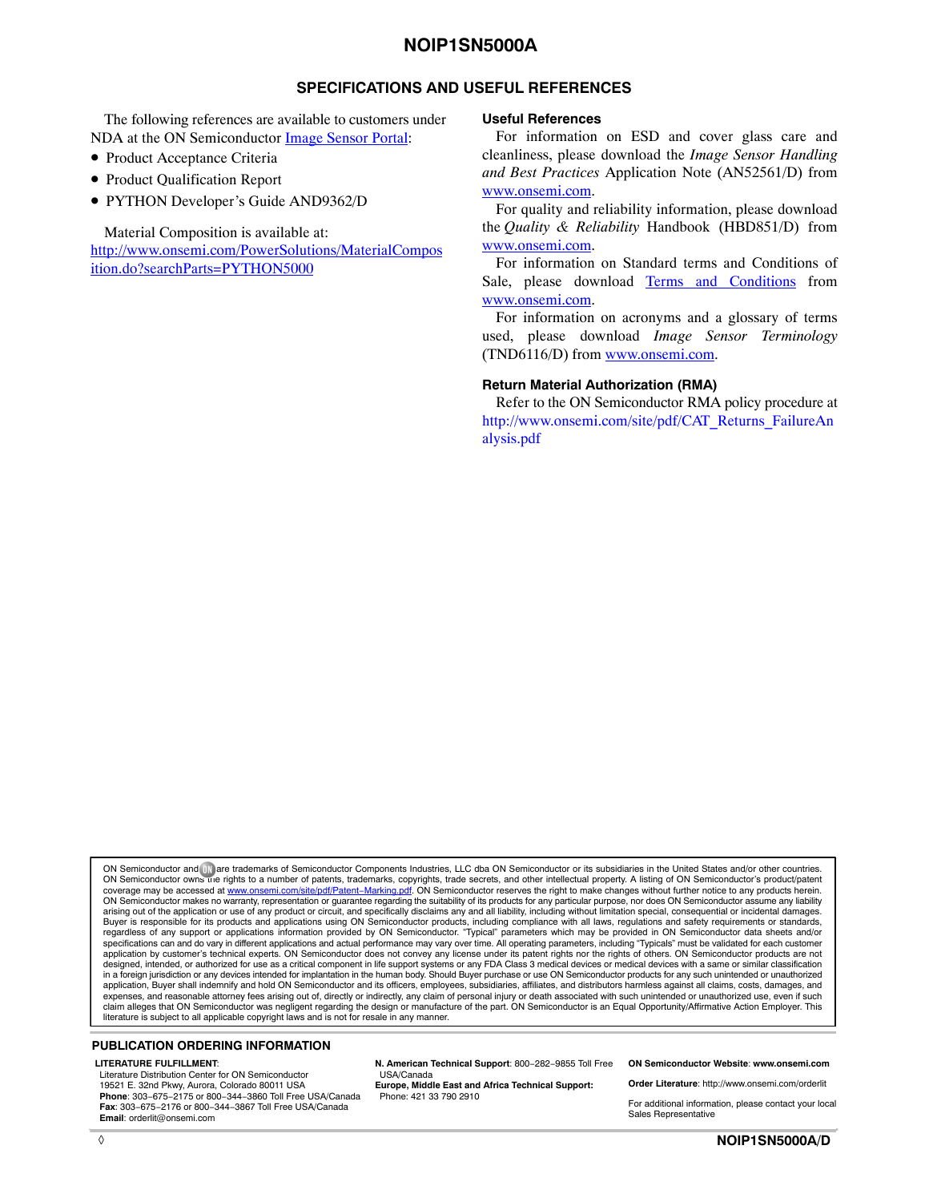## SPECIFICATIONS AND USEFUL REFERENCES

The following references are available to customers under NDA at the ON Semiconductor Image Sensor Portal:

- Product Acceptance Criteria
- Product Qualification Report
- PYTHON Developer's Guide AND9362/D

Material Composition is available at: http://www.onsemi.com/PowerSolutions/MaterialComposition.do?searchParts=PYTHON5000

### Useful References

For information on ESD and cover glass care and cleanliness, please download the *Image Sensor Handling and Best Practices* Application Note (AN52561/D) from www.onsemi.com.

For quality and reliability information, please download the *Quality & Reliability* Handbook (HBD851/D) from www.onsemi.com.

For information on Standard terms and Conditions of Sale, please download Terms and Conditions from www.onsemi.com.

For information on acronyms and a glossary of terms used, please download *Image Sensor Terminology* (TND6116/D) from www.onsemi.com.

### Return Material Authorization (RMA)

Refer to the ON Semiconductor RMA policy procedure at http://www.onsemi.com/site/pdf/CAT_Returns_FailureAnalysis.pdf

ON Semiconductor and ON are trademarks of Semiconductor Components Industries, LLC dba ON Semiconductor or its subsidiaries in the United States and/or other countries. ON Semiconductor owns the rights to a number of patents, trademarks, copyrights, trade secrets, and other intellectual property. A listing of ON Semiconductor's product/patent coverage may be accessed at www.onsemi.com/site/pdf/Patent-Marking.pdf. ON Semiconductor reserves the right to make changes without further notice to any products herein. ON Semiconductor makes no warranty, representation or guarantee regarding the suitability of its products for any particular purpose, nor does ON Semiconductor assume any liability arising out of the application or use of any product or circuit, and specifically disclaims any and all liability, including without limitation special, consequential or incidental damages. Buyer is responsible for its products and applications using ON Semiconductor products, including compliance with all laws, regulations and safety requirements or standards, regardless of any support or applications information provided by ON Semiconductor. "Typical" parameters which may be provided in ON Semiconductor data sheets and/or specifications can and do vary in different applications and actual performance may vary over time. All operating parameters, including "Typicals" must be validated for each customer application by customer's technical experts. ON Semiconductor does not convey any license under its patent rights nor the rights of others. ON Semiconductor products are not designed, intended, or authorized for use as a critical component in life support systems or any FDA Class 3 medical devices or medical devices with a same or similar classification in a foreign jurisdiction or any devices intended for implantation in the human body. Should Buyer purchase or use ON Semiconductor products for any such unintended or unauthorized application, Buyer shall indemnify and hold ON Semiconductor and its officers, employees, subsidiaries, affiliates, and distributors harmless against all claims, costs, damages, and expenses, and reasonable attorney fees arising out of, directly or indirectly, any claim of personal injury or death associated with such unintended or unauthorized use, even if such claim alleges that ON Semiconductor was negligent regarding the design or manufacture of the part. ON Semiconductor is an Equal Opportunity/Affirmative Action Employer. This literature is subject to all applicable copyright laws and is not for resale in any manner.

### PUBLICATION ORDERING INFORMATION

**LITERATURE FULFILLMENT**:
Literature Distribution Center for ON Semiconductor
19521 E. 32nd Pkwy, Aurora, Colorado 80011 USA
**Phone**: 303-675-2175 or 800-344-3860 Toll Free USA/Canada
**Fax**: 303-675-2176 or 800-344-3867 Toll Free USA/Canada
**Email**: orderlit@onsemi.com

**N. American Technical Support**: 800-282-9855 Toll Free USA/Canada
**Europe, Middle East and Africa Technical Support:**
Phone: 421 33 790 2910

**ON Semiconductor Website**: **www.onsemi.com**

**Order Literature**: http://www.onsemi.com/orderlit

For additional information, please contact your local Sales Representative

◊ **NOIP1SN5000A/D**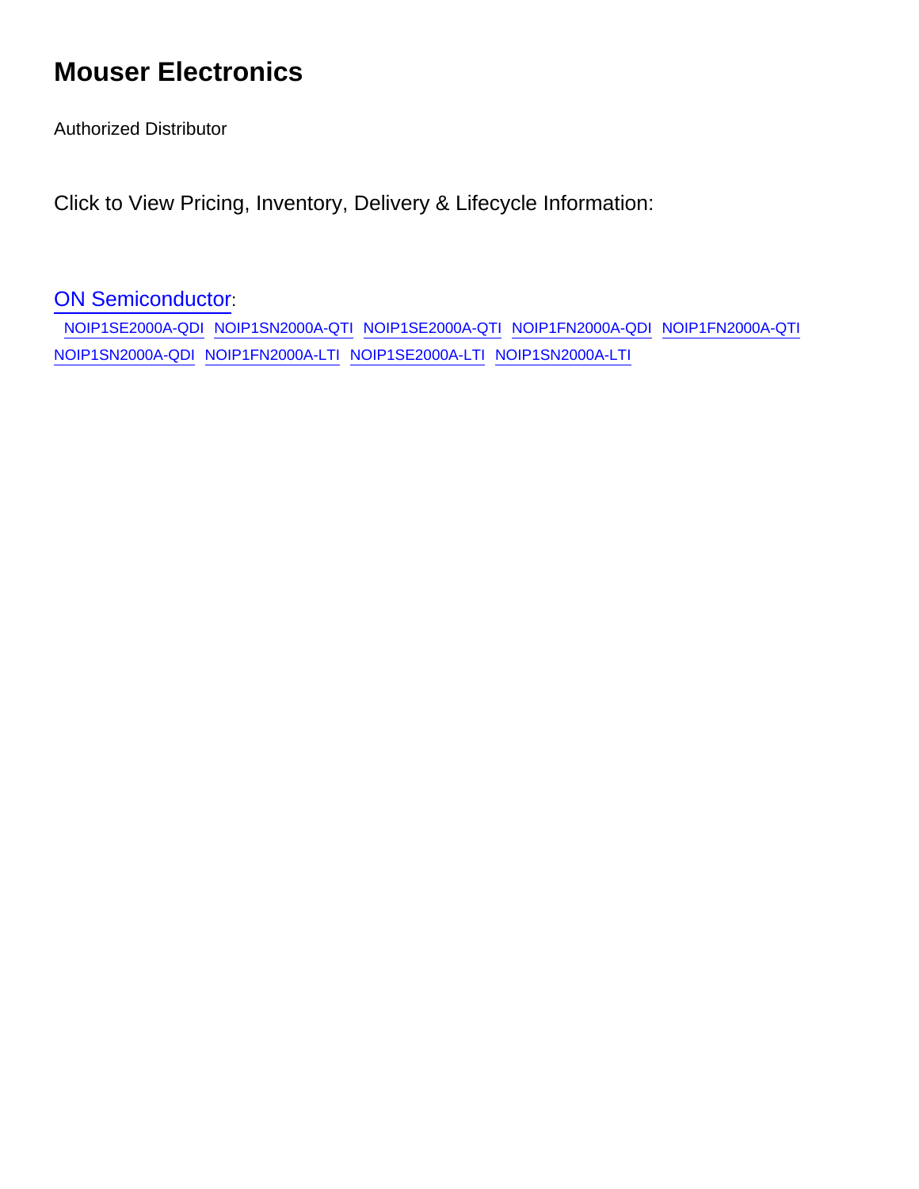# Mouser Electronics

Authorized Distributor

Click to View Pricing, Inventory, Delivery & Lifecycle Information:

ON Semiconductor:

NOIP1SE2000A-QDI NOIP1SN2000A-QTI NOIP1SE2000A-QTI NOIP1FN2000A-QDI NOIP1FN2000A-QTI NOIP1SN2000A-QDI NOIP1FN2000A-LTI NOIP1SE2000A-LTI NOIP1SN2000A-LTI